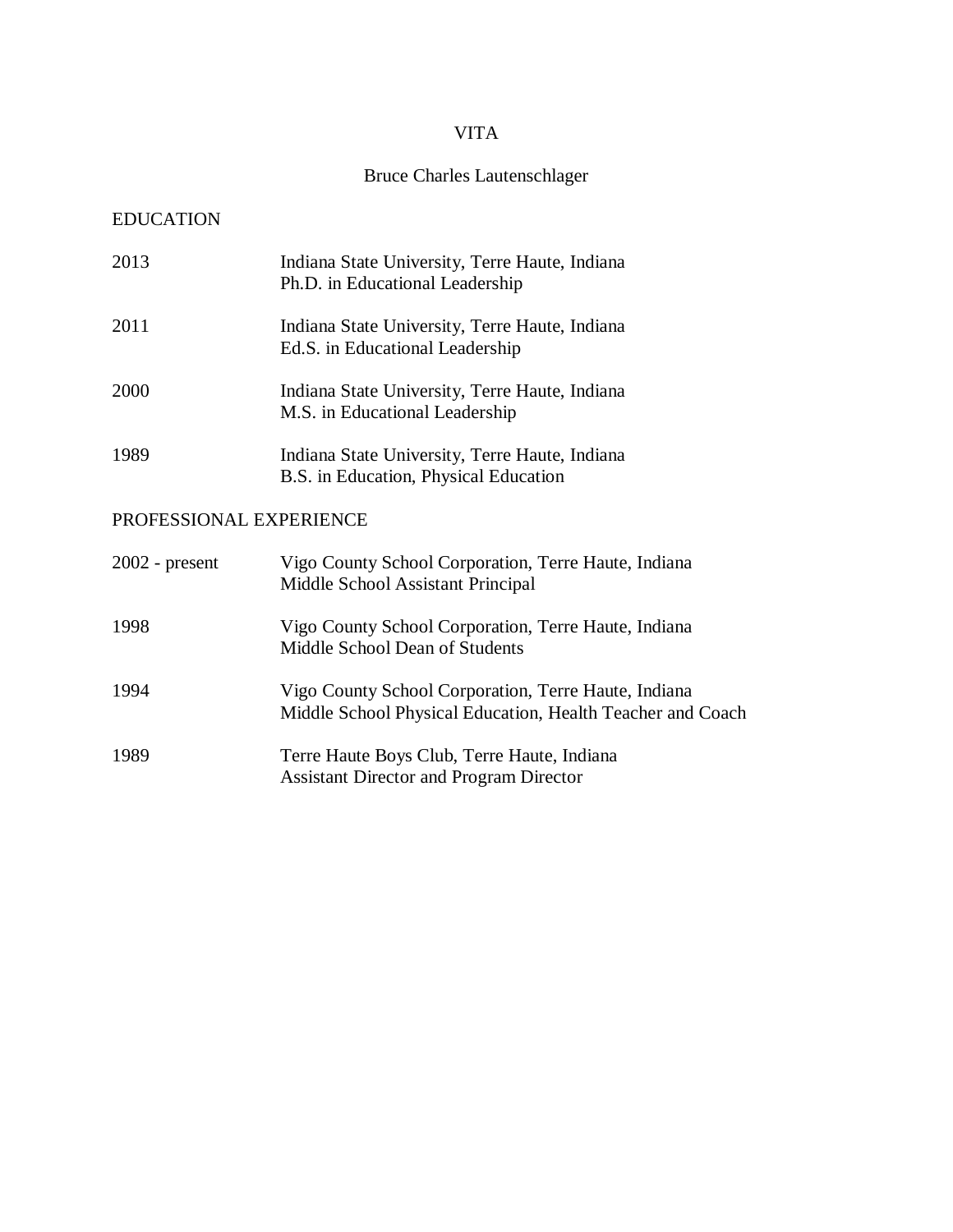# VITA

## Bruce Charles Lautenschlager

### EDUCATION

| | |
|---|---|
| 2013 | Indiana State University, Terre Haute, Indiana<br>Ph.D. in Educational Leadership |
| 2011 | Indiana State University, Terre Haute, Indiana<br>Ed.S. in Educational Leadership |
| 2000 | Indiana State University, Terre Haute, Indiana<br>M.S. in Educational Leadership |
| 1989 | Indiana State University, Terre Haute, Indiana<br>B.S. in Education, Physical Education |

### PROFESSIONAL EXPERIENCE

| | |
|---|---|
| 2002 - present | Vigo County School Corporation, Terre Haute, Indiana<br>Middle School Assistant Principal |
| 1998 | Vigo County School Corporation, Terre Haute, Indiana<br>Middle School Dean of Students |
| 1994 | Vigo County School Corporation, Terre Haute, Indiana<br>Middle School Physical Education, Health Teacher and Coach |
| 1989 | Terre Haute Boys Club, Terre Haute, Indiana<br>Assistant Director and Program Director |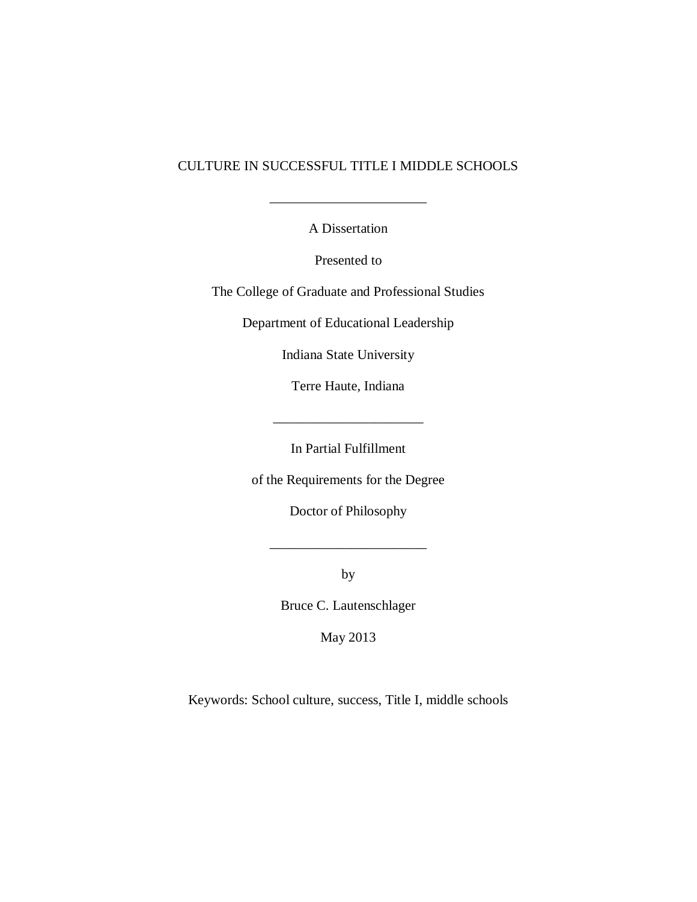CULTURE IN SUCCESSFUL TITLE I MIDDLE SCHOOLS

_______________________

A Dissertation

Presented to

The College of Graduate and Professional Studies

Department of Educational Leadership

Indiana State University

Terre Haute, Indiana

______________________

In Partial Fulfillment

of the Requirements for the Degree

Doctor of Philosophy

_______________________

by

Bruce C. Lautenschlager

May 2013

Keywords: School culture, success, Title I, middle schools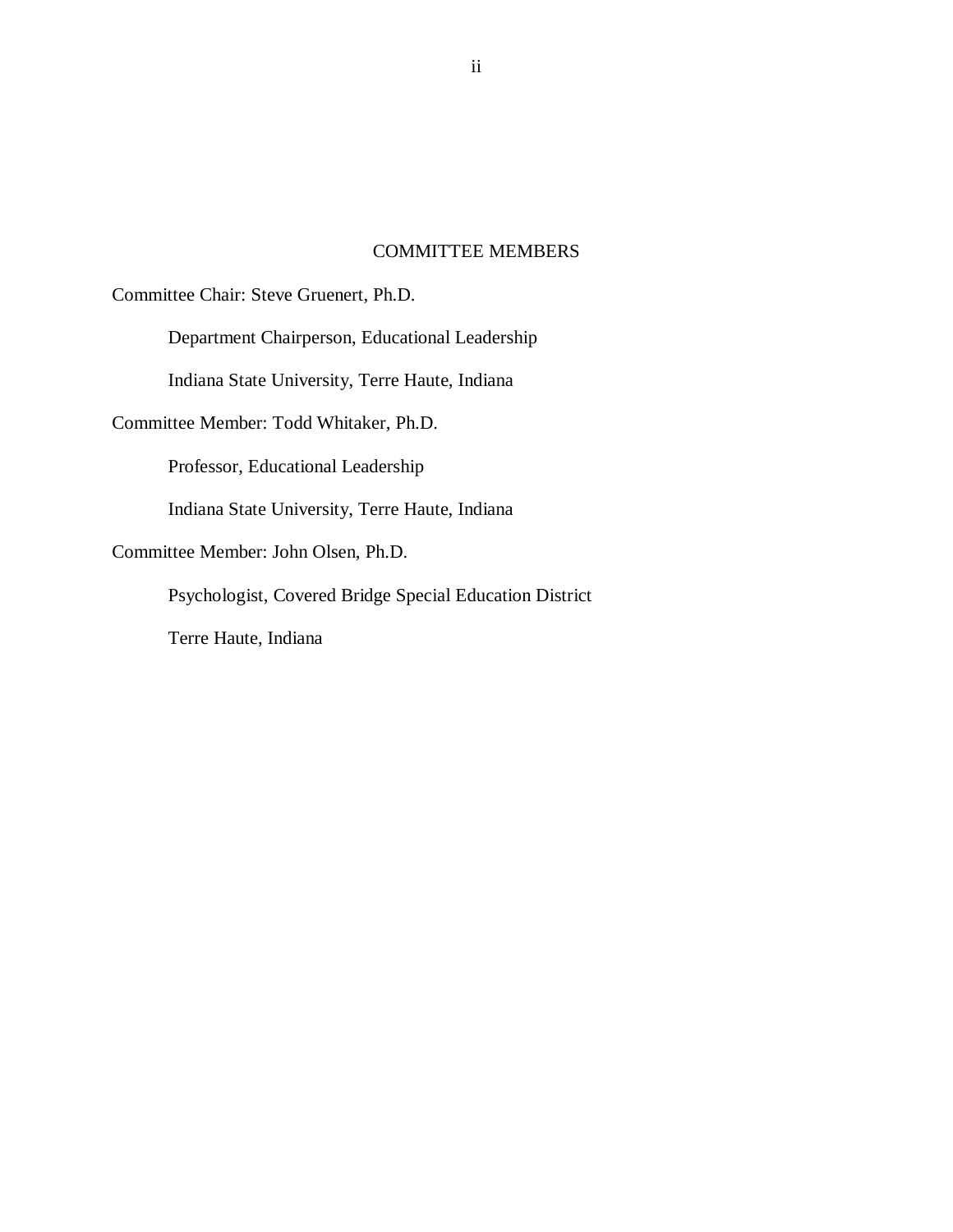## COMMITTEE MEMBERS

Committee Chair: Steve Gruenert, Ph.D.

Department Chairperson, Educational Leadership

Indiana State University, Terre Haute, Indiana

Committee Member: Todd Whitaker, Ph.D.

Professor, Educational Leadership

Indiana State University, Terre Haute, Indiana

Committee Member: John Olsen, Ph.D.

Psychologist, Covered Bridge Special Education District

Terre Haute, Indiana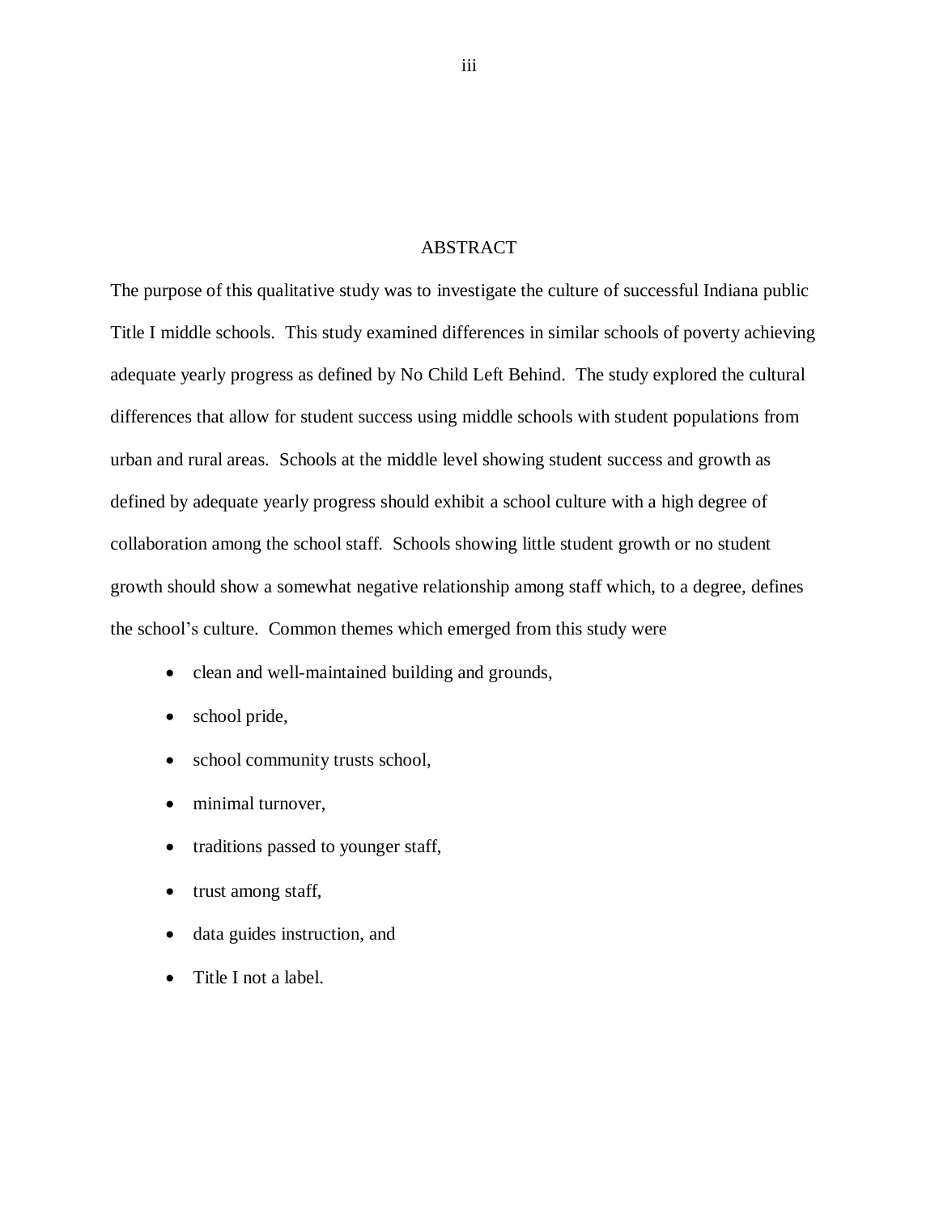# ABSTRACT

The purpose of this qualitative study was to investigate the culture of successful Indiana public Title I middle schools. This study examined differences in similar schools of poverty achieving adequate yearly progress as defined by No Child Left Behind. The study explored the cultural differences that allow for student success using middle schools with student populations from urban and rural areas. Schools at the middle level showing student success and growth as defined by adequate yearly progress should exhibit a school culture with a high degree of collaboration among the school staff. Schools showing little student growth or no student growth should show a somewhat negative relationship among staff which, to a degree, defines the school's culture. Common themes which emerged from this study were

- clean and well-maintained building and grounds,
- school pride,
- school community trusts school,
- minimal turnover,
- traditions passed to younger staff,
- trust among staff,
- data guides instruction, and
- Title I not a label.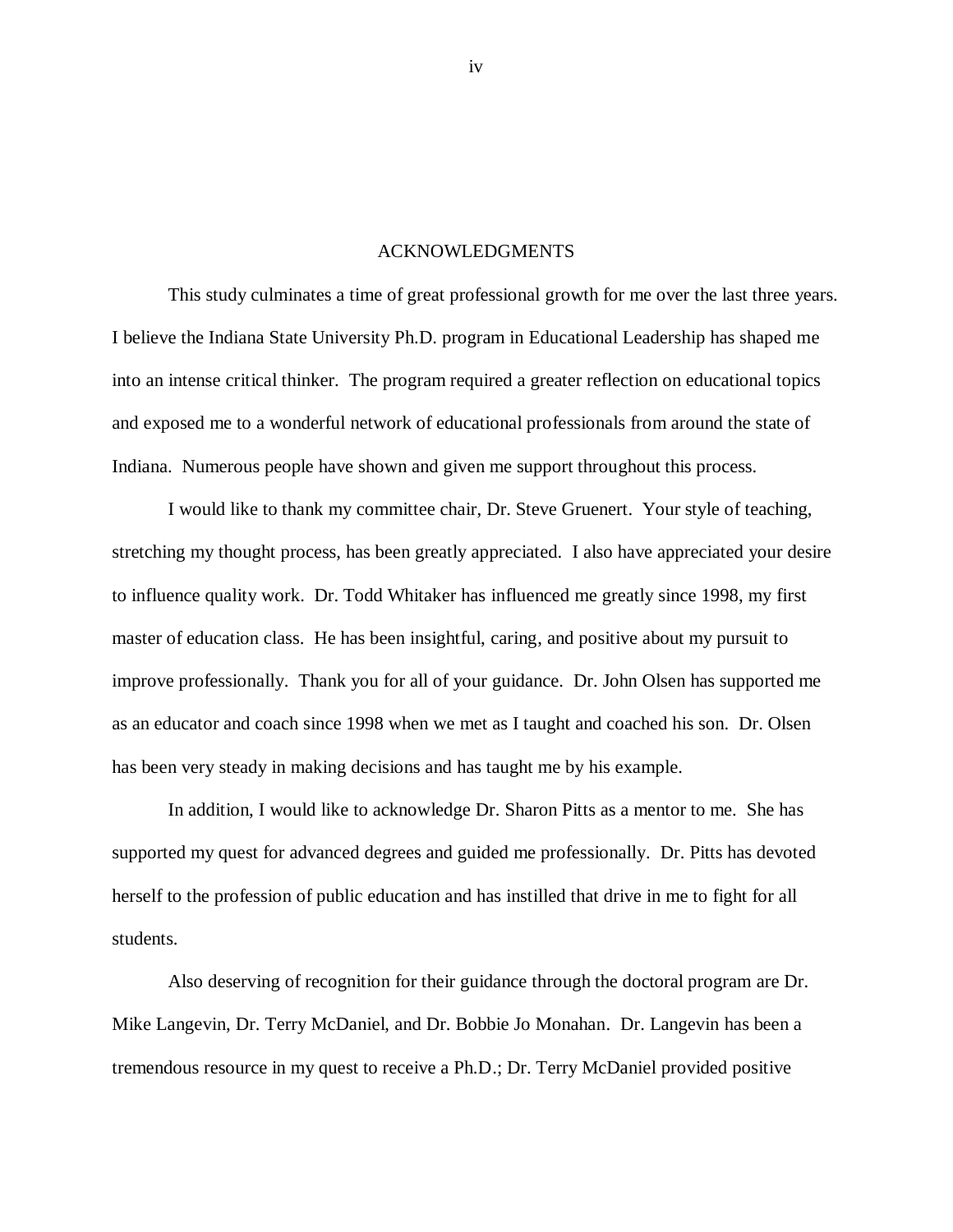# ACKNOWLEDGMENTS

This study culminates a time of great professional growth for me over the last three years. I believe the Indiana State University Ph.D. program in Educational Leadership has shaped me into an intense critical thinker. The program required a greater reflection on educational topics and exposed me to a wonderful network of educational professionals from around the state of Indiana. Numerous people have shown and given me support throughout this process.

I would like to thank my committee chair, Dr. Steve Gruenert. Your style of teaching, stretching my thought process, has been greatly appreciated. I also have appreciated your desire to influence quality work. Dr. Todd Whitaker has influenced me greatly since 1998, my first master of education class. He has been insightful, caring, and positive about my pursuit to improve professionally. Thank you for all of your guidance. Dr. John Olsen has supported me as an educator and coach since 1998 when we met as I taught and coached his son. Dr. Olsen has been very steady in making decisions and has taught me by his example.

In addition, I would like to acknowledge Dr. Sharon Pitts as a mentor to me. She has supported my quest for advanced degrees and guided me professionally. Dr. Pitts has devoted herself to the profession of public education and has instilled that drive in me to fight for all students.

Also deserving of recognition for their guidance through the doctoral program are Dr. Mike Langevin, Dr. Terry McDaniel, and Dr. Bobbie Jo Monahan. Dr. Langevin has been a tremendous resource in my quest to receive a Ph.D.; Dr. Terry McDaniel provided positive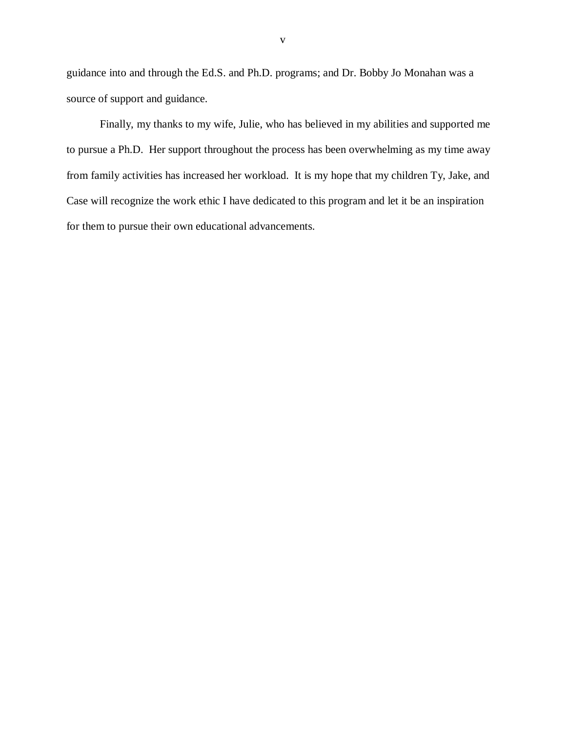guidance into and through the Ed.S. and Ph.D. programs; and Dr. Bobby Jo Monahan was a source of support and guidance.

Finally, my thanks to my wife, Julie, who has believed in my abilities and supported me to pursue a Ph.D. Her support throughout the process has been overwhelming as my time away from family activities has increased her workload. It is my hope that my children Ty, Jake, and Case will recognize the work ethic I have dedicated to this program and let it be an inspiration for them to pursue their own educational advancements.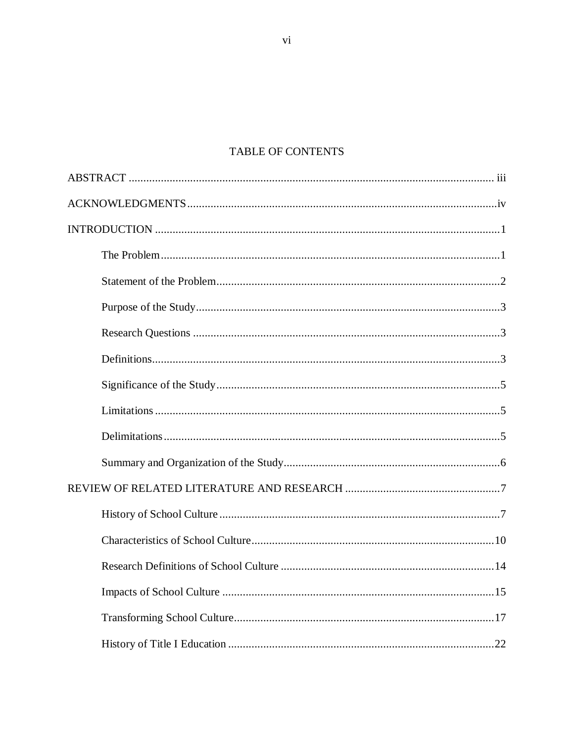## TABLE OF CONTENTS

ABSTRACT ............................................................................................................................. iii

ACKNOWLEDGMENTS.........................................................................................................iv

INTRODUCTION .....................................................................................................................1

- The Problem....................................................................................................................1
- Statement of the Problem.................................................................................................2
- Purpose of the Study........................................................................................................3
- Research Questions .........................................................................................................3
- Definitions.......................................................................................................................3
- Significance of the Study.................................................................................................5
- Limitations......................................................................................................................5
- Delimitations...................................................................................................................5
- Summary and Organization of the Study..........................................................................6

REVIEW OF RELATED LITERATURE AND RESEARCH .....................................................7

- History of School Culture................................................................................................7
- Characteristics of School Culture...................................................................................10
- Research Definitions of School Culture .........................................................................14
- Impacts of School Culture .............................................................................................15
- Transforming School Culture.........................................................................................17
- History of Title I Education ...........................................................................................22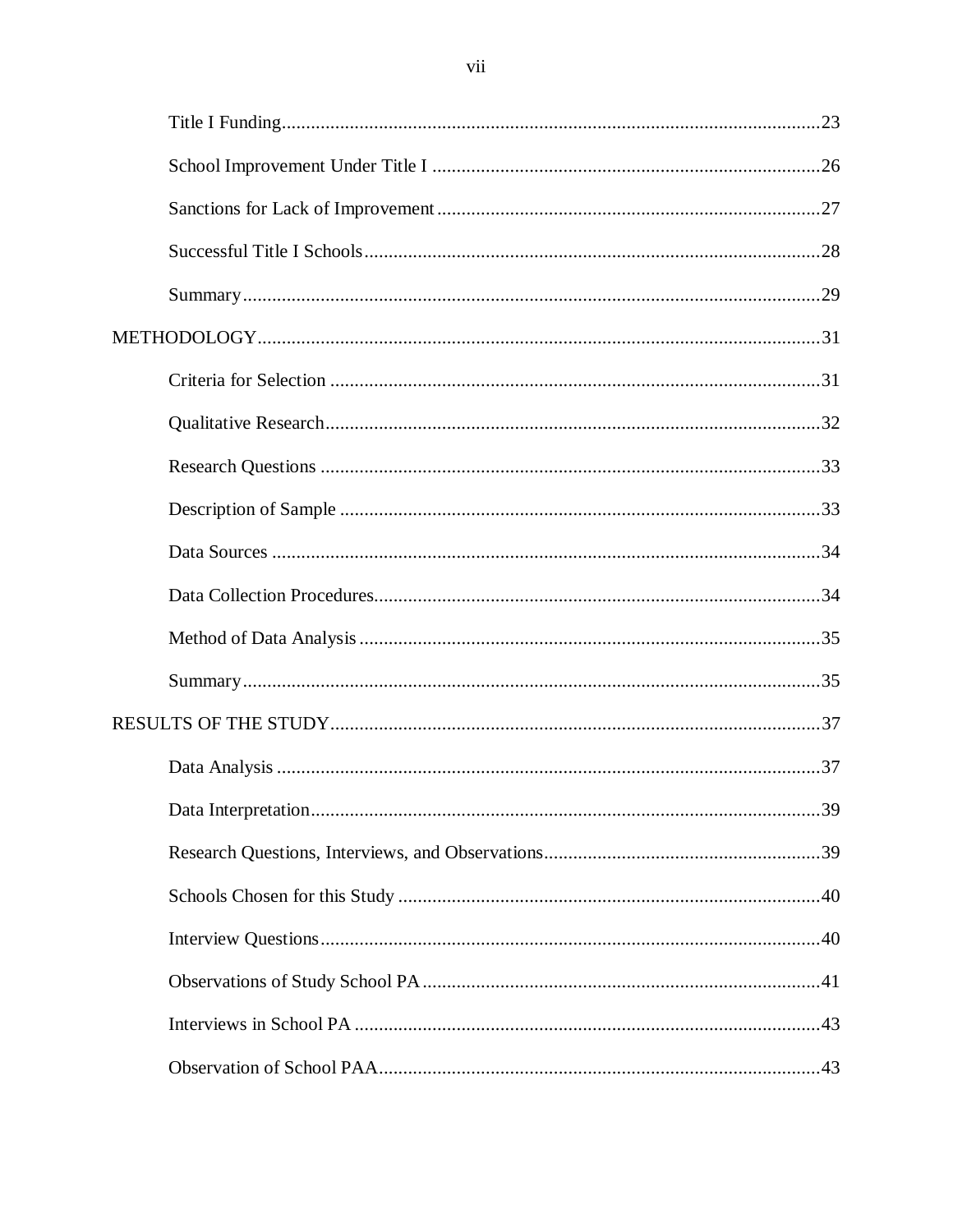Title I Funding ........................................................................................................ 23

School Improvement Under Title I ........................................................................ 26

Sanctions for Lack of Improvement ....................................................................... 27

Successful Title I Schools ...................................................................................... 28

Summary ................................................................................................................ 29

METHODOLOGY ........................................................................................................... 31

Criteria for Selection .............................................................................................. 31

Qualitative Research ............................................................................................... 32

Research Questions ................................................................................................ 33

Description of Sample ............................................................................................ 33

Data Sources ........................................................................................................... 34

Data Collection Procedures .................................................................................... 34

Method of Data Analysis ........................................................................................ 35

Summary ................................................................................................................ 35

RESULTS OF THE STUDY ............................................................................................ 37

Data Analysis .......................................................................................................... 37

Data Interpretation .................................................................................................. 39

Research Questions, Interviews, and Observations ................................................. 39

Schools Chosen for this Study ................................................................................ 40

Interview Questions ................................................................................................ 40

Observations of Study School PA .......................................................................... 41

Interviews in School PA ......................................................................................... 43

Observation of School PAA ................................................................................... 43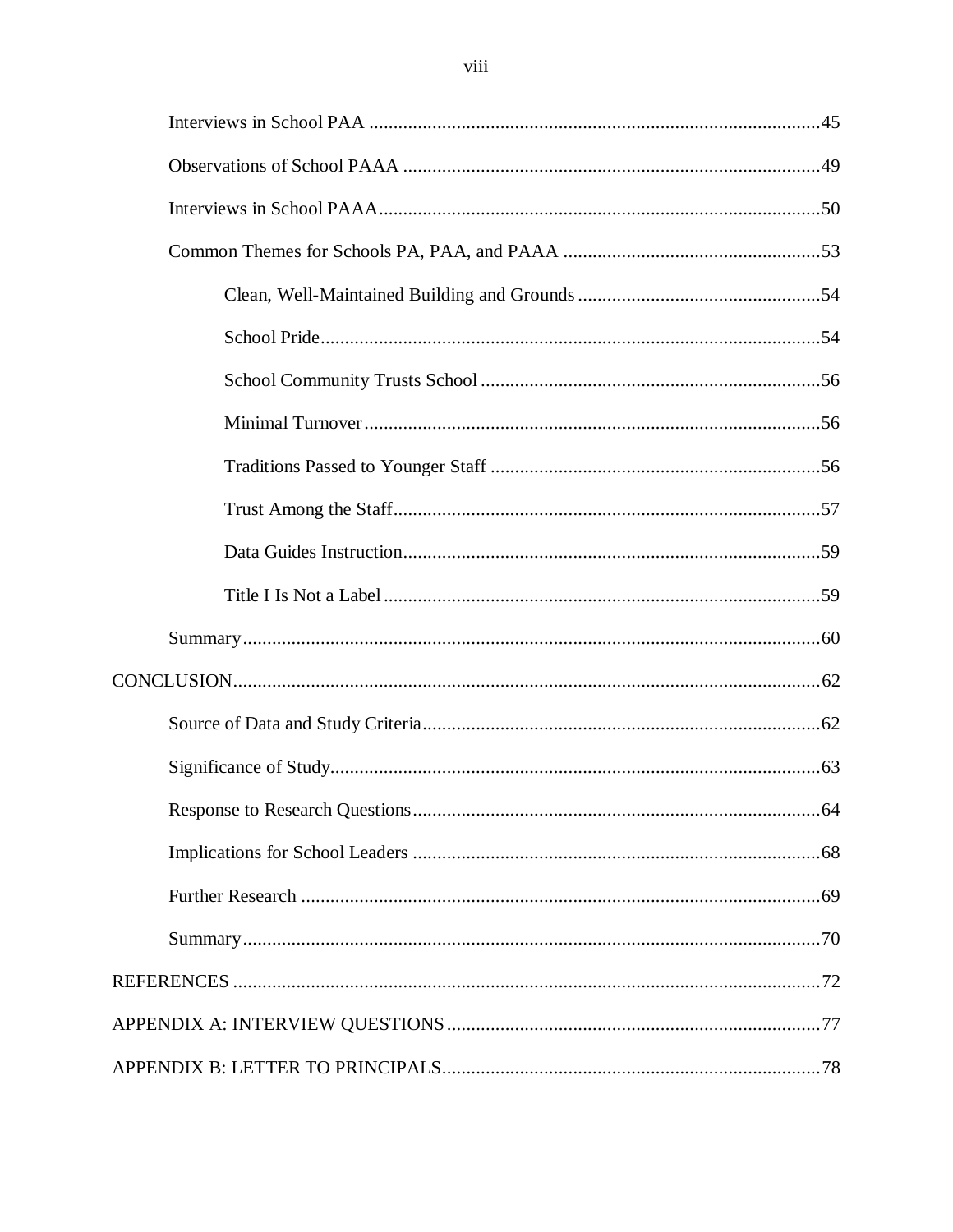Interviews in School PAA ............................................................................................45

Observations of School PAAA ....................................................................................49

Interviews in School PAAA..........................................................................................50

Common Themes for Schools PA, PAA, and PAAA ....................................................53

Clean, Well-Maintained Building and Grounds .................................................54

School Pride.......................................................................................................54

School Community Trusts School .....................................................................56

Minimal Turnover.............................................................................................56

Traditions Passed to Younger Staff ...................................................................56

Trust Among the Staff.......................................................................................57

Data Guides Instruction.....................................................................................59

Title I Is Not a Label .........................................................................................59

Summary.......................................................................................................................60

CONCLUSION.........................................................................................................................62

Source of Data and Study Criteria.................................................................................62

Significance of Study.....................................................................................................63

Response to Research Questions...................................................................................64

Implications for School Leaders ...................................................................................68

Further Research ..........................................................................................................69

Summary.......................................................................................................................70

REFERENCES .........................................................................................................................72

APPENDIX A: INTERVIEW QUESTIONS ............................................................................77

APPENDIX B: LETTER TO PRINCIPALS.............................................................................78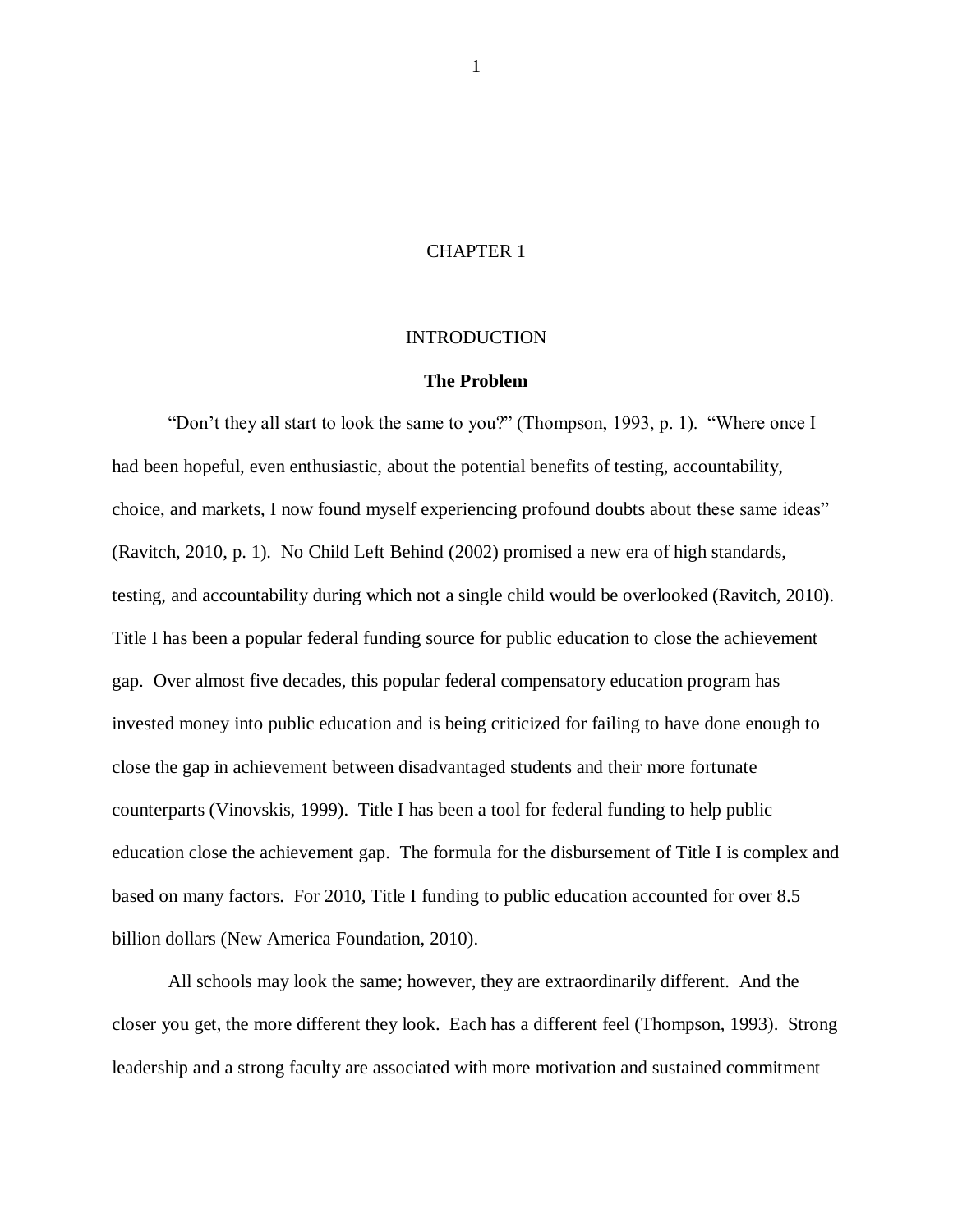# CHAPTER 1

## INTRODUCTION

### The Problem

"Don't they all start to look the same to you?" (Thompson, 1993, p. 1). "Where once I had been hopeful, even enthusiastic, about the potential benefits of testing, accountability, choice, and markets, I now found myself experiencing profound doubts about these same ideas" (Ravitch, 2010, p. 1). No Child Left Behind (2002) promised a new era of high standards, testing, and accountability during which not a single child would be overlooked (Ravitch, 2010). Title I has been a popular federal funding source for public education to close the achievement gap. Over almost five decades, this popular federal compensatory education program has invested money into public education and is being criticized for failing to have done enough to close the gap in achievement between disadvantaged students and their more fortunate counterparts (Vinovskis, 1999). Title I has been a tool for federal funding to help public education close the achievement gap. The formula for the disbursement of Title I is complex and based on many factors. For 2010, Title I funding to public education accounted for over 8.5 billion dollars (New America Foundation, 2010).

All schools may look the same; however, they are extraordinarily different. And the closer you get, the more different they look. Each has a different feel (Thompson, 1993). Strong leadership and a strong faculty are associated with more motivation and sustained commitment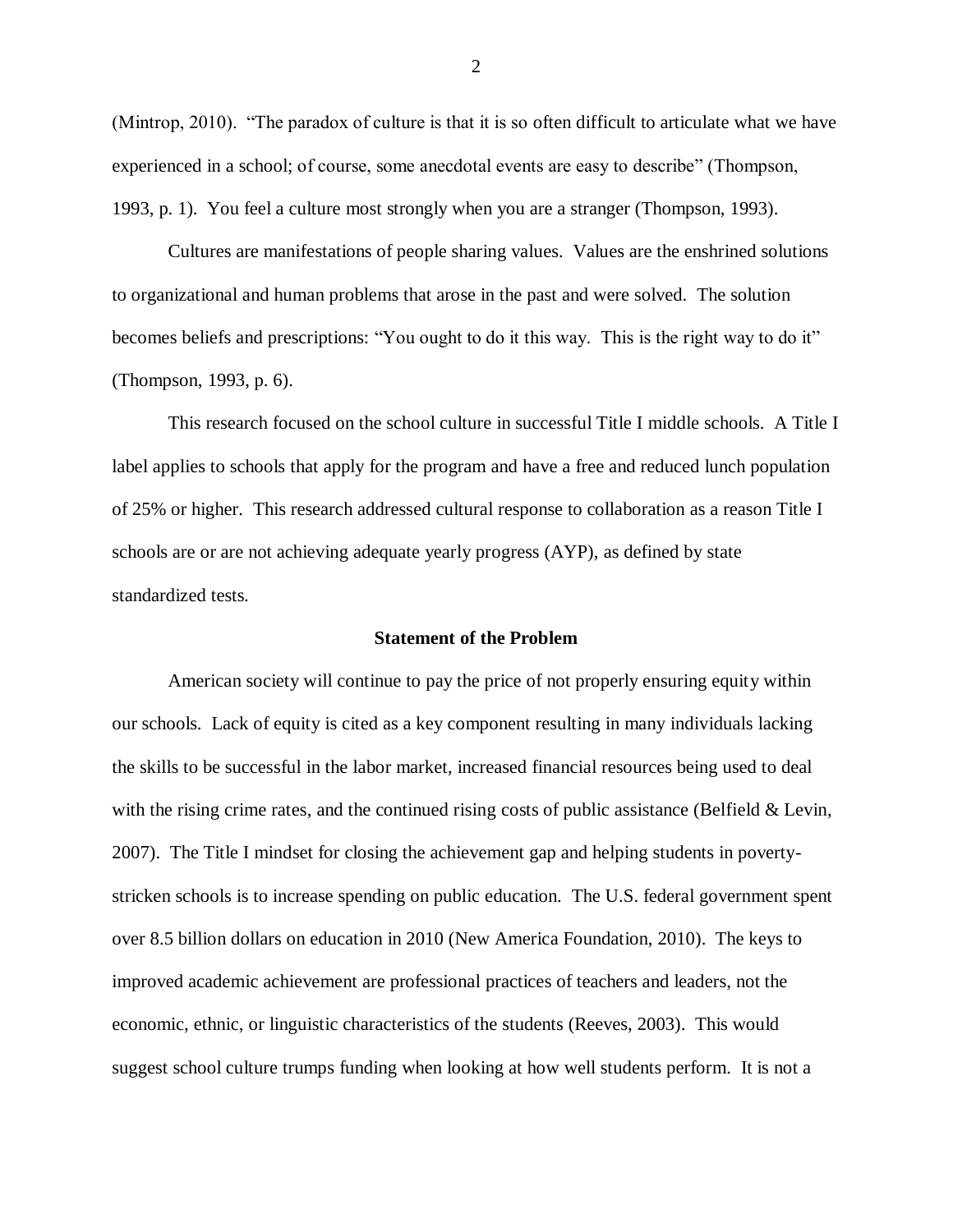(Mintrop, 2010). "The paradox of culture is that it is so often difficult to articulate what we have experienced in a school; of course, some anecdotal events are easy to describe" (Thompson, 1993, p. 1). You feel a culture most strongly when you are a stranger (Thompson, 1993).

Cultures are manifestations of people sharing values. Values are the enshrined solutions to organizational and human problems that arose in the past and were solved. The solution becomes beliefs and prescriptions: "You ought to do it this way. This is the right way to do it" (Thompson, 1993, p. 6).

This research focused on the school culture in successful Title I middle schools. A Title I label applies to schools that apply for the program and have a free and reduced lunch population of 25% or higher. This research addressed cultural response to collaboration as a reason Title I schools are or are not achieving adequate yearly progress (AYP), as defined by state standardized tests.

### Statement of the Problem

American society will continue to pay the price of not properly ensuring equity within our schools. Lack of equity is cited as a key component resulting in many individuals lacking the skills to be successful in the labor market, increased financial resources being used to deal with the rising crime rates, and the continued rising costs of public assistance (Belfield & Levin, 2007). The Title I mindset for closing the achievement gap and helping students in poverty-stricken schools is to increase spending on public education. The U.S. federal government spent over 8.5 billion dollars on education in 2010 (New America Foundation, 2010). The keys to improved academic achievement are professional practices of teachers and leaders, not the economic, ethnic, or linguistic characteristics of the students (Reeves, 2003). This would suggest school culture trumps funding when looking at how well students perform. It is not a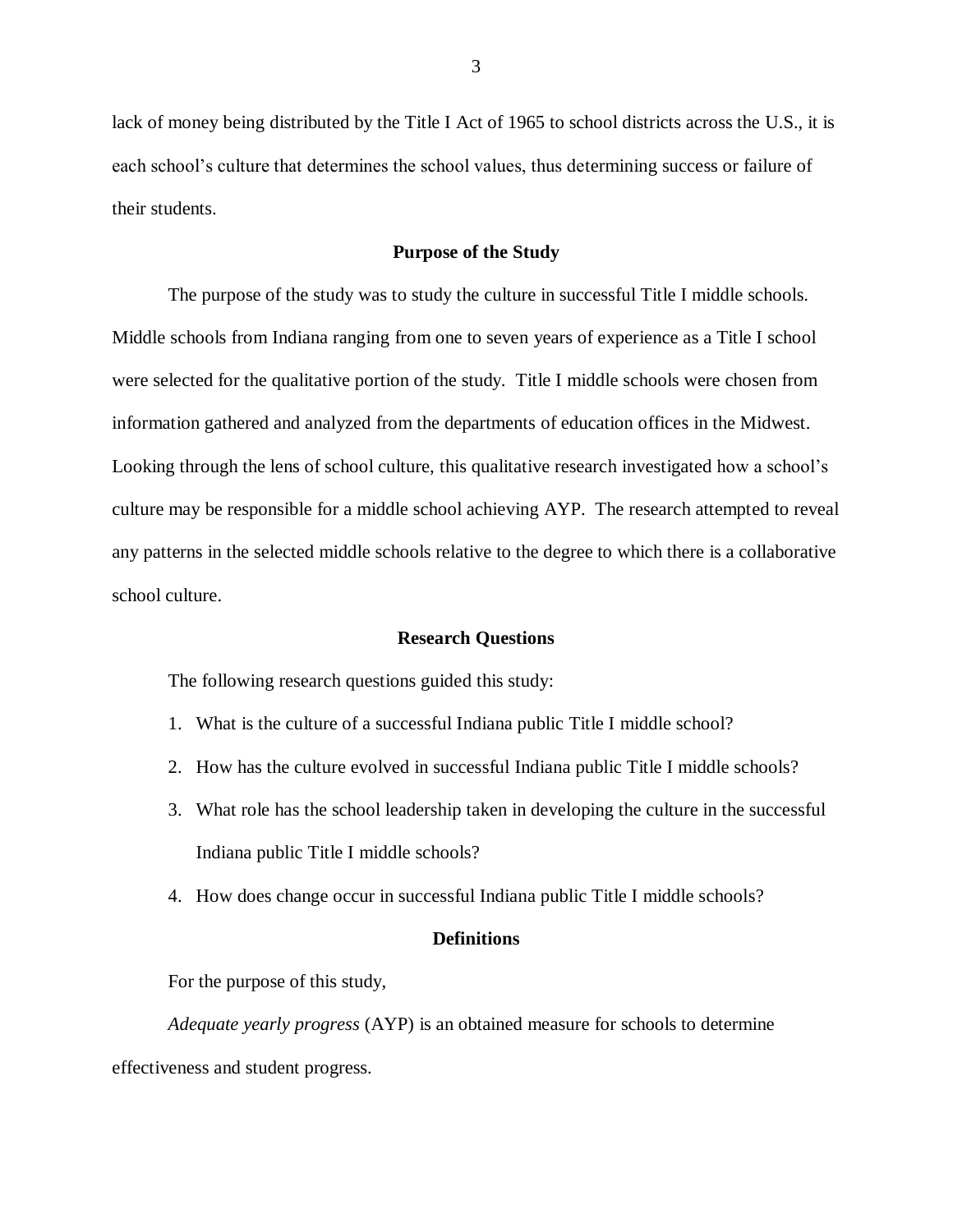lack of money being distributed by the Title I Act of 1965 to school districts across the U.S., it is each school's culture that determines the school values, thus determining success or failure of their students.

## Purpose of the Study

The purpose of the study was to study the culture in successful Title I middle schools. Middle schools from Indiana ranging from one to seven years of experience as a Title I school were selected for the qualitative portion of the study. Title I middle schools were chosen from information gathered and analyzed from the departments of education offices in the Midwest. Looking through the lens of school culture, this qualitative research investigated how a school's culture may be responsible for a middle school achieving AYP. The research attempted to reveal any patterns in the selected middle schools relative to the degree to which there is a collaborative school culture.

## Research Questions

The following research questions guided this study:

1. What is the culture of a successful Indiana public Title I middle school?
2. How has the culture evolved in successful Indiana public Title I middle schools?
3. What role has the school leadership taken in developing the culture in the successful Indiana public Title I middle schools?
4. How does change occur in successful Indiana public Title I middle schools?

## Definitions

For the purpose of this study,

*Adequate yearly progress* (AYP) is an obtained measure for schools to determine effectiveness and student progress.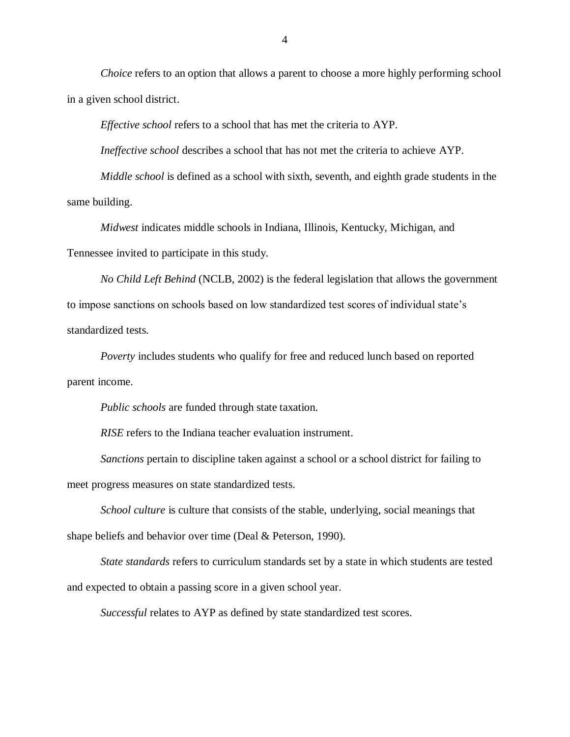*Choice* refers to an option that allows a parent to choose a more highly performing school in a given school district.

*Effective school* refers to a school that has met the criteria to AYP.

*Ineffective school* describes a school that has not met the criteria to achieve AYP.

*Middle school* is defined as a school with sixth, seventh, and eighth grade students in the same building.

*Midwest* indicates middle schools in Indiana, Illinois, Kentucky, Michigan, and Tennessee invited to participate in this study.

*No Child Left Behind* (NCLB, 2002) is the federal legislation that allows the government to impose sanctions on schools based on low standardized test scores of individual state's standardized tests.

*Poverty* includes students who qualify for free and reduced lunch based on reported parent income.

*Public schools* are funded through state taxation.

*RISE* refers to the Indiana teacher evaluation instrument.

*Sanctions* pertain to discipline taken against a school or a school district for failing to meet progress measures on state standardized tests.

*School culture* is culture that consists of the stable, underlying, social meanings that shape beliefs and behavior over time (Deal & Peterson, 1990).

*State standards* refers to curriculum standards set by a state in which students are tested and expected to obtain a passing score in a given school year.

*Successful* relates to AYP as defined by state standardized test scores.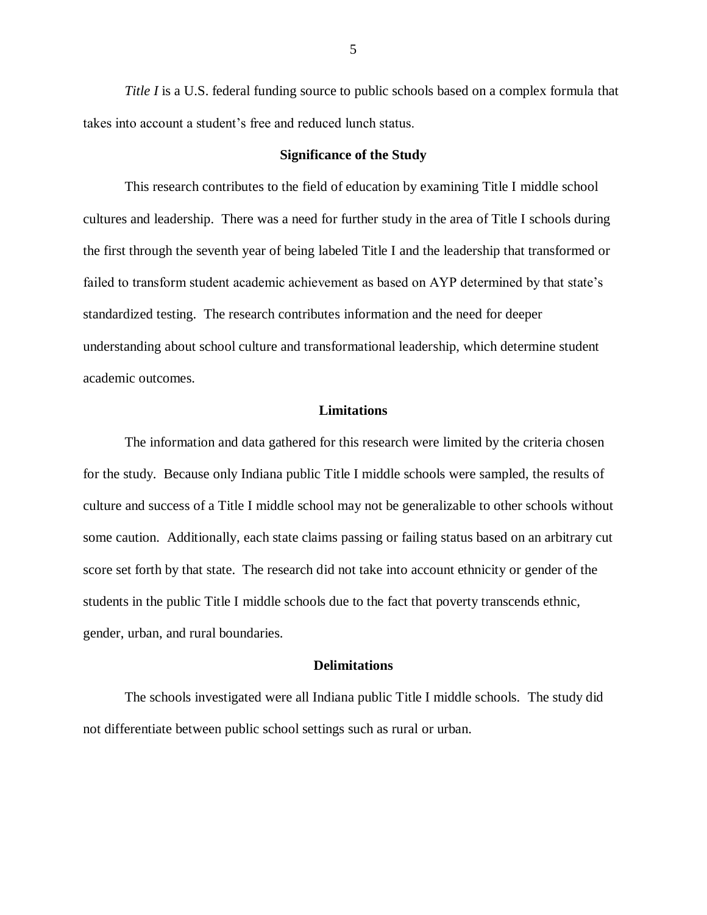*Title I* is a U.S. federal funding source to public schools based on a complex formula that takes into account a student's free and reduced lunch status.

## Significance of the Study

This research contributes to the field of education by examining Title I middle school cultures and leadership. There was a need for further study in the area of Title I schools during the first through the seventh year of being labeled Title I and the leadership that transformed or failed to transform student academic achievement as based on AYP determined by that state's standardized testing. The research contributes information and the need for deeper understanding about school culture and transformational leadership, which determine student academic outcomes.

## Limitations

The information and data gathered for this research were limited by the criteria chosen for the study. Because only Indiana public Title I middle schools were sampled, the results of culture and success of a Title I middle school may not be generalizable to other schools without some caution. Additionally, each state claims passing or failing status based on an arbitrary cut score set forth by that state. The research did not take into account ethnicity or gender of the students in the public Title I middle schools due to the fact that poverty transcends ethnic, gender, urban, and rural boundaries.

## Delimitations

The schools investigated were all Indiana public Title I middle schools. The study did not differentiate between public school settings such as rural or urban.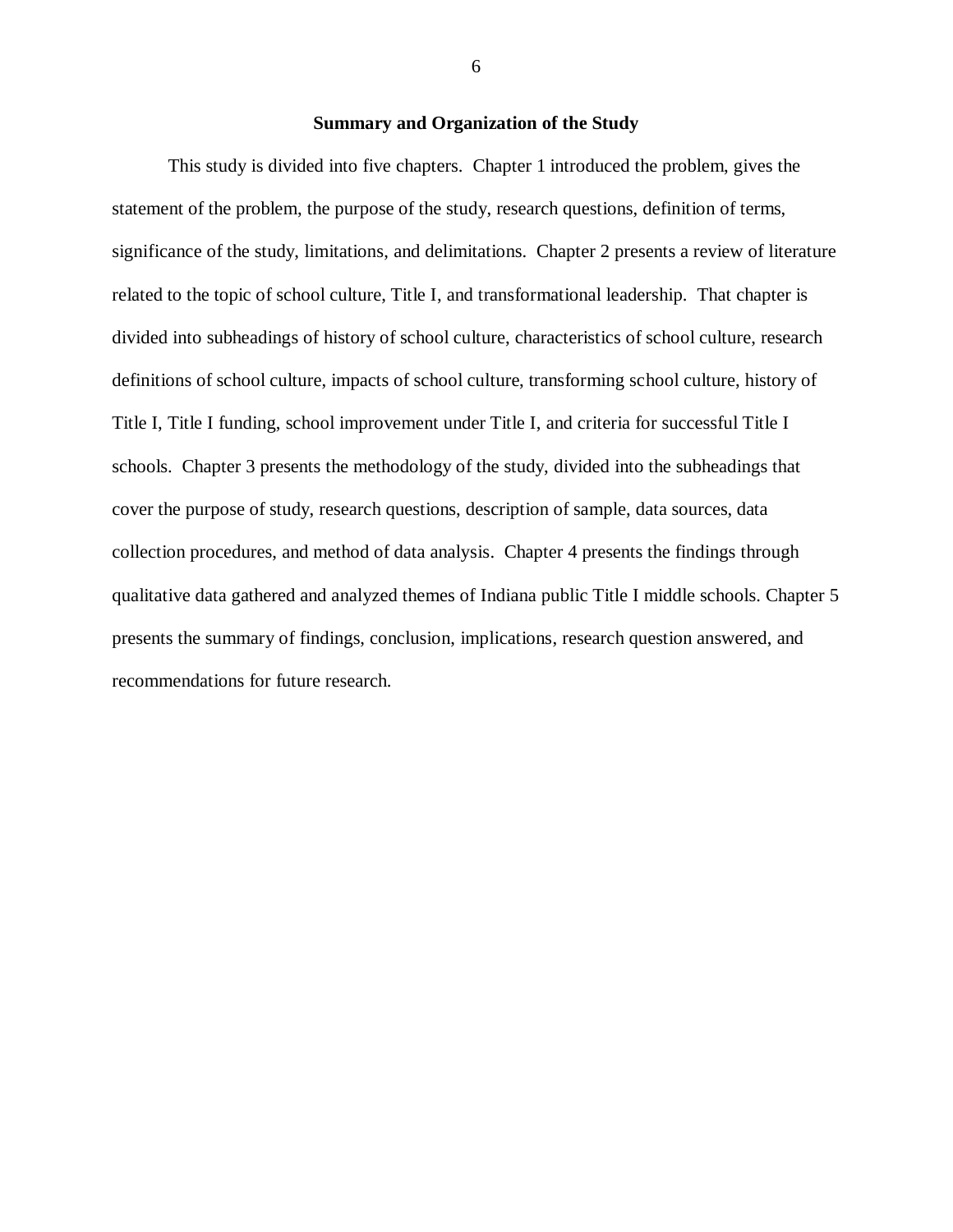## Summary and Organization of the Study

This study is divided into five chapters. Chapter 1 introduced the problem, gives the statement of the problem, the purpose of the study, research questions, definition of terms, significance of the study, limitations, and delimitations. Chapter 2 presents a review of literature related to the topic of school culture, Title I, and transformational leadership. That chapter is divided into subheadings of history of school culture, characteristics of school culture, research definitions of school culture, impacts of school culture, transforming school culture, history of Title I, Title I funding, school improvement under Title I, and criteria for successful Title I schools. Chapter 3 presents the methodology of the study, divided into the subheadings that cover the purpose of study, research questions, description of sample, data sources, data collection procedures, and method of data analysis. Chapter 4 presents the findings through qualitative data gathered and analyzed themes of Indiana public Title I middle schools. Chapter 5 presents the summary of findings, conclusion, implications, research question answered, and recommendations for future research.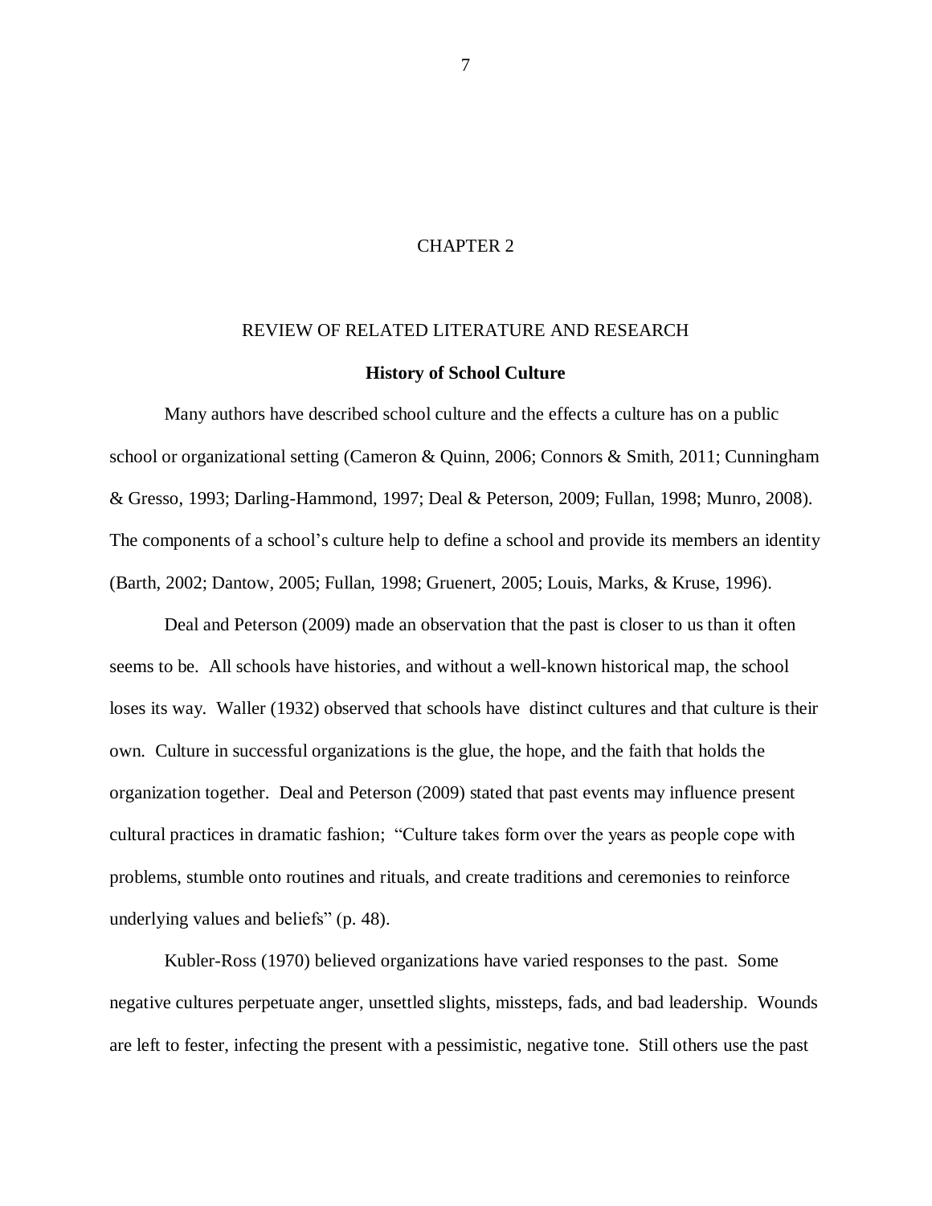# CHAPTER 2

## REVIEW OF RELATED LITERATURE AND RESEARCH

### History of School Culture

Many authors have described school culture and the effects a culture has on a public school or organizational setting (Cameron & Quinn, 2006; Connors & Smith, 2011; Cunningham & Gresso, 1993; Darling-Hammond, 1997; Deal & Peterson, 2009; Fullan, 1998; Munro, 2008). The components of a school's culture help to define a school and provide its members an identity (Barth, 2002; Dantow, 2005; Fullan, 1998; Gruenert, 2005; Louis, Marks, & Kruse, 1996).

Deal and Peterson (2009) made an observation that the past is closer to us than it often seems to be. All schools have histories, and without a well-known historical map, the school loses its way. Waller (1932) observed that schools have distinct cultures and that culture is their own. Culture in successful organizations is the glue, the hope, and the faith that holds the organization together. Deal and Peterson (2009) stated that past events may influence present cultural practices in dramatic fashion; "Culture takes form over the years as people cope with problems, stumble onto routines and rituals, and create traditions and ceremonies to reinforce underlying values and beliefs" (p. 48).

Kubler-Ross (1970) believed organizations have varied responses to the past. Some negative cultures perpetuate anger, unsettled slights, missteps, fads, and bad leadership. Wounds are left to fester, infecting the present with a pessimistic, negative tone. Still others use the past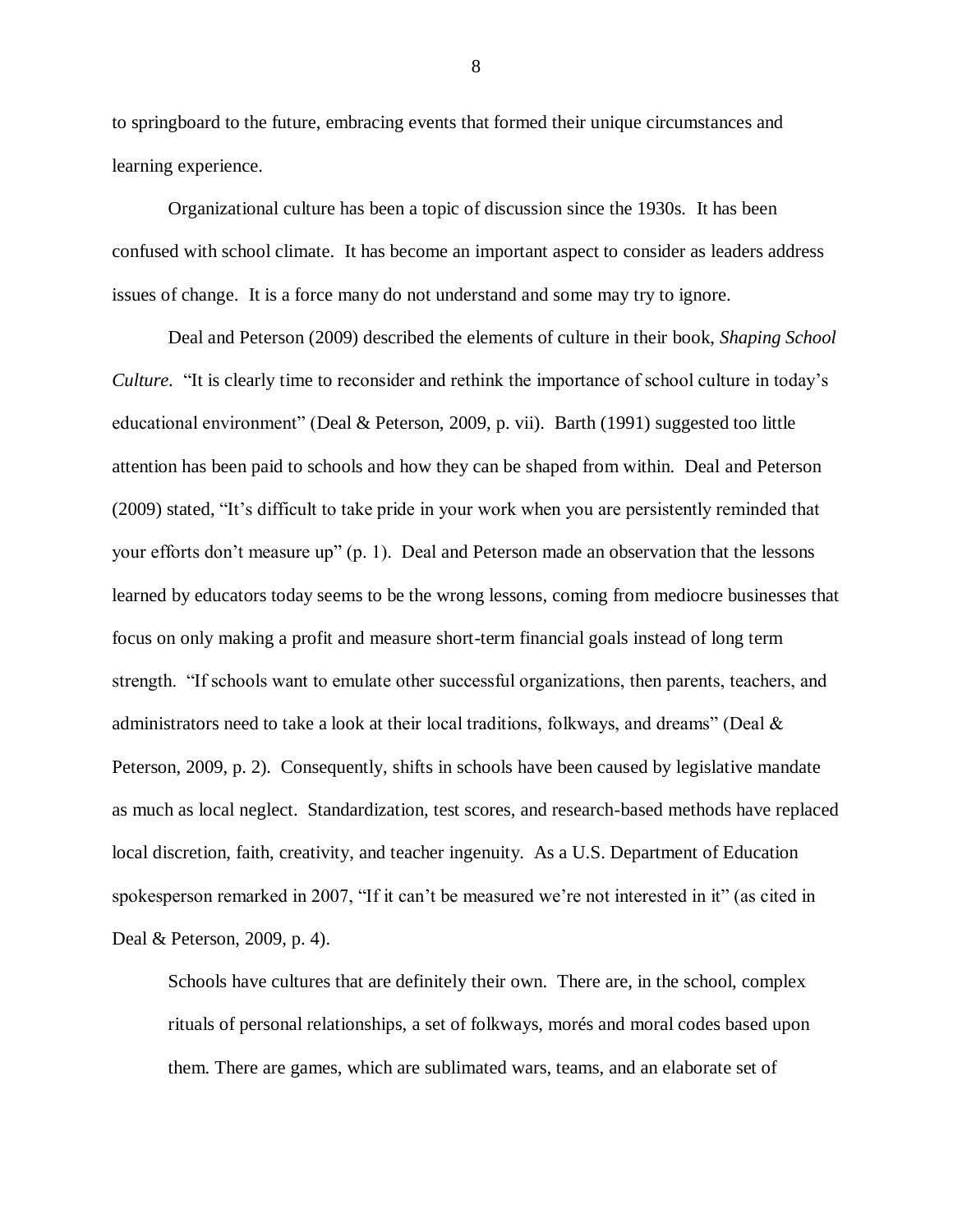to springboard to the future, embracing events that formed their unique circumstances and learning experience.

Organizational culture has been a topic of discussion since the 1930s. It has been confused with school climate. It has become an important aspect to consider as leaders address issues of change. It is a force many do not understand and some may try to ignore.

Deal and Peterson (2009) described the elements of culture in their book, *Shaping School Culture*. "It is clearly time to reconsider and rethink the importance of school culture in today's educational environment" (Deal & Peterson, 2009, p. vii). Barth (1991) suggested too little attention has been paid to schools and how they can be shaped from within. Deal and Peterson (2009) stated, "It's difficult to take pride in your work when you are persistently reminded that your efforts don't measure up" (p. 1). Deal and Peterson made an observation that the lessons learned by educators today seems to be the wrong lessons, coming from mediocre businesses that focus on only making a profit and measure short-term financial goals instead of long term strength. "If schools want to emulate other successful organizations, then parents, teachers, and administrators need to take a look at their local traditions, folkways, and dreams" (Deal & Peterson, 2009, p. 2). Consequently, shifts in schools have been caused by legislative mandate as much as local neglect. Standardization, test scores, and research-based methods have replaced local discretion, faith, creativity, and teacher ingenuity. As a U.S. Department of Education spokesperson remarked in 2007, "If it can't be measured we're not interested in it" (as cited in Deal & Peterson, 2009, p. 4).

> Schools have cultures that are definitely their own. There are, in the school, complex rituals of personal relationships, a set of folkways, morés and moral codes based upon them. There are games, which are sublimated wars, teams, and an elaborate set of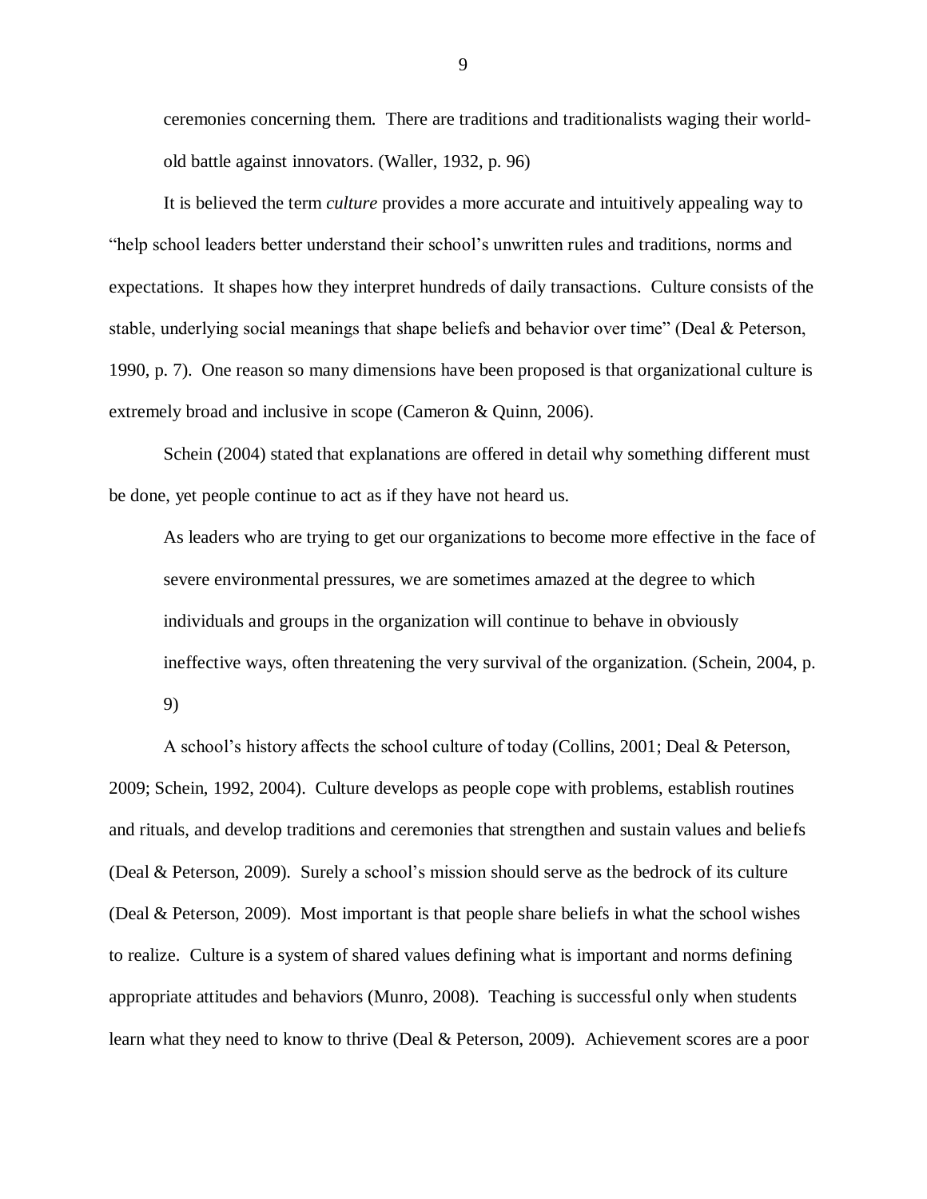> ceremonies concerning them. There are traditions and traditionalists waging their world-old battle against innovators. (Waller, 1932, p. 96)

It is believed the term *culture* provides a more accurate and intuitively appealing way to "help school leaders better understand their school's unwritten rules and traditions, norms and expectations. It shapes how they interpret hundreds of daily transactions. Culture consists of the stable, underlying social meanings that shape beliefs and behavior over time" (Deal & Peterson, 1990, p. 7). One reason so many dimensions have been proposed is that organizational culture is extremely broad and inclusive in scope (Cameron & Quinn, 2006).

Schein (2004) stated that explanations are offered in detail why something different must be done, yet people continue to act as if they have not heard us.

> As leaders who are trying to get our organizations to become more effective in the face of severe environmental pressures, we are sometimes amazed at the degree to which individuals and groups in the organization will continue to behave in obviously ineffective ways, often threatening the very survival of the organization. (Schein, 2004, p. 9)

A school's history affects the school culture of today (Collins, 2001; Deal & Peterson, 2009; Schein, 1992, 2004). Culture develops as people cope with problems, establish routines and rituals, and develop traditions and ceremonies that strengthen and sustain values and beliefs (Deal & Peterson, 2009). Surely a school's mission should serve as the bedrock of its culture (Deal & Peterson, 2009). Most important is that people share beliefs in what the school wishes to realize. Culture is a system of shared values defining what is important and norms defining appropriate attitudes and behaviors (Munro, 2008). Teaching is successful only when students learn what they need to know to thrive (Deal & Peterson, 2009). Achievement scores are a poor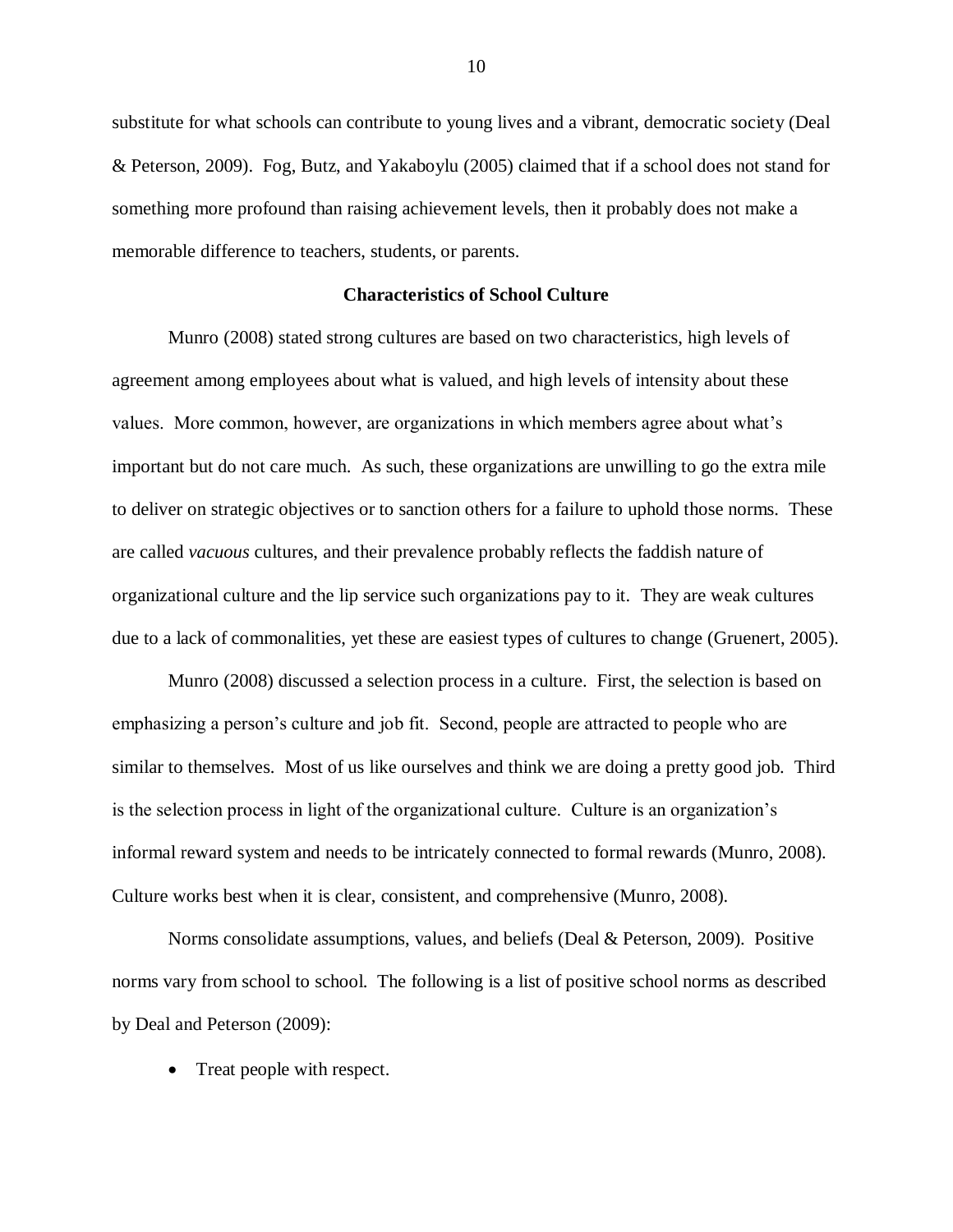substitute for what schools can contribute to young lives and a vibrant, democratic society (Deal & Peterson, 2009). Fog, Butz, and Yakaboylu (2005) claimed that if a school does not stand for something more profound than raising achievement levels, then it probably does not make a memorable difference to teachers, students, or parents.

## Characteristics of School Culture

Munro (2008) stated strong cultures are based on two characteristics, high levels of agreement among employees about what is valued, and high levels of intensity about these values. More common, however, are organizations in which members agree about what's important but do not care much. As such, these organizations are unwilling to go the extra mile to deliver on strategic objectives or to sanction others for a failure to uphold those norms. These are called *vacuous* cultures, and their prevalence probably reflects the faddish nature of organizational culture and the lip service such organizations pay to it. They are weak cultures due to a lack of commonalities, yet these are easiest types of cultures to change (Gruenert, 2005).

Munro (2008) discussed a selection process in a culture. First, the selection is based on emphasizing a person's culture and job fit. Second, people are attracted to people who are similar to themselves. Most of us like ourselves and think we are doing a pretty good job. Third is the selection process in light of the organizational culture. Culture is an organization's informal reward system and needs to be intricately connected to formal rewards (Munro, 2008). Culture works best when it is clear, consistent, and comprehensive (Munro, 2008).

Norms consolidate assumptions, values, and beliefs (Deal & Peterson, 2009). Positive norms vary from school to school. The following is a list of positive school norms as described by Deal and Peterson (2009):

- Treat people with respect.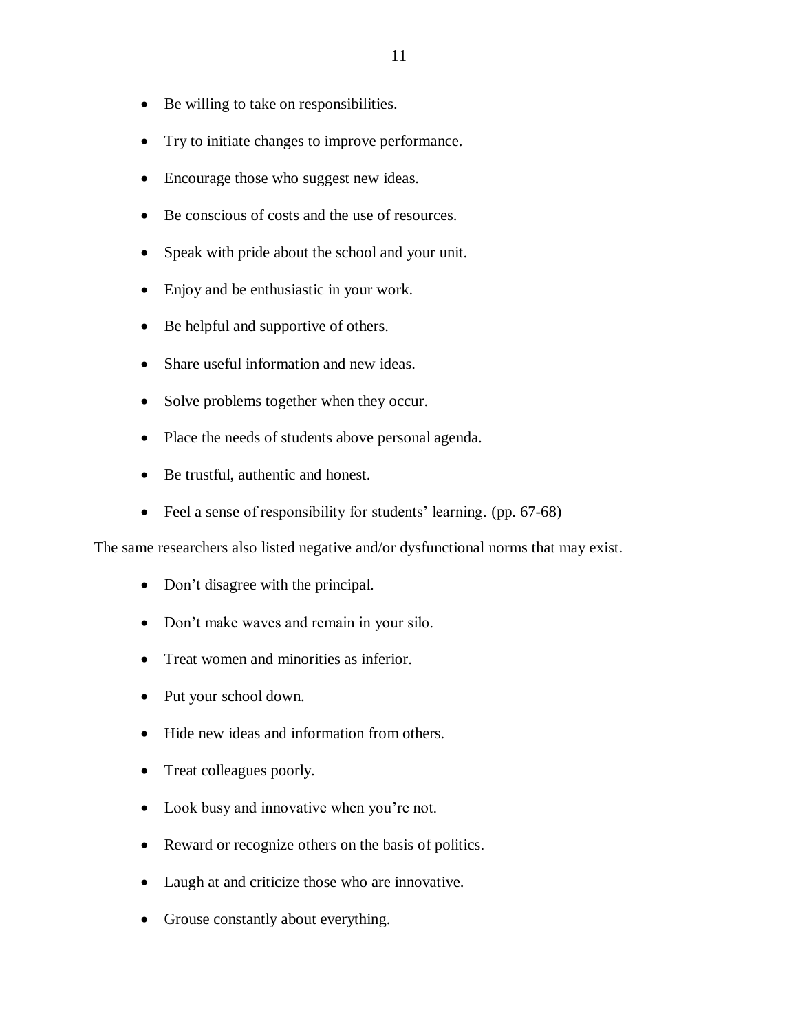- Be willing to take on responsibilities.
- Try to initiate changes to improve performance.
- Encourage those who suggest new ideas.
- Be conscious of costs and the use of resources.
- Speak with pride about the school and your unit.
- Enjoy and be enthusiastic in your work.
- Be helpful and supportive of others.
- Share useful information and new ideas.
- Solve problems together when they occur.
- Place the needs of students above personal agenda.
- Be trustful, authentic and honest.
- Feel a sense of responsibility for students' learning. (pp. 67-68)

The same researchers also listed negative and/or dysfunctional norms that may exist.

- Don't disagree with the principal.
- Don't make waves and remain in your silo.
- Treat women and minorities as inferior.
- Put your school down.
- Hide new ideas and information from others.
- Treat colleagues poorly.
- Look busy and innovative when you're not.
- Reward or recognize others on the basis of politics.
- Laugh at and criticize those who are innovative.
- Grouse constantly about everything.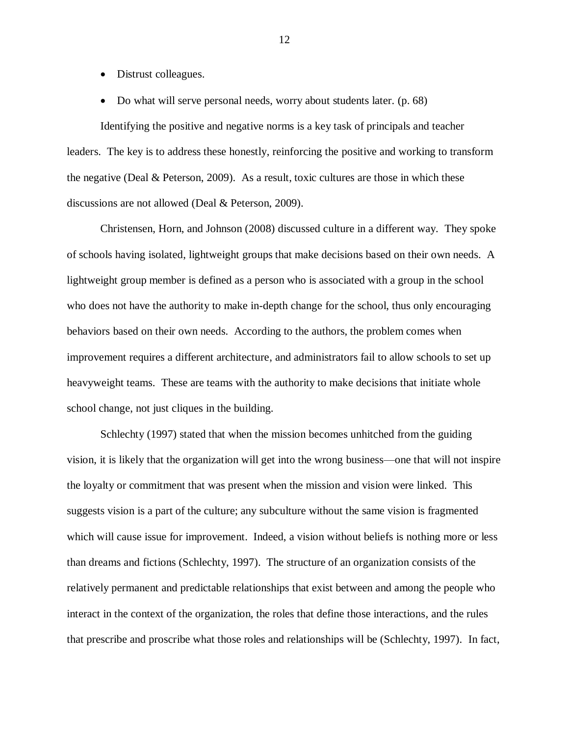- Distrust colleagues.
- Do what will serve personal needs, worry about students later. (p. 68)

Identifying the positive and negative norms is a key task of principals and teacher leaders. The key is to address these honestly, reinforcing the positive and working to transform the negative (Deal & Peterson, 2009). As a result, toxic cultures are those in which these discussions are not allowed (Deal & Peterson, 2009).

Christensen, Horn, and Johnson (2008) discussed culture in a different way. They spoke of schools having isolated, lightweight groups that make decisions based on their own needs. A lightweight group member is defined as a person who is associated with a group in the school who does not have the authority to make in-depth change for the school, thus only encouraging behaviors based on their own needs. According to the authors, the problem comes when improvement requires a different architecture, and administrators fail to allow schools to set up heavyweight teams. These are teams with the authority to make decisions that initiate whole school change, not just cliques in the building.

Schlechty (1997) stated that when the mission becomes unhitched from the guiding vision, it is likely that the organization will get into the wrong business—one that will not inspire the loyalty or commitment that was present when the mission and vision were linked. This suggests vision is a part of the culture; any subculture without the same vision is fragmented which will cause issue for improvement. Indeed, a vision without beliefs is nothing more or less than dreams and fictions (Schlechty, 1997). The structure of an organization consists of the relatively permanent and predictable relationships that exist between and among the people who interact in the context of the organization, the roles that define those interactions, and the rules that prescribe and proscribe what those roles and relationships will be (Schlechty, 1997). In fact,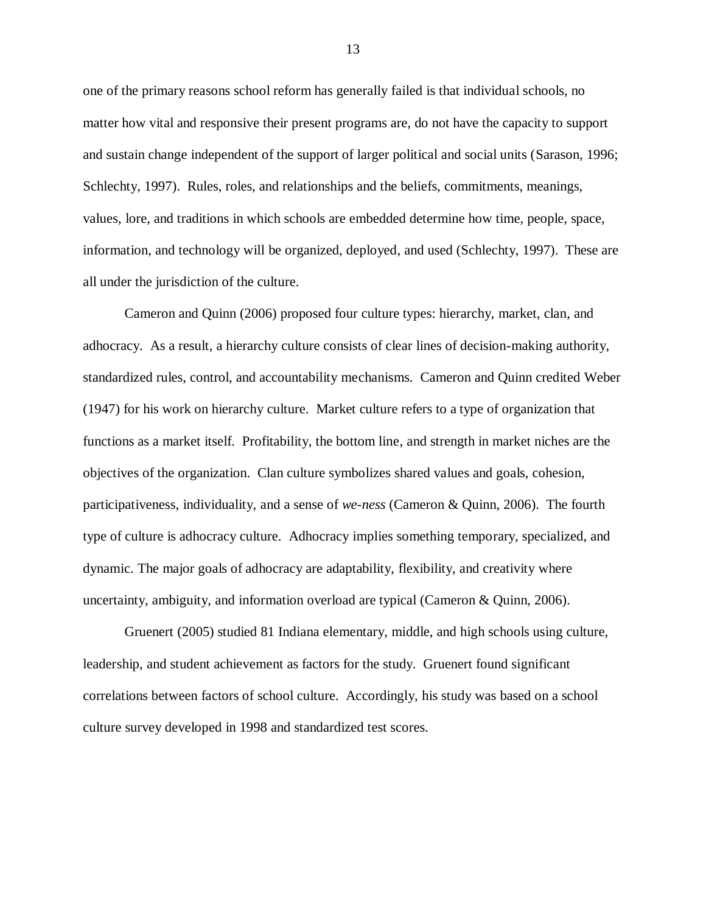one of the primary reasons school reform has generally failed is that individual schools, no matter how vital and responsive their present programs are, do not have the capacity to support and sustain change independent of the support of larger political and social units (Sarason, 1996; Schlechty, 1997). Rules, roles, and relationships and the beliefs, commitments, meanings, values, lore, and traditions in which schools are embedded determine how time, people, space, information, and technology will be organized, deployed, and used (Schlechty, 1997). These are all under the jurisdiction of the culture.

Cameron and Quinn (2006) proposed four culture types: hierarchy, market, clan, and adhocracy. As a result, a hierarchy culture consists of clear lines of decision-making authority, standardized rules, control, and accountability mechanisms. Cameron and Quinn credited Weber (1947) for his work on hierarchy culture. Market culture refers to a type of organization that functions as a market itself. Profitability, the bottom line, and strength in market niches are the objectives of the organization. Clan culture symbolizes shared values and goals, cohesion, participativeness, individuality, and a sense of *we-ness* (Cameron & Quinn, 2006). The fourth type of culture is adhocracy culture. Adhocracy implies something temporary, specialized, and dynamic. The major goals of adhocracy are adaptability, flexibility, and creativity where uncertainty, ambiguity, and information overload are typical (Cameron & Quinn, 2006).

Gruenert (2005) studied 81 Indiana elementary, middle, and high schools using culture, leadership, and student achievement as factors for the study. Gruenert found significant correlations between factors of school culture. Accordingly, his study was based on a school culture survey developed in 1998 and standardized test scores.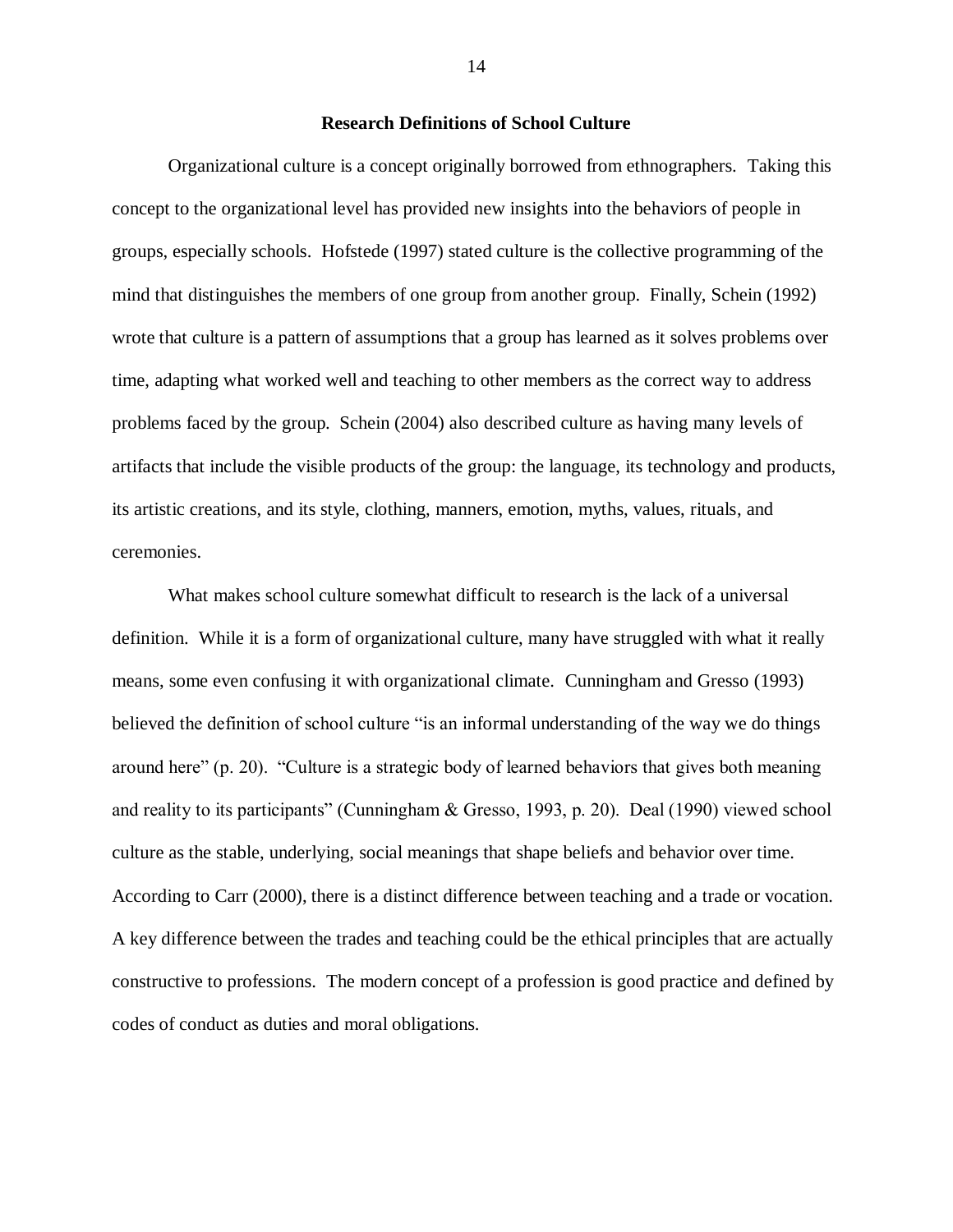## Research Definitions of School Culture

Organizational culture is a concept originally borrowed from ethnographers. Taking this concept to the organizational level has provided new insights into the behaviors of people in groups, especially schools. Hofstede (1997) stated culture is the collective programming of the mind that distinguishes the members of one group from another group. Finally, Schein (1992) wrote that culture is a pattern of assumptions that a group has learned as it solves problems over time, adapting what worked well and teaching to other members as the correct way to address problems faced by the group. Schein (2004) also described culture as having many levels of artifacts that include the visible products of the group: the language, its technology and products, its artistic creations, and its style, clothing, manners, emotion, myths, values, rituals, and ceremonies.

What makes school culture somewhat difficult to research is the lack of a universal definition. While it is a form of organizational culture, many have struggled with what it really means, some even confusing it with organizational climate. Cunningham and Gresso (1993) believed the definition of school culture "is an informal understanding of the way we do things around here" (p. 20). "Culture is a strategic body of learned behaviors that gives both meaning and reality to its participants" (Cunningham & Gresso, 1993, p. 20). Deal (1990) viewed school culture as the stable, underlying, social meanings that shape beliefs and behavior over time. According to Carr (2000), there is a distinct difference between teaching and a trade or vocation. A key difference between the trades and teaching could be the ethical principles that are actually constructive to professions. The modern concept of a profession is good practice and defined by codes of conduct as duties and moral obligations.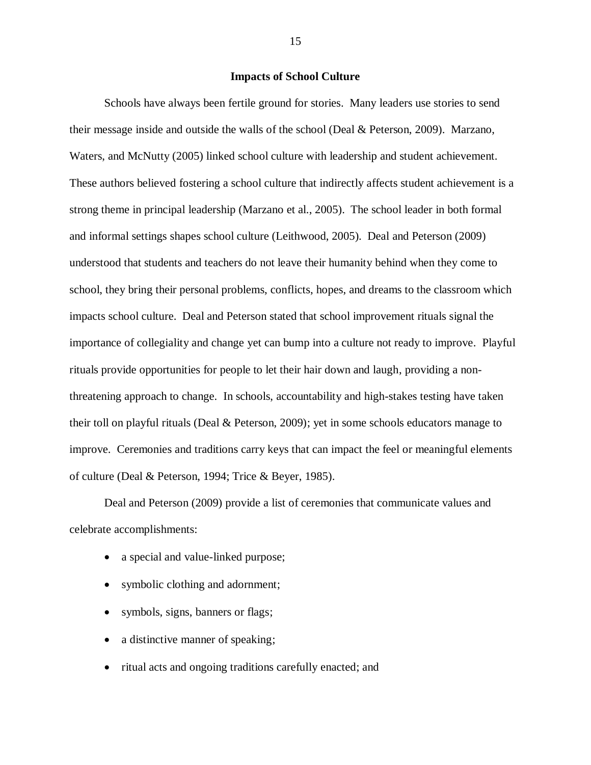## Impacts of School Culture

Schools have always been fertile ground for stories. Many leaders use stories to send their message inside and outside the walls of the school (Deal & Peterson, 2009). Marzano, Waters, and McNutty (2005) linked school culture with leadership and student achievement. These authors believed fostering a school culture that indirectly affects student achievement is a strong theme in principal leadership (Marzano et al., 2005). The school leader in both formal and informal settings shapes school culture (Leithwood, 2005). Deal and Peterson (2009) understood that students and teachers do not leave their humanity behind when they come to school, they bring their personal problems, conflicts, hopes, and dreams to the classroom which impacts school culture. Deal and Peterson stated that school improvement rituals signal the importance of collegiality and change yet can bump into a culture not ready to improve. Playful rituals provide opportunities for people to let their hair down and laugh, providing a non-threatening approach to change. In schools, accountability and high-stakes testing have taken their toll on playful rituals (Deal & Peterson, 2009); yet in some schools educators manage to improve. Ceremonies and traditions carry keys that can impact the feel or meaningful elements of culture (Deal & Peterson, 1994; Trice & Beyer, 1985).

Deal and Peterson (2009) provide a list of ceremonies that communicate values and celebrate accomplishments:

- a special and value-linked purpose;
- symbolic clothing and adornment;
- symbols, signs, banners or flags;
- a distinctive manner of speaking;
- ritual acts and ongoing traditions carefully enacted; and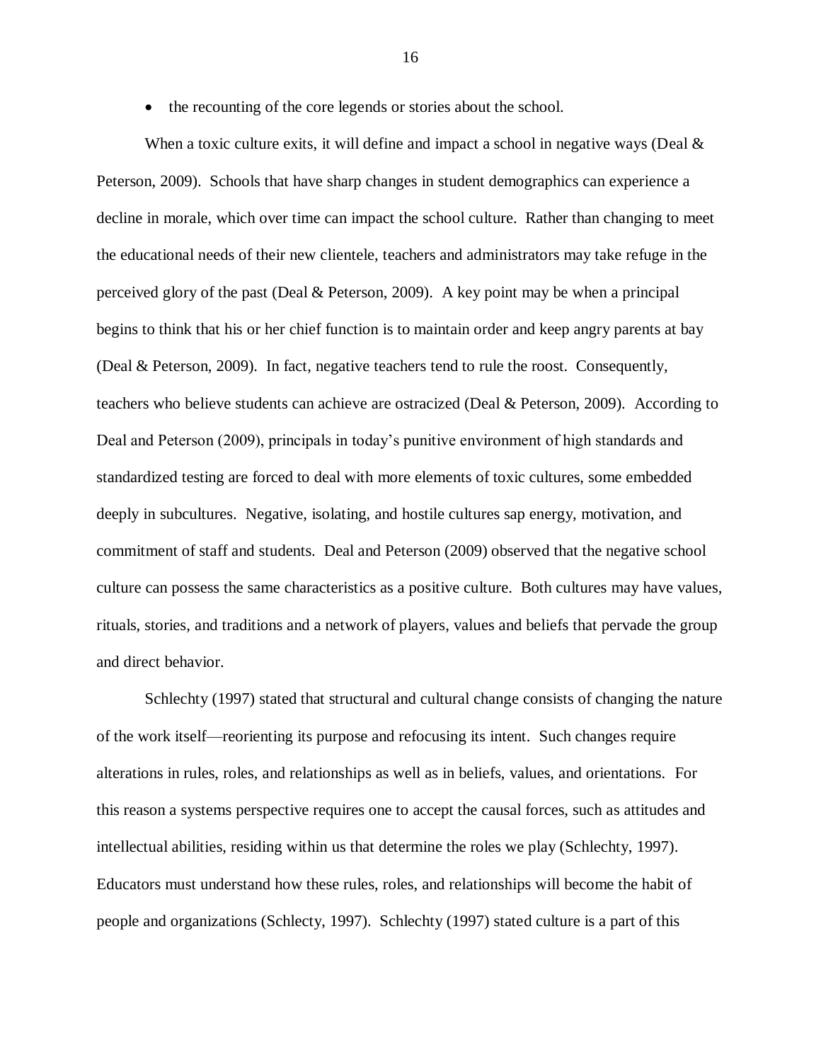- the recounting of the core legends or stories about the school.

When a toxic culture exits, it will define and impact a school in negative ways (Deal & Peterson, 2009). Schools that have sharp changes in student demographics can experience a decline in morale, which over time can impact the school culture. Rather than changing to meet the educational needs of their new clientele, teachers and administrators may take refuge in the perceived glory of the past (Deal & Peterson, 2009). A key point may be when a principal begins to think that his or her chief function is to maintain order and keep angry parents at bay (Deal & Peterson, 2009). In fact, negative teachers tend to rule the roost. Consequently, teachers who believe students can achieve are ostracized (Deal & Peterson, 2009). According to Deal and Peterson (2009), principals in today's punitive environment of high standards and standardized testing are forced to deal with more elements of toxic cultures, some embedded deeply in subcultures. Negative, isolating, and hostile cultures sap energy, motivation, and commitment of staff and students. Deal and Peterson (2009) observed that the negative school culture can possess the same characteristics as a positive culture. Both cultures may have values, rituals, stories, and traditions and a network of players, values and beliefs that pervade the group and direct behavior.

Schlechty (1997) stated that structural and cultural change consists of changing the nature of the work itself—reorienting its purpose and refocusing its intent. Such changes require alterations in rules, roles, and relationships as well as in beliefs, values, and orientations. For this reason a systems perspective requires one to accept the causal forces, such as attitudes and intellectual abilities, residing within us that determine the roles we play (Schlechty, 1997). Educators must understand how these rules, roles, and relationships will become the habit of people and organizations (Schlecty, 1997). Schlechty (1997) stated culture is a part of this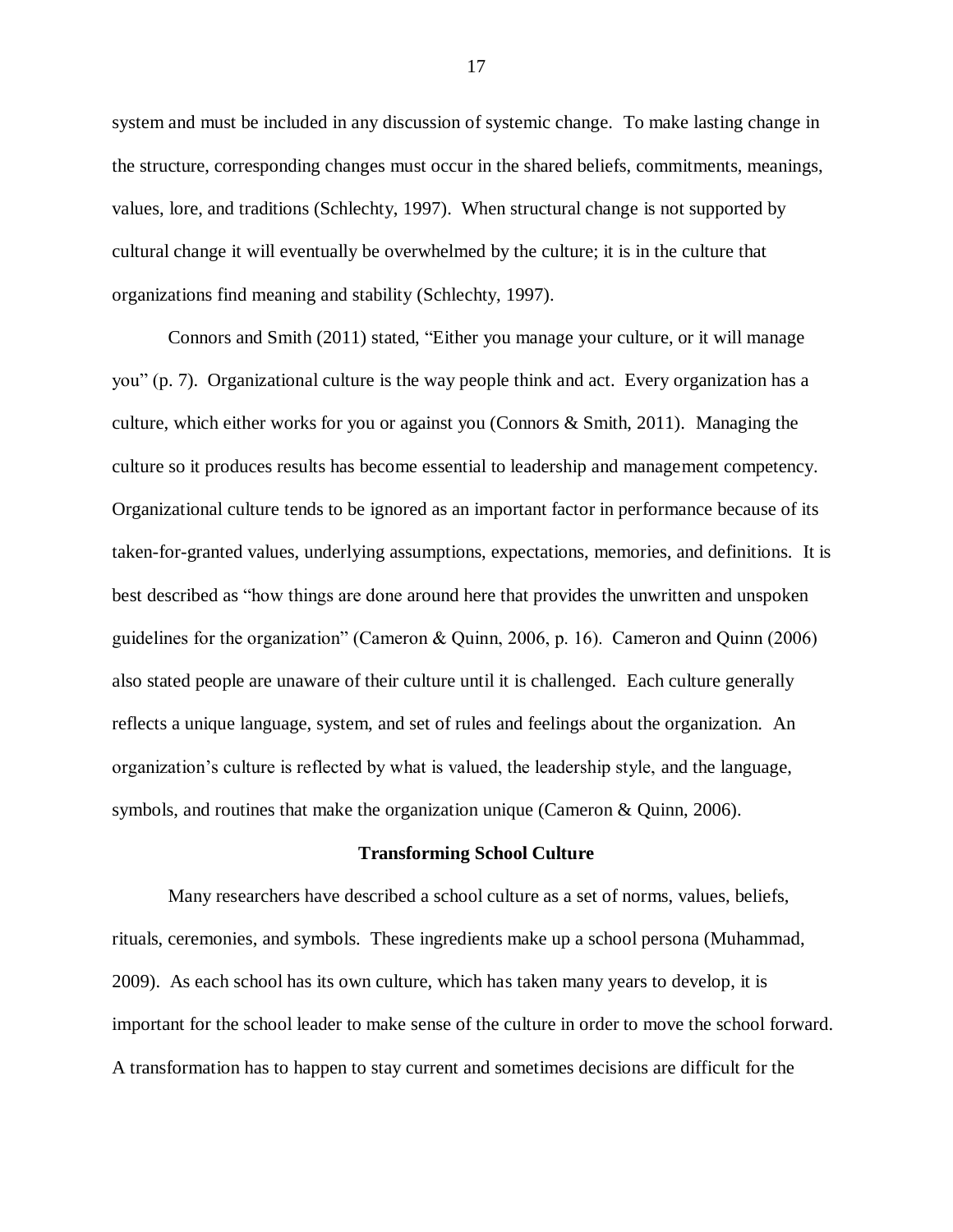system and must be included in any discussion of systemic change. To make lasting change in the structure, corresponding changes must occur in the shared beliefs, commitments, meanings, values, lore, and traditions (Schlechty, 1997). When structural change is not supported by cultural change it will eventually be overwhelmed by the culture; it is in the culture that organizations find meaning and stability (Schlechty, 1997).

Connors and Smith (2011) stated, "Either you manage your culture, or it will manage you" (p. 7). Organizational culture is the way people think and act. Every organization has a culture, which either works for you or against you (Connors & Smith, 2011). Managing the culture so it produces results has become essential to leadership and management competency. Organizational culture tends to be ignored as an important factor in performance because of its taken-for-granted values, underlying assumptions, expectations, memories, and definitions. It is best described as "how things are done around here that provides the unwritten and unspoken guidelines for the organization" (Cameron & Quinn, 2006, p. 16). Cameron and Quinn (2006) also stated people are unaware of their culture until it is challenged. Each culture generally reflects a unique language, system, and set of rules and feelings about the organization. An organization's culture is reflected by what is valued, the leadership style, and the language, symbols, and routines that make the organization unique (Cameron & Quinn, 2006).

## Transforming School Culture

Many researchers have described a school culture as a set of norms, values, beliefs, rituals, ceremonies, and symbols. These ingredients make up a school persona (Muhammad, 2009). As each school has its own culture, which has taken many years to develop, it is important for the school leader to make sense of the culture in order to move the school forward. A transformation has to happen to stay current and sometimes decisions are difficult for the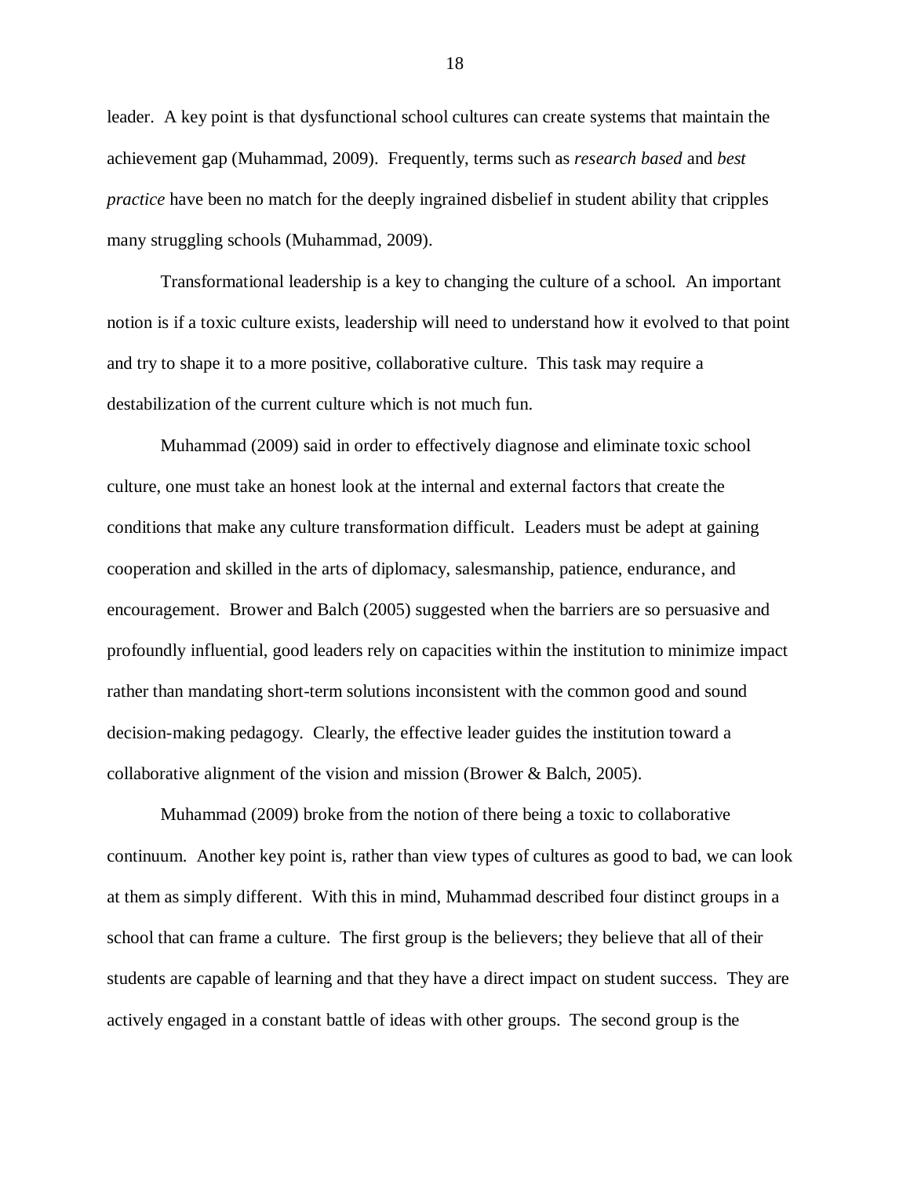leader. A key point is that dysfunctional school cultures can create systems that maintain the achievement gap (Muhammad, 2009). Frequently, terms such as *research based* and *best practice* have been no match for the deeply ingrained disbelief in student ability that cripples many struggling schools (Muhammad, 2009).

Transformational leadership is a key to changing the culture of a school. An important notion is if a toxic culture exists, leadership will need to understand how it evolved to that point and try to shape it to a more positive, collaborative culture. This task may require a destabilization of the current culture which is not much fun.

Muhammad (2009) said in order to effectively diagnose and eliminate toxic school culture, one must take an honest look at the internal and external factors that create the conditions that make any culture transformation difficult. Leaders must be adept at gaining cooperation and skilled in the arts of diplomacy, salesmanship, patience, endurance, and encouragement. Brower and Balch (2005) suggested when the barriers are so persuasive and profoundly influential, good leaders rely on capacities within the institution to minimize impact rather than mandating short-term solutions inconsistent with the common good and sound decision-making pedagogy. Clearly, the effective leader guides the institution toward a collaborative alignment of the vision and mission (Brower & Balch, 2005).

Muhammad (2009) broke from the notion of there being a toxic to collaborative continuum. Another key point is, rather than view types of cultures as good to bad, we can look at them as simply different. With this in mind, Muhammad described four distinct groups in a school that can frame a culture. The first group is the believers; they believe that all of their students are capable of learning and that they have a direct impact on student success. They are actively engaged in a constant battle of ideas with other groups. The second group is the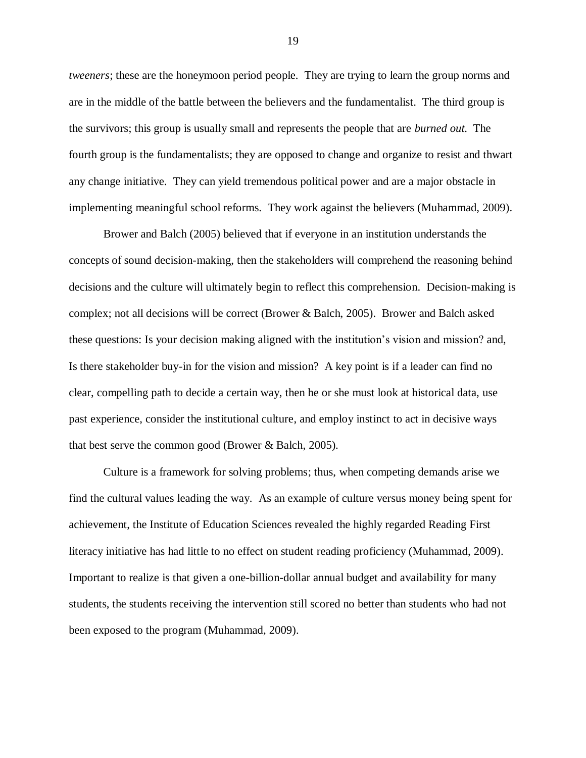*tweeners*; these are the honeymoon period people. They are trying to learn the group norms and are in the middle of the battle between the believers and the fundamentalist. The third group is the survivors; this group is usually small and represents the people that are *burned out.* The fourth group is the fundamentalists; they are opposed to change and organize to resist and thwart any change initiative. They can yield tremendous political power and are a major obstacle in implementing meaningful school reforms. They work against the believers (Muhammad, 2009).

Brower and Balch (2005) believed that if everyone in an institution understands the concepts of sound decision-making, then the stakeholders will comprehend the reasoning behind decisions and the culture will ultimately begin to reflect this comprehension. Decision-making is complex; not all decisions will be correct (Brower & Balch, 2005). Brower and Balch asked these questions: Is your decision making aligned with the institution's vision and mission? and, Is there stakeholder buy-in for the vision and mission? A key point is if a leader can find no clear, compelling path to decide a certain way, then he or she must look at historical data, use past experience, consider the institutional culture, and employ instinct to act in decisive ways that best serve the common good (Brower & Balch, 2005).

Culture is a framework for solving problems; thus, when competing demands arise we find the cultural values leading the way. As an example of culture versus money being spent for achievement, the Institute of Education Sciences revealed the highly regarded Reading First literacy initiative has had little to no effect on student reading proficiency (Muhammad, 2009). Important to realize is that given a one-billion-dollar annual budget and availability for many students, the students receiving the intervention still scored no better than students who had not been exposed to the program (Muhammad, 2009).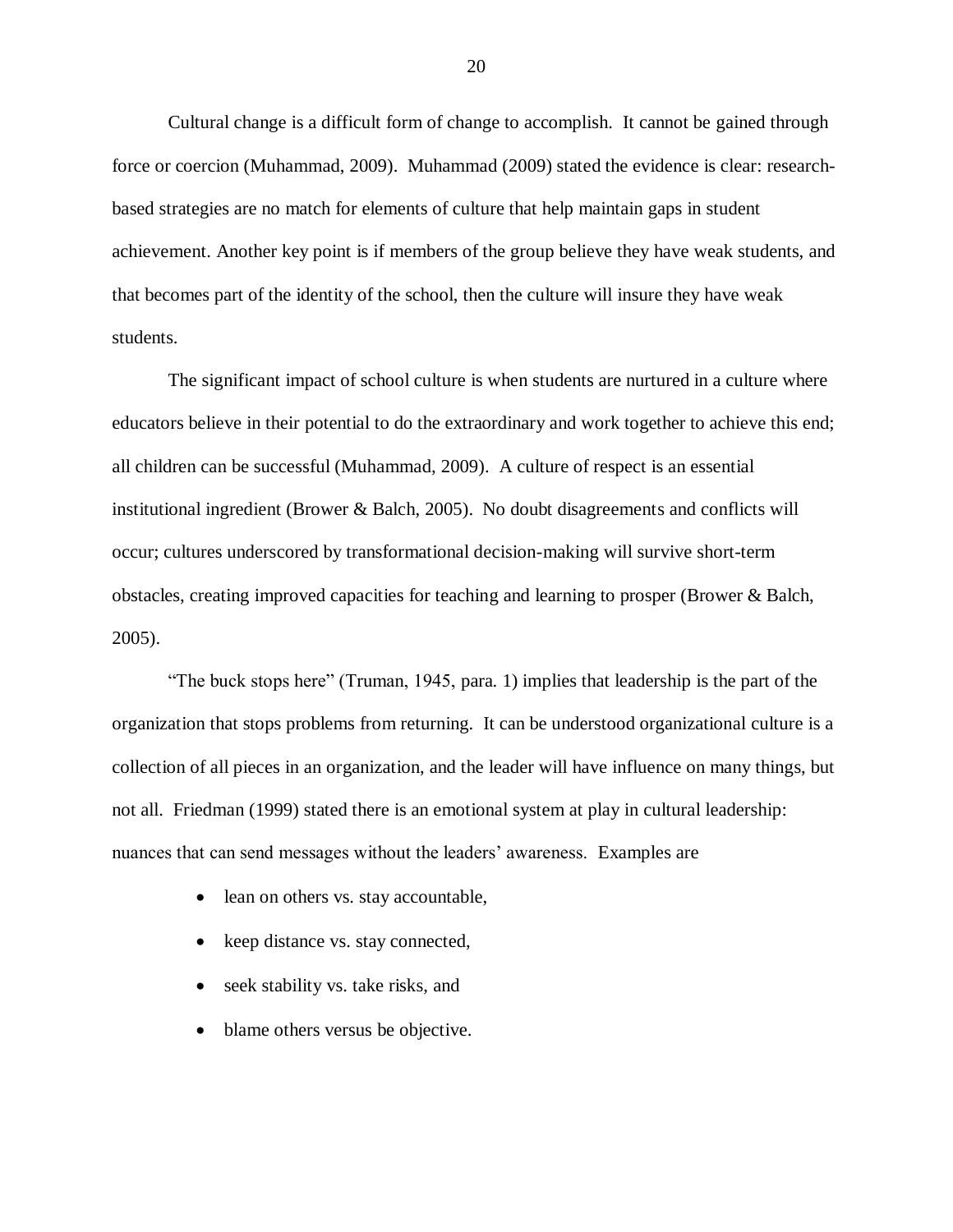Cultural change is a difficult form of change to accomplish. It cannot be gained through force or coercion (Muhammad, 2009). Muhammad (2009) stated the evidence is clear: research-based strategies are no match for elements of culture that help maintain gaps in student achievement. Another key point is if members of the group believe they have weak students, and that becomes part of the identity of the school, then the culture will insure they have weak students.

The significant impact of school culture is when students are nurtured in a culture where educators believe in their potential to do the extraordinary and work together to achieve this end; all children can be successful (Muhammad, 2009). A culture of respect is an essential institutional ingredient (Brower & Balch, 2005). No doubt disagreements and conflicts will occur; cultures underscored by transformational decision-making will survive short-term obstacles, creating improved capacities for teaching and learning to prosper (Brower & Balch, 2005).

"The buck stops here" (Truman, 1945, para. 1) implies that leadership is the part of the organization that stops problems from returning. It can be understood organizational culture is a collection of all pieces in an organization, and the leader will have influence on many things, but not all. Friedman (1999) stated there is an emotional system at play in cultural leadership: nuances that can send messages without the leaders' awareness. Examples are

- lean on others vs. stay accountable,
- keep distance vs. stay connected,
- seek stability vs. take risks, and
- blame others versus be objective.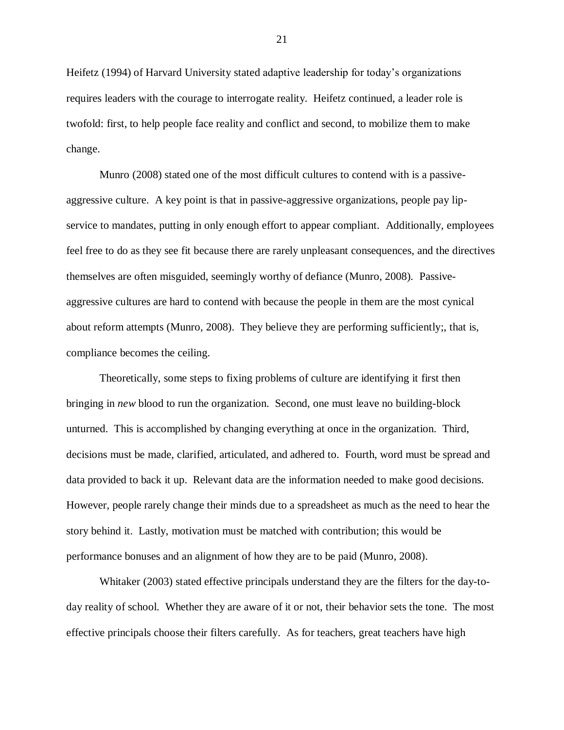Heifetz (1994) of Harvard University stated adaptive leadership for today's organizations requires leaders with the courage to interrogate reality. Heifetz continued, a leader role is twofold: first, to help people face reality and conflict and second, to mobilize them to make change.

Munro (2008) stated one of the most difficult cultures to contend with is a passive-aggressive culture. A key point is that in passive-aggressive organizations, people pay lip-service to mandates, putting in only enough effort to appear compliant. Additionally, employees feel free to do as they see fit because there are rarely unpleasant consequences, and the directives themselves are often misguided, seemingly worthy of defiance (Munro, 2008). Passive-aggressive cultures are hard to contend with because the people in them are the most cynical about reform attempts (Munro, 2008). They believe they are performing sufficiently;, that is, compliance becomes the ceiling.

Theoretically, some steps to fixing problems of culture are identifying it first then bringing in *new* blood to run the organization. Second, one must leave no building-block unturned. This is accomplished by changing everything at once in the organization. Third, decisions must be made, clarified, articulated, and adhered to. Fourth, word must be spread and data provided to back it up. Relevant data are the information needed to make good decisions. However, people rarely change their minds due to a spreadsheet as much as the need to hear the story behind it. Lastly, motivation must be matched with contribution; this would be performance bonuses and an alignment of how they are to be paid (Munro, 2008).

Whitaker (2003) stated effective principals understand they are the filters for the day-to-day reality of school. Whether they are aware of it or not, their behavior sets the tone. The most effective principals choose their filters carefully. As for teachers, great teachers have high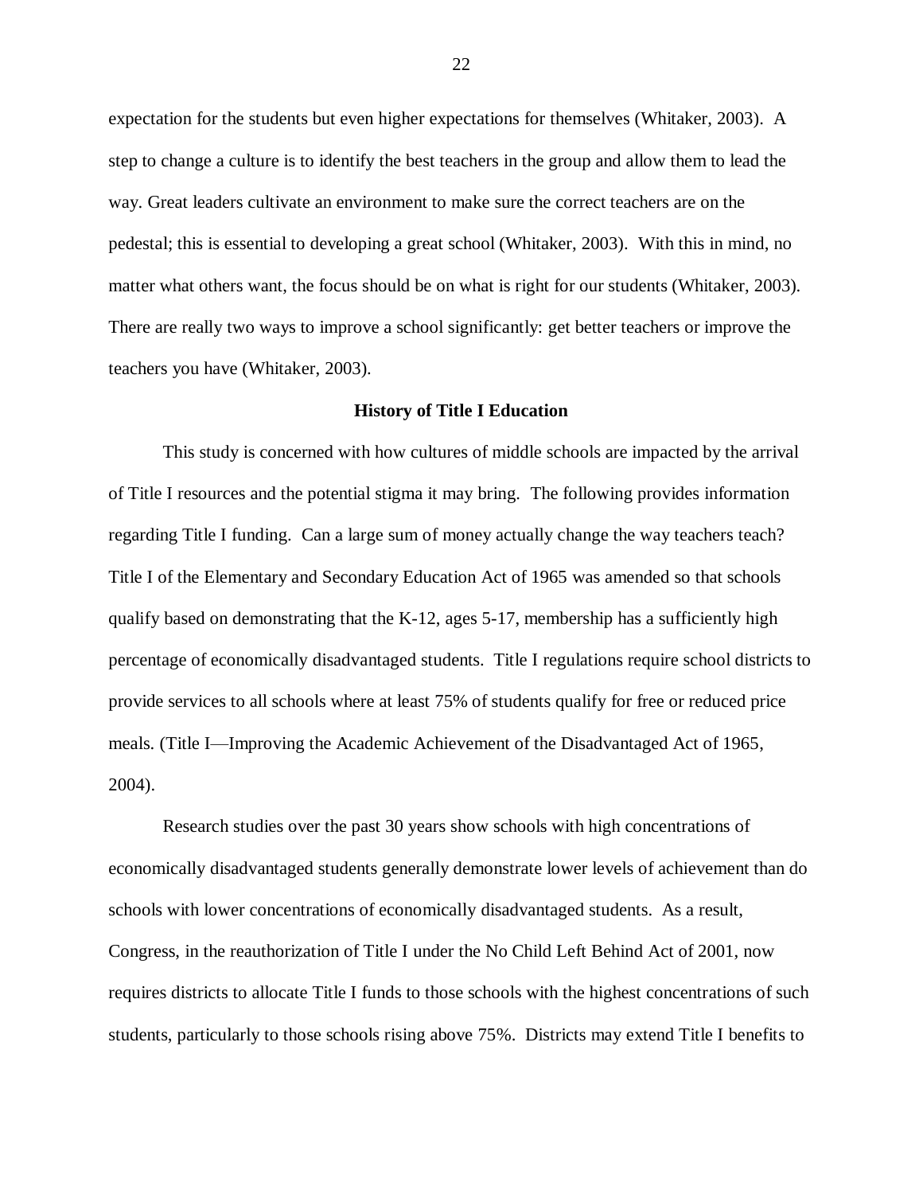expectation for the students but even higher expectations for themselves (Whitaker, 2003). A step to change a culture is to identify the best teachers in the group and allow them to lead the way. Great leaders cultivate an environment to make sure the correct teachers are on the pedestal; this is essential to developing a great school (Whitaker, 2003). With this in mind, no matter what others want, the focus should be on what is right for our students (Whitaker, 2003). There are really two ways to improve a school significantly: get better teachers or improve the teachers you have (Whitaker, 2003).

## History of Title I Education

This study is concerned with how cultures of middle schools are impacted by the arrival of Title I resources and the potential stigma it may bring. The following provides information regarding Title I funding. Can a large sum of money actually change the way teachers teach? Title I of the Elementary and Secondary Education Act of 1965 was amended so that schools qualify based on demonstrating that the K-12, ages 5-17, membership has a sufficiently high percentage of economically disadvantaged students. Title I regulations require school districts to provide services to all schools where at least 75% of students qualify for free or reduced price meals. (Title I—Improving the Academic Achievement of the Disadvantaged Act of 1965, 2004).

Research studies over the past 30 years show schools with high concentrations of economically disadvantaged students generally demonstrate lower levels of achievement than do schools with lower concentrations of economically disadvantaged students. As a result, Congress, in the reauthorization of Title I under the No Child Left Behind Act of 2001, now requires districts to allocate Title I funds to those schools with the highest concentrations of such students, particularly to those schools rising above 75%. Districts may extend Title I benefits to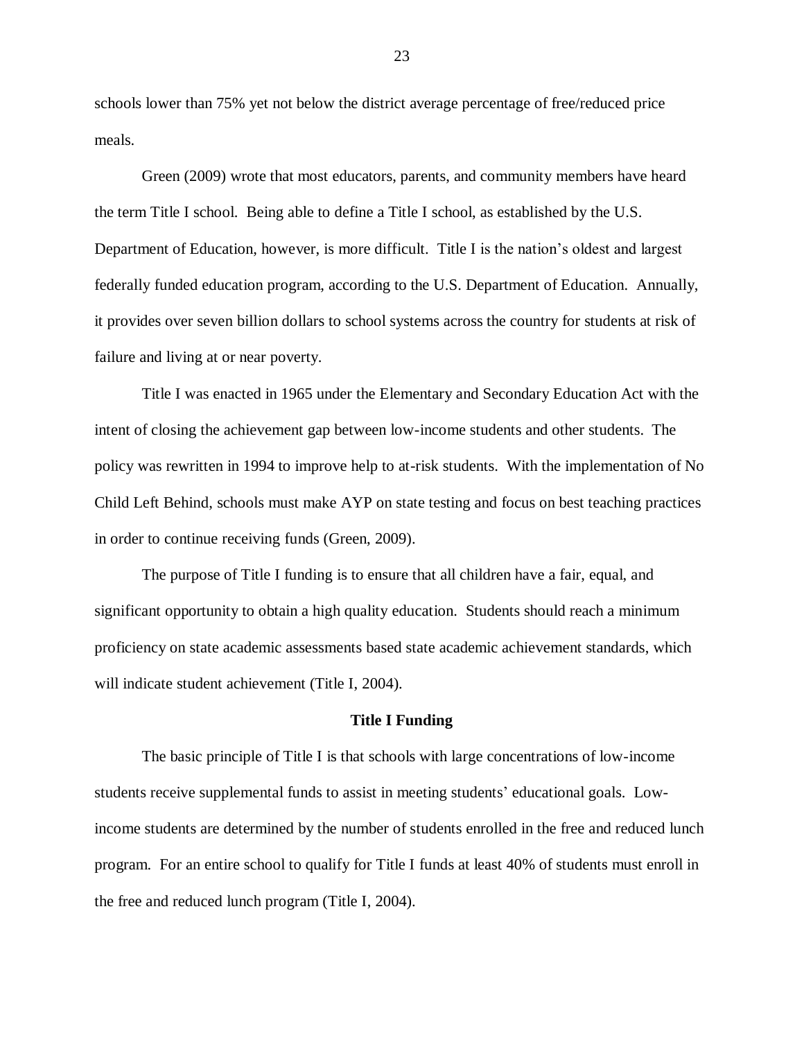schools lower than 75% yet not below the district average percentage of free/reduced price meals.

Green (2009) wrote that most educators, parents, and community members have heard the term Title I school. Being able to define a Title I school, as established by the U.S. Department of Education, however, is more difficult. Title I is the nation's oldest and largest federally funded education program, according to the U.S. Department of Education. Annually, it provides over seven billion dollars to school systems across the country for students at risk of failure and living at or near poverty.

Title I was enacted in 1965 under the Elementary and Secondary Education Act with the intent of closing the achievement gap between low-income students and other students. The policy was rewritten in 1994 to improve help to at-risk students. With the implementation of No Child Left Behind, schools must make AYP on state testing and focus on best teaching practices in order to continue receiving funds (Green, 2009).

The purpose of Title I funding is to ensure that all children have a fair, equal, and significant opportunity to obtain a high quality education. Students should reach a minimum proficiency on state academic assessments based state academic achievement standards, which will indicate student achievement (Title I, 2004).

## Title I Funding

The basic principle of Title I is that schools with large concentrations of low-income students receive supplemental funds to assist in meeting students' educational goals. Low-income students are determined by the number of students enrolled in the free and reduced lunch program. For an entire school to qualify for Title I funds at least 40% of students must enroll in the free and reduced lunch program (Title I, 2004).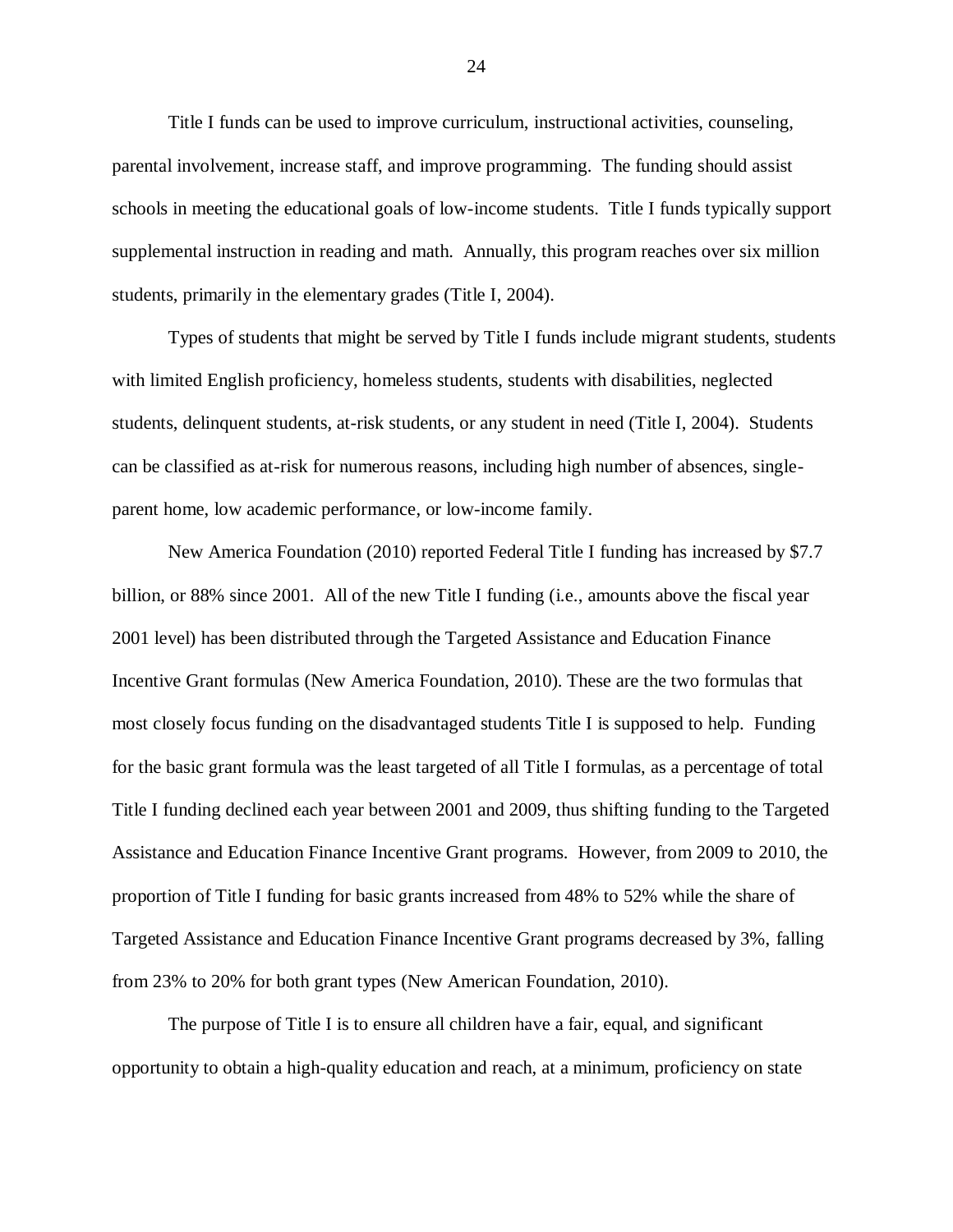Title I funds can be used to improve curriculum, instructional activities, counseling, parental involvement, increase staff, and improve programming. The funding should assist schools in meeting the educational goals of low-income students. Title I funds typically support supplemental instruction in reading and math. Annually, this program reaches over six million students, primarily in the elementary grades (Title I, 2004).

Types of students that might be served by Title I funds include migrant students, students with limited English proficiency, homeless students, students with disabilities, neglected students, delinquent students, at-risk students, or any student in need (Title I, 2004). Students can be classified as at-risk for numerous reasons, including high number of absences, single-parent home, low academic performance, or low-income family.

New America Foundation (2010) reported Federal Title I funding has increased by $7.7 billion, or 88% since 2001. All of the new Title I funding (i.e., amounts above the fiscal year 2001 level) has been distributed through the Targeted Assistance and Education Finance Incentive Grant formulas (New America Foundation, 2010). These are the two formulas that most closely focus funding on the disadvantaged students Title I is supposed to help. Funding for the basic grant formula was the least targeted of all Title I formulas, as a percentage of total Title I funding declined each year between 2001 and 2009, thus shifting funding to the Targeted Assistance and Education Finance Incentive Grant programs. However, from 2009 to 2010, the proportion of Title I funding for basic grants increased from 48% to 52% while the share of Targeted Assistance and Education Finance Incentive Grant programs decreased by 3%, falling from 23% to 20% for both grant types (New American Foundation, 2010).

The purpose of Title I is to ensure all children have a fair, equal, and significant opportunity to obtain a high-quality education and reach, at a minimum, proficiency on state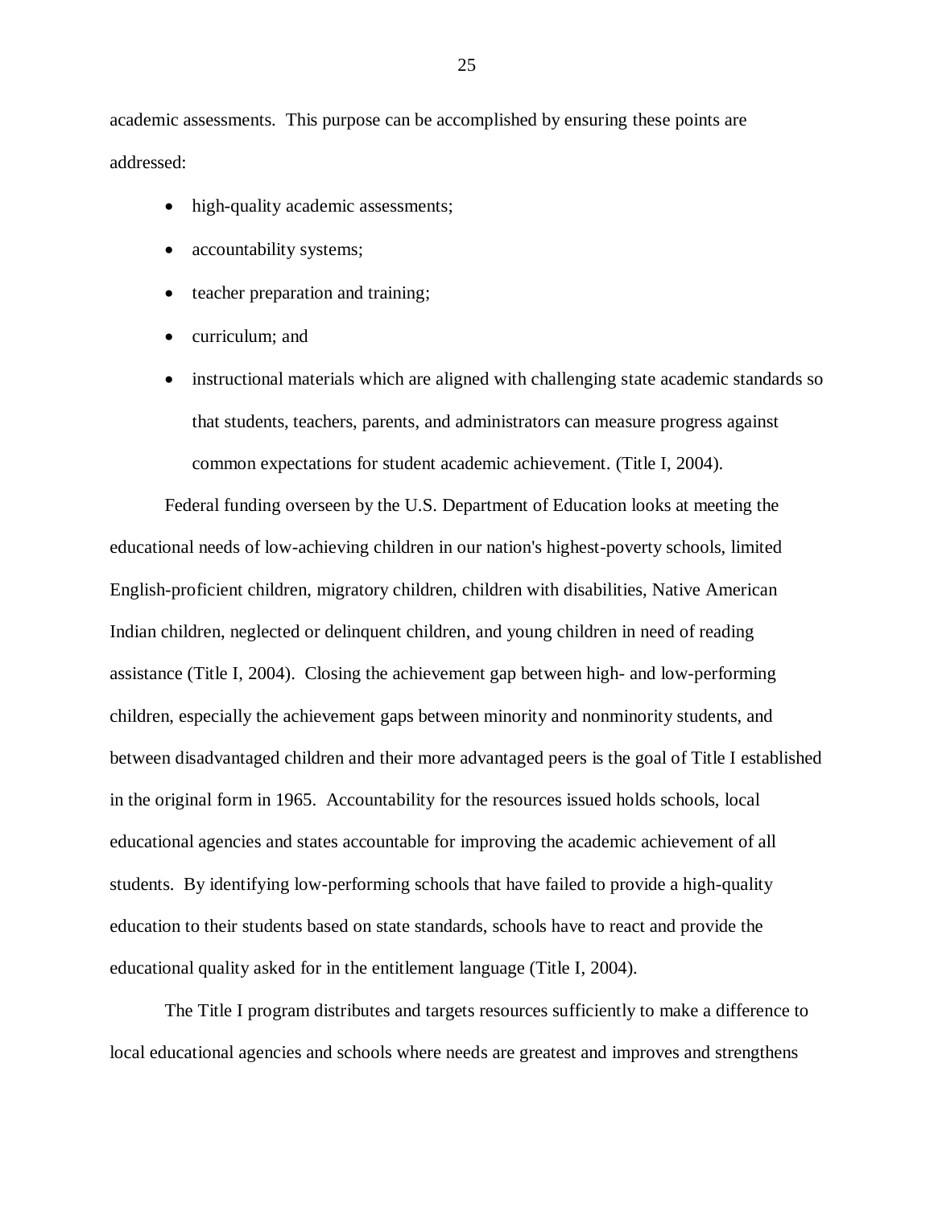academic assessments. This purpose can be accomplished by ensuring these points are addressed:

- high-quality academic assessments;
- accountability systems;
- teacher preparation and training;
- curriculum; and
- instructional materials which are aligned with challenging state academic standards so that students, teachers, parents, and administrators can measure progress against common expectations for student academic achievement. (Title I, 2004).

Federal funding overseen by the U.S. Department of Education looks at meeting the educational needs of low-achieving children in our nation's highest-poverty schools, limited English-proficient children, migratory children, children with disabilities, Native American Indian children, neglected or delinquent children, and young children in need of reading assistance (Title I, 2004). Closing the achievement gap between high- and low-performing children, especially the achievement gaps between minority and nonminority students, and between disadvantaged children and their more advantaged peers is the goal of Title I established in the original form in 1965. Accountability for the resources issued holds schools, local educational agencies and states accountable for improving the academic achievement of all students. By identifying low-performing schools that have failed to provide a high-quality education to their students based on state standards, schools have to react and provide the educational quality asked for in the entitlement language (Title I, 2004).

The Title I program distributes and targets resources sufficiently to make a difference to local educational agencies and schools where needs are greatest and improves and strengthens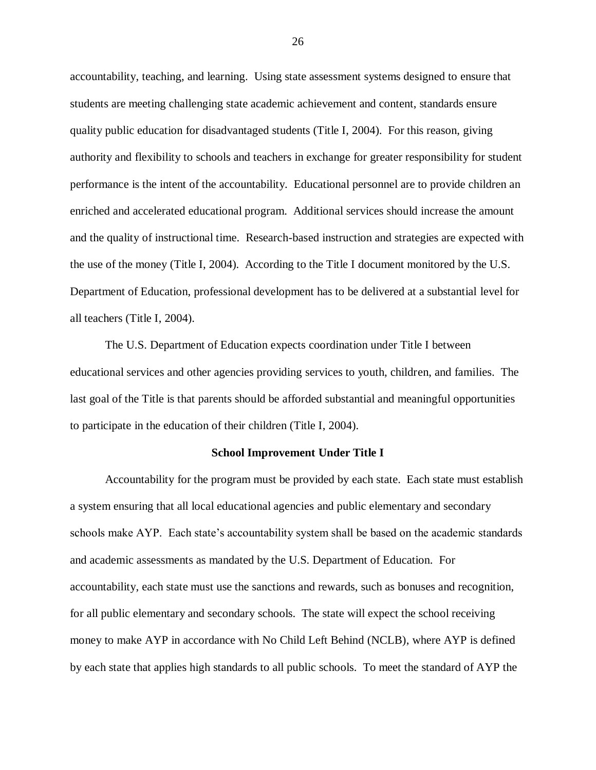accountability, teaching, and learning. Using state assessment systems designed to ensure that students are meeting challenging state academic achievement and content, standards ensure quality public education for disadvantaged students (Title I, 2004). For this reason, giving authority and flexibility to schools and teachers in exchange for greater responsibility for student performance is the intent of the accountability. Educational personnel are to provide children an enriched and accelerated educational program. Additional services should increase the amount and the quality of instructional time. Research-based instruction and strategies are expected with the use of the money (Title I, 2004). According to the Title I document monitored by the U.S. Department of Education, professional development has to be delivered at a substantial level for all teachers (Title I, 2004).

The U.S. Department of Education expects coordination under Title I between educational services and other agencies providing services to youth, children, and families. The last goal of the Title is that parents should be afforded substantial and meaningful opportunities to participate in the education of their children (Title I, 2004).

## School Improvement Under Title I

Accountability for the program must be provided by each state. Each state must establish a system ensuring that all local educational agencies and public elementary and secondary schools make AYP. Each state's accountability system shall be based on the academic standards and academic assessments as mandated by the U.S. Department of Education. For accountability, each state must use the sanctions and rewards, such as bonuses and recognition, for all public elementary and secondary schools. The state will expect the school receiving money to make AYP in accordance with No Child Left Behind (NCLB), where AYP is defined by each state that applies high standards to all public schools. To meet the standard of AYP the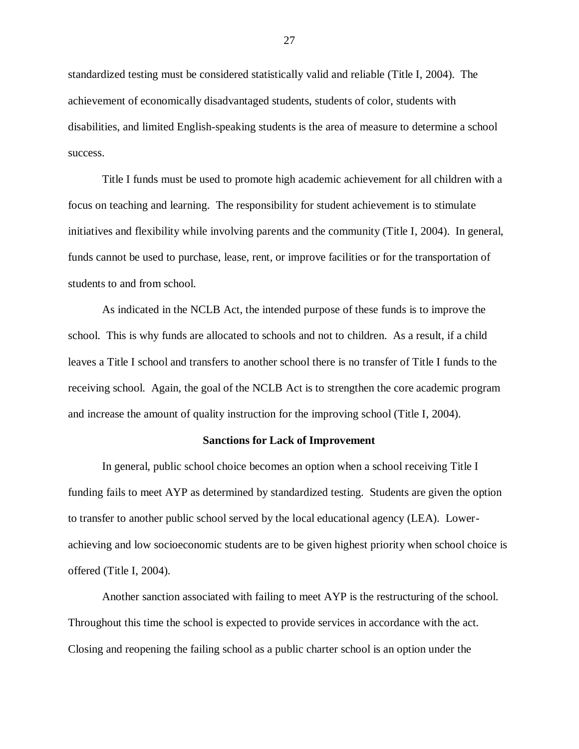standardized testing must be considered statistically valid and reliable (Title I, 2004). The achievement of economically disadvantaged students, students of color, students with disabilities, and limited English-speaking students is the area of measure to determine a school success.

Title I funds must be used to promote high academic achievement for all children with a focus on teaching and learning. The responsibility for student achievement is to stimulate initiatives and flexibility while involving parents and the community (Title I, 2004). In general, funds cannot be used to purchase, lease, rent, or improve facilities or for the transportation of students to and from school.

As indicated in the NCLB Act, the intended purpose of these funds is to improve the school. This is why funds are allocated to schools and not to children. As a result, if a child leaves a Title I school and transfers to another school there is no transfer of Title I funds to the receiving school. Again, the goal of the NCLB Act is to strengthen the core academic program and increase the amount of quality instruction for the improving school (Title I, 2004).

## Sanctions for Lack of Improvement

In general, public school choice becomes an option when a school receiving Title I funding fails to meet AYP as determined by standardized testing. Students are given the option to transfer to another public school served by the local educational agency (LEA). Lower-achieving and low socioeconomic students are to be given highest priority when school choice is offered (Title I, 2004).

Another sanction associated with failing to meet AYP is the restructuring of the school. Throughout this time the school is expected to provide services in accordance with the act. Closing and reopening the failing school as a public charter school is an option under the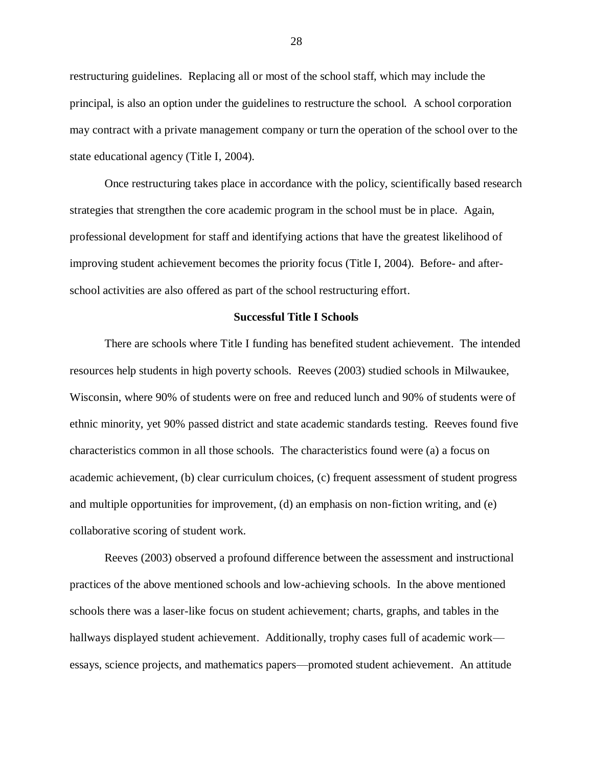restructuring guidelines. Replacing all or most of the school staff, which may include the principal, is also an option under the guidelines to restructure the school. A school corporation may contract with a private management company or turn the operation of the school over to the state educational agency (Title I, 2004).

Once restructuring takes place in accordance with the policy, scientifically based research strategies that strengthen the core academic program in the school must be in place. Again, professional development for staff and identifying actions that have the greatest likelihood of improving student achievement becomes the priority focus (Title I, 2004). Before- and after-school activities are also offered as part of the school restructuring effort.

### Successful Title I Schools

There are schools where Title I funding has benefited student achievement. The intended resources help students in high poverty schools. Reeves (2003) studied schools in Milwaukee, Wisconsin, where 90% of students were on free and reduced lunch and 90% of students were of ethnic minority, yet 90% passed district and state academic standards testing. Reeves found five characteristics common in all those schools. The characteristics found were (a) a focus on academic achievement, (b) clear curriculum choices, (c) frequent assessment of student progress and multiple opportunities for improvement, (d) an emphasis on non-fiction writing, and (e) collaborative scoring of student work.

Reeves (2003) observed a profound difference between the assessment and instructional practices of the above mentioned schools and low-achieving schools. In the above mentioned schools there was a laser-like focus on student achievement; charts, graphs, and tables in the hallways displayed student achievement. Additionally, trophy cases full of academic work—essays, science projects, and mathematics papers—promoted student achievement. An attitude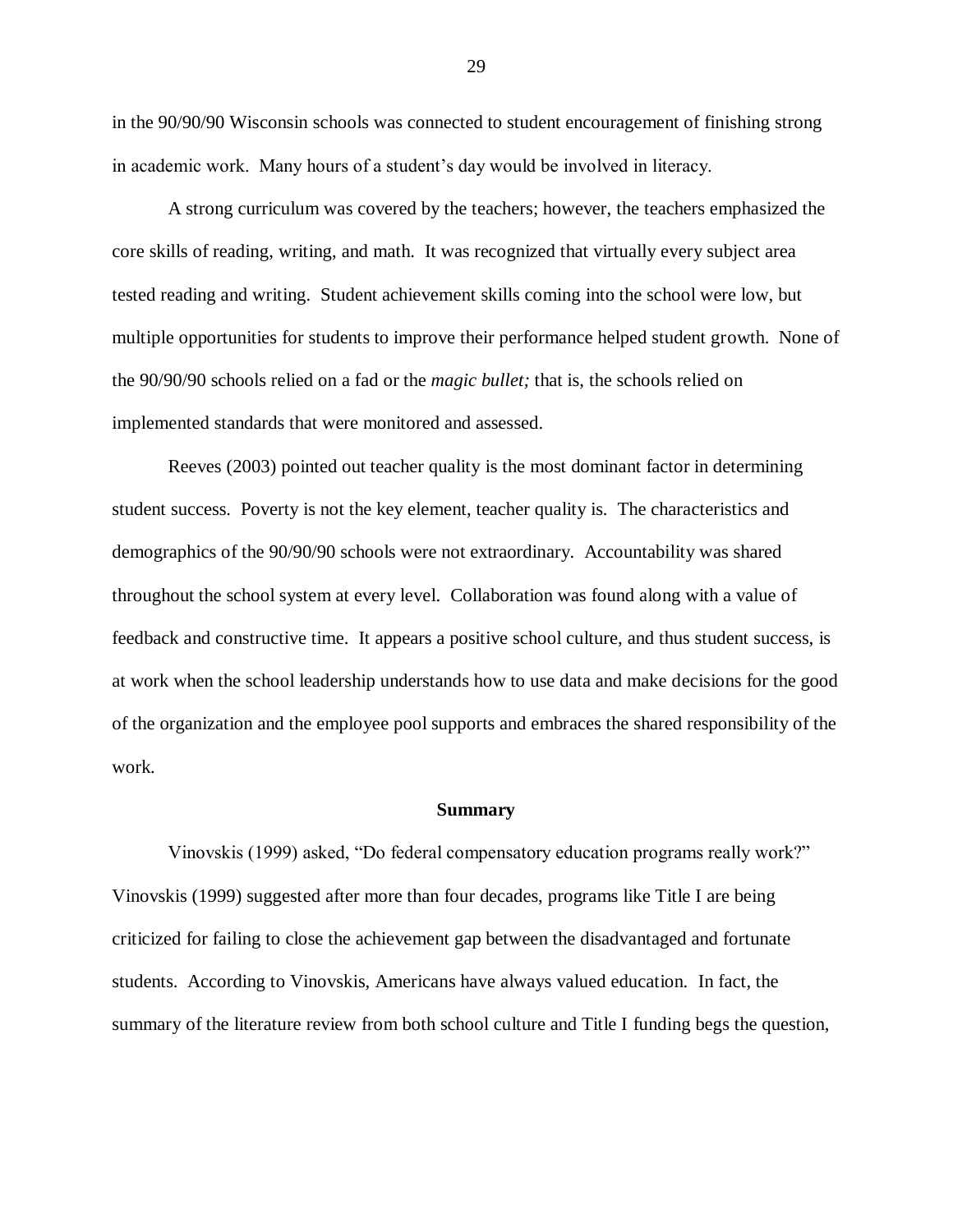in the 90/90/90 Wisconsin schools was connected to student encouragement of finishing strong in academic work. Many hours of a student's day would be involved in literacy.

A strong curriculum was covered by the teachers; however, the teachers emphasized the core skills of reading, writing, and math. It was recognized that virtually every subject area tested reading and writing. Student achievement skills coming into the school were low, but multiple opportunities for students to improve their performance helped student growth. None of the 90/90/90 schools relied on a fad or the *magic bullet;* that is, the schools relied on implemented standards that were monitored and assessed.

Reeves (2003) pointed out teacher quality is the most dominant factor in determining student success. Poverty is not the key element, teacher quality is. The characteristics and demographics of the 90/90/90 schools were not extraordinary. Accountability was shared throughout the school system at every level. Collaboration was found along with a value of feedback and constructive time. It appears a positive school culture, and thus student success, is at work when the school leadership understands how to use data and make decisions for the good of the organization and the employee pool supports and embraces the shared responsibility of the work.

## Summary

Vinovskis (1999) asked, "Do federal compensatory education programs really work?" Vinovskis (1999) suggested after more than four decades, programs like Title I are being criticized for failing to close the achievement gap between the disadvantaged and fortunate students. According to Vinovskis, Americans have always valued education. In fact, the summary of the literature review from both school culture and Title I funding begs the question,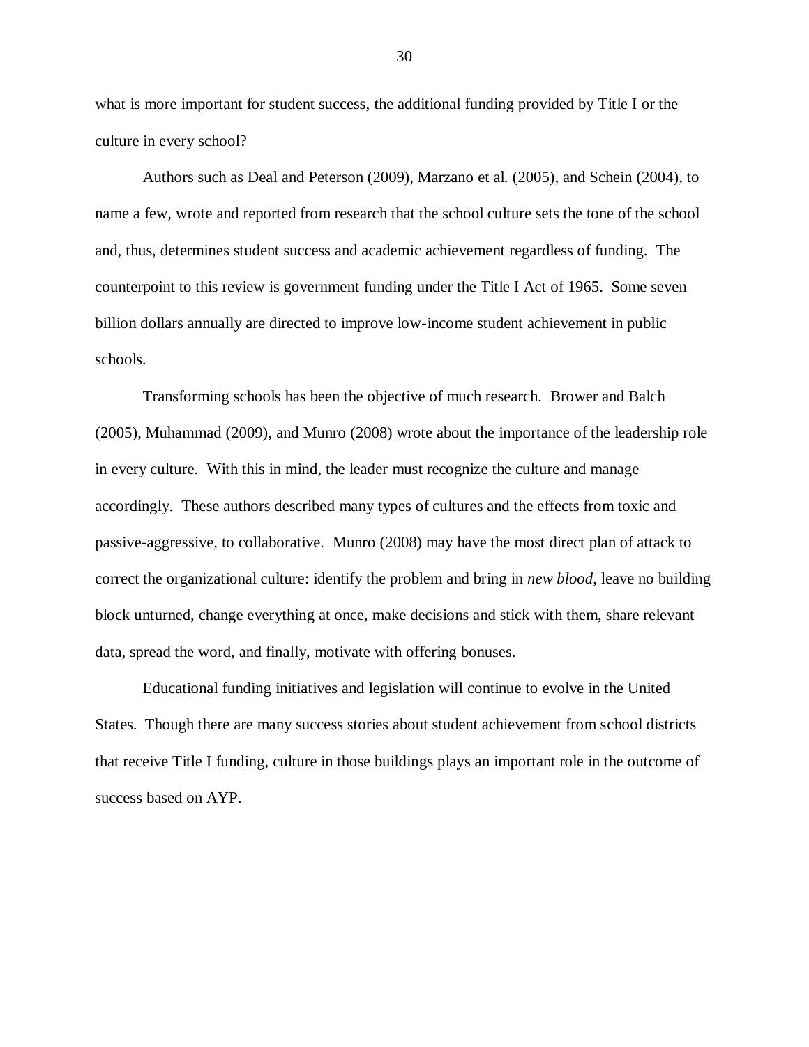what is more important for student success, the additional funding provided by Title I or the culture in every school?

Authors such as Deal and Peterson (2009), Marzano et al. (2005), and Schein (2004), to name a few, wrote and reported from research that the school culture sets the tone of the school and, thus, determines student success and academic achievement regardless of funding. The counterpoint to this review is government funding under the Title I Act of 1965. Some seven billion dollars annually are directed to improve low-income student achievement in public schools.

Transforming schools has been the objective of much research. Brower and Balch (2005), Muhammad (2009), and Munro (2008) wrote about the importance of the leadership role in every culture. With this in mind, the leader must recognize the culture and manage accordingly. These authors described many types of cultures and the effects from toxic and passive-aggressive, to collaborative. Munro (2008) may have the most direct plan of attack to correct the organizational culture: identify the problem and bring in *new blood*, leave no building block unturned, change everything at once, make decisions and stick with them, share relevant data, spread the word, and finally, motivate with offering bonuses.

Educational funding initiatives and legislation will continue to evolve in the United States. Though there are many success stories about student achievement from school districts that receive Title I funding, culture in those buildings plays an important role in the outcome of success based on AYP.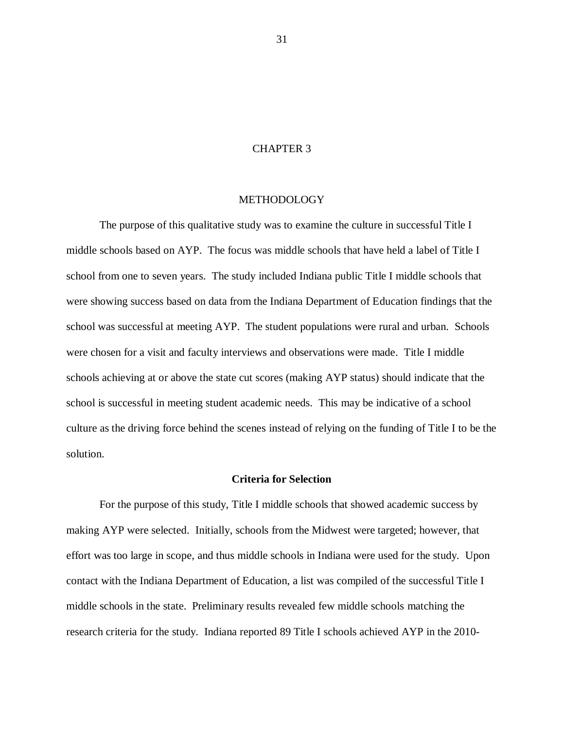# CHAPTER 3

## METHODOLOGY

The purpose of this qualitative study was to examine the culture in successful Title I middle schools based on AYP. The focus was middle schools that have held a label of Title I school from one to seven years. The study included Indiana public Title I middle schools that were showing success based on data from the Indiana Department of Education findings that the school was successful at meeting AYP. The student populations were rural and urban. Schools were chosen for a visit and faculty interviews and observations were made. Title I middle schools achieving at or above the state cut scores (making AYP status) should indicate that the school is successful in meeting student academic needs. This may be indicative of a school culture as the driving force behind the scenes instead of relying on the funding of Title I to be the solution.

### Criteria for Selection

For the purpose of this study, Title I middle schools that showed academic success by making AYP were selected. Initially, schools from the Midwest were targeted; however, that effort was too large in scope, and thus middle schools in Indiana were used for the study. Upon contact with the Indiana Department of Education, a list was compiled of the successful Title I middle schools in the state. Preliminary results revealed few middle schools matching the research criteria for the study. Indiana reported 89 Title I schools achieved AYP in the 2010-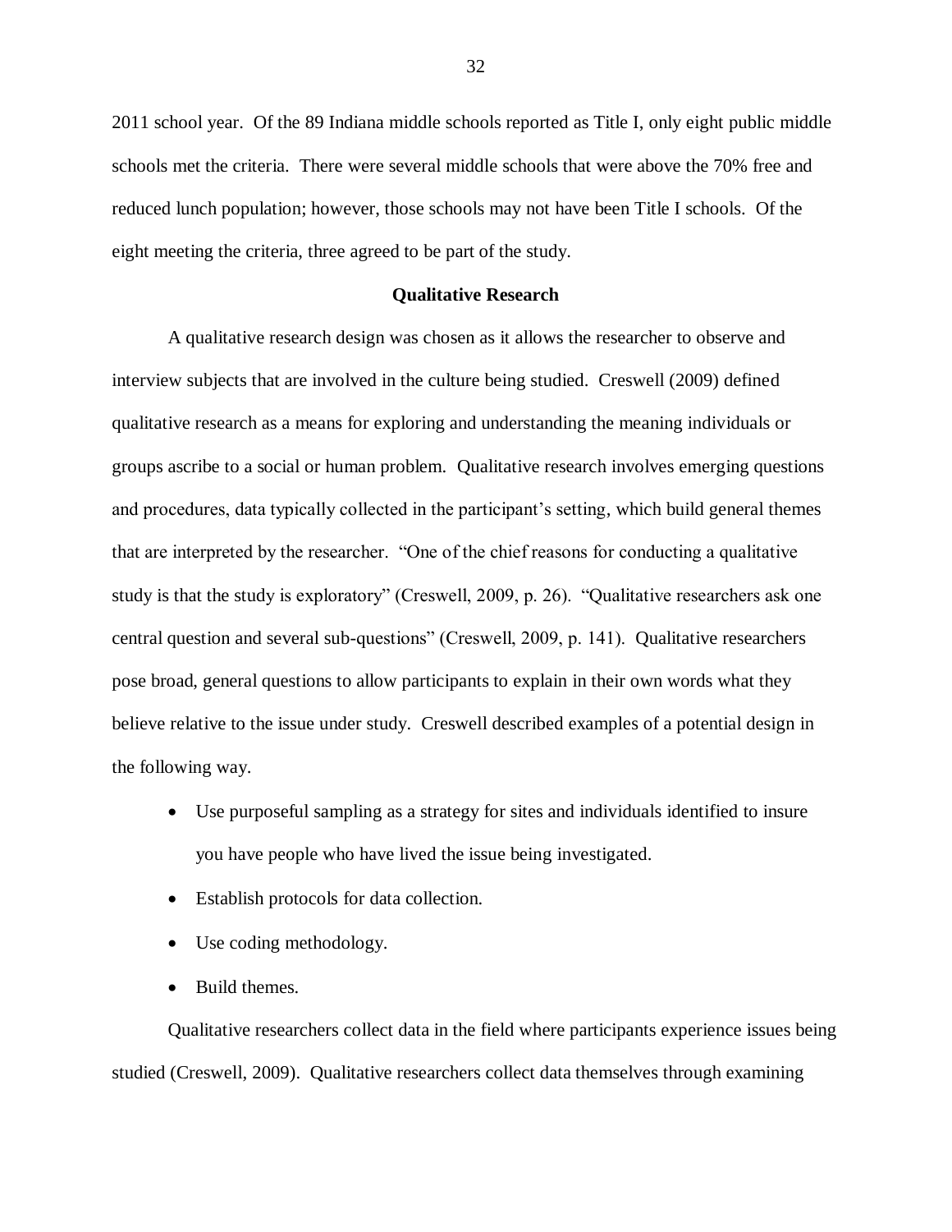2011 school year. Of the 89 Indiana middle schools reported as Title I, only eight public middle schools met the criteria. There were several middle schools that were above the 70% free and reduced lunch population; however, those schools may not have been Title I schools. Of the eight meeting the criteria, three agreed to be part of the study.

## Qualitative Research

A qualitative research design was chosen as it allows the researcher to observe and interview subjects that are involved in the culture being studied. Creswell (2009) defined qualitative research as a means for exploring and understanding the meaning individuals or groups ascribe to a social or human problem. Qualitative research involves emerging questions and procedures, data typically collected in the participant's setting, which build general themes that are interpreted by the researcher. "One of the chief reasons for conducting a qualitative study is that the study is exploratory" (Creswell, 2009, p. 26). "Qualitative researchers ask one central question and several sub-questions" (Creswell, 2009, p. 141). Qualitative researchers pose broad, general questions to allow participants to explain in their own words what they believe relative to the issue under study. Creswell described examples of a potential design in the following way.

- Use purposeful sampling as a strategy for sites and individuals identified to insure you have people who have lived the issue being investigated.
- Establish protocols for data collection.
- Use coding methodology.
- Build themes.

Qualitative researchers collect data in the field where participants experience issues being studied (Creswell, 2009). Qualitative researchers collect data themselves through examining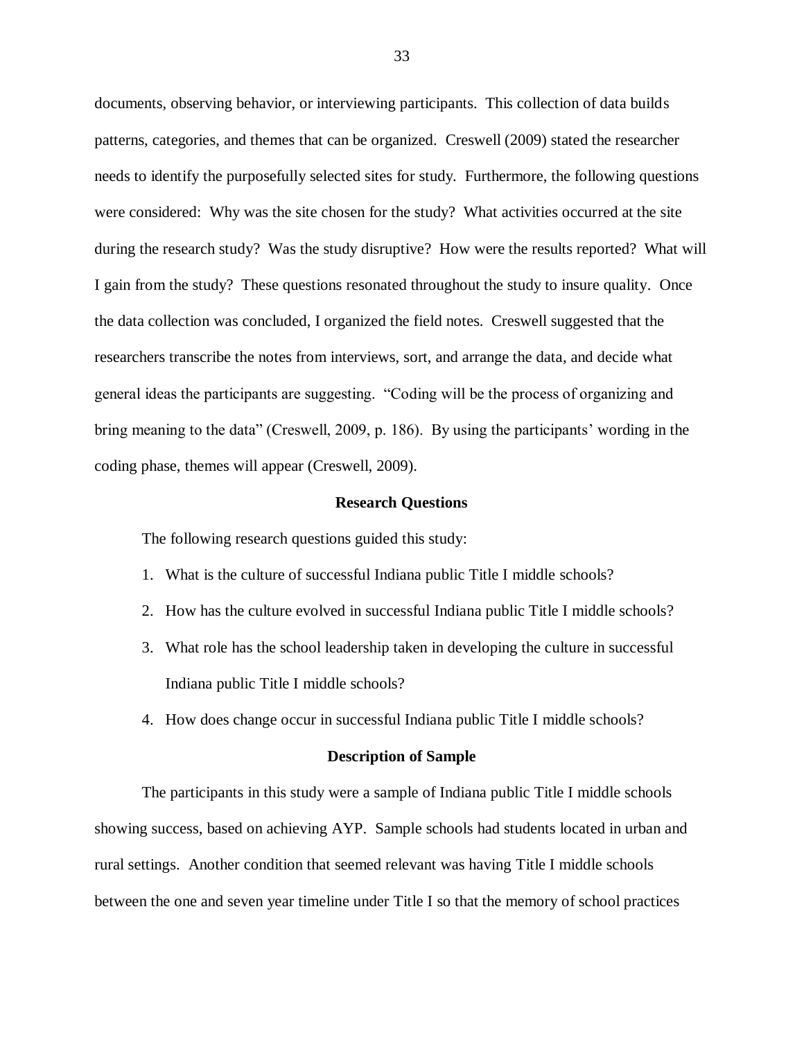documents, observing behavior, or interviewing participants. This collection of data builds patterns, categories, and themes that can be organized. Creswell (2009) stated the researcher needs to identify the purposefully selected sites for study. Furthermore, the following questions were considered: Why was the site chosen for the study? What activities occurred at the site during the research study? Was the study disruptive? How were the results reported? What will I gain from the study? These questions resonated throughout the study to insure quality. Once the data collection was concluded, I organized the field notes. Creswell suggested that the researchers transcribe the notes from interviews, sort, and arrange the data, and decide what general ideas the participants are suggesting. "Coding will be the process of organizing and bring meaning to the data" (Creswell, 2009, p. 186). By using the participants' wording in the coding phase, themes will appear (Creswell, 2009).

## Research Questions

The following research questions guided this study:

1. What is the culture of successful Indiana public Title I middle schools?
2. How has the culture evolved in successful Indiana public Title I middle schools?
3. What role has the school leadership taken in developing the culture in successful Indiana public Title I middle schools?
4. How does change occur in successful Indiana public Title I middle schools?

## Description of Sample

The participants in this study were a sample of Indiana public Title I middle schools showing success, based on achieving AYP. Sample schools had students located in urban and rural settings. Another condition that seemed relevant was having Title I middle schools between the one and seven year timeline under Title I so that the memory of school practices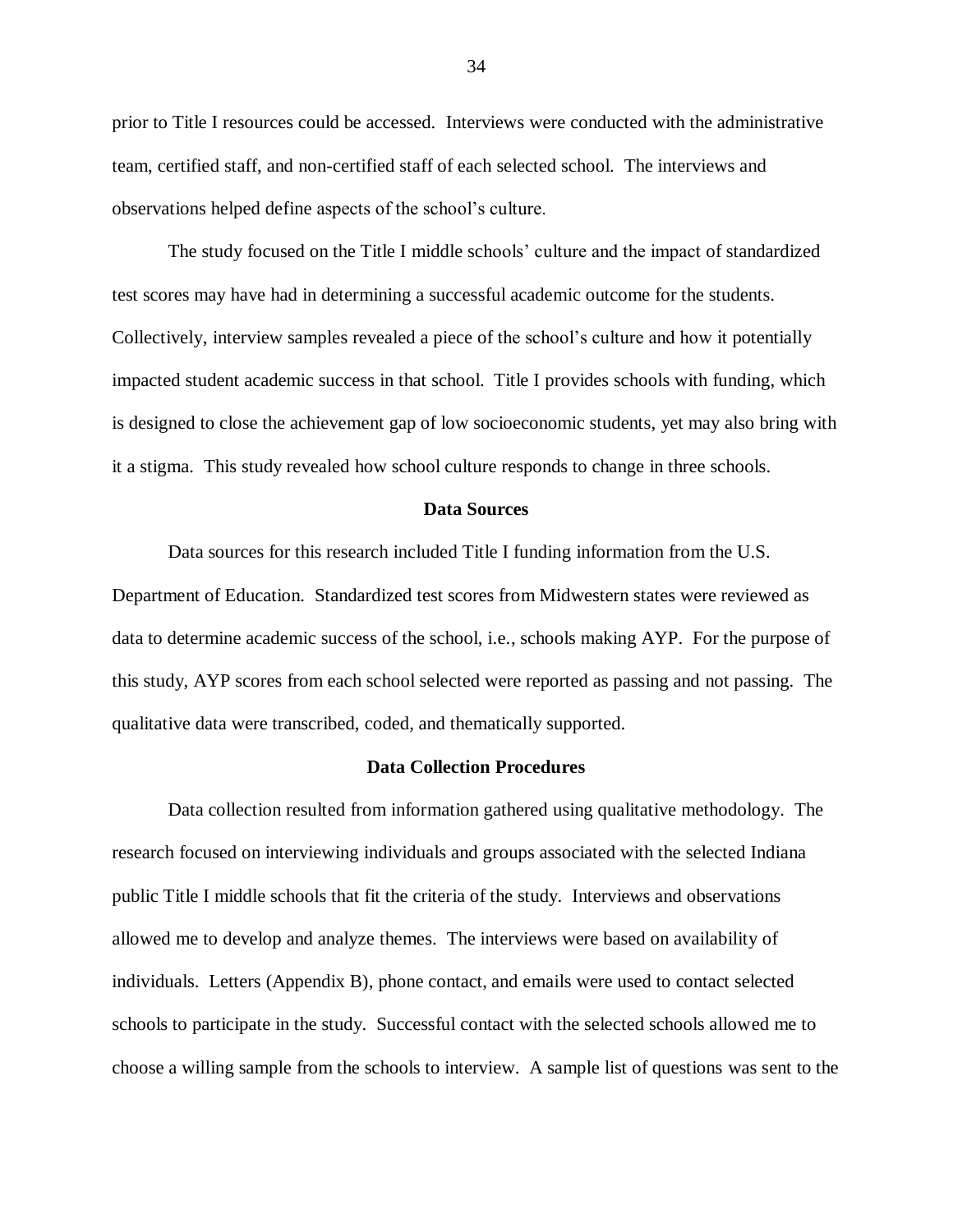prior to Title I resources could be accessed. Interviews were conducted with the administrative team, certified staff, and non-certified staff of each selected school. The interviews and observations helped define aspects of the school's culture.

The study focused on the Title I middle schools' culture and the impact of standardized test scores may have had in determining a successful academic outcome for the students. Collectively, interview samples revealed a piece of the school's culture and how it potentially impacted student academic success in that school. Title I provides schools with funding, which is designed to close the achievement gap of low socioeconomic students, yet may also bring with it a stigma. This study revealed how school culture responds to change in three schools.

## Data Sources

Data sources for this research included Title I funding information from the U.S. Department of Education. Standardized test scores from Midwestern states were reviewed as data to determine academic success of the school, i.e., schools making AYP. For the purpose of this study, AYP scores from each school selected were reported as passing and not passing. The qualitative data were transcribed, coded, and thematically supported.

## Data Collection Procedures

Data collection resulted from information gathered using qualitative methodology. The research focused on interviewing individuals and groups associated with the selected Indiana public Title I middle schools that fit the criteria of the study. Interviews and observations allowed me to develop and analyze themes. The interviews were based on availability of individuals. Letters (Appendix B), phone contact, and emails were used to contact selected schools to participate in the study. Successful contact with the selected schools allowed me to choose a willing sample from the schools to interview. A sample list of questions was sent to the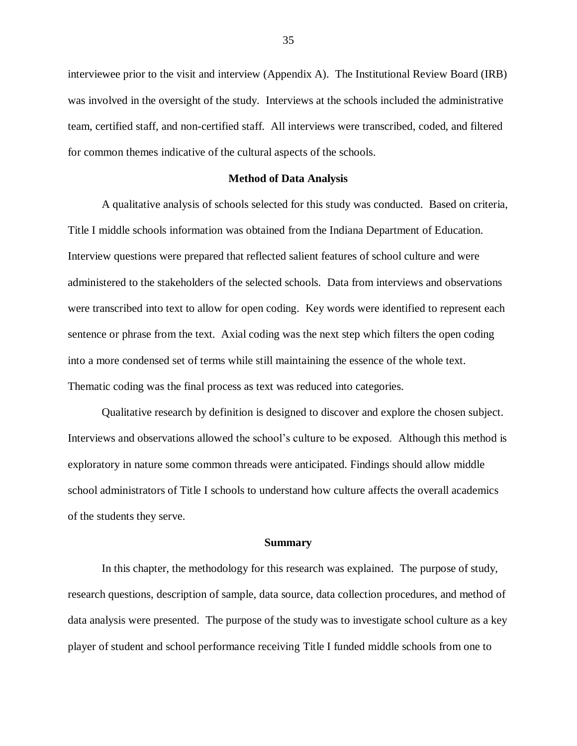interviewee prior to the visit and interview (Appendix A). The Institutional Review Board (IRB) was involved in the oversight of the study. Interviews at the schools included the administrative team, certified staff, and non-certified staff. All interviews were transcribed, coded, and filtered for common themes indicative of the cultural aspects of the schools.

## Method of Data Analysis

A qualitative analysis of schools selected for this study was conducted. Based on criteria, Title I middle schools information was obtained from the Indiana Department of Education. Interview questions were prepared that reflected salient features of school culture and were administered to the stakeholders of the selected schools. Data from interviews and observations were transcribed into text to allow for open coding. Key words were identified to represent each sentence or phrase from the text. Axial coding was the next step which filters the open coding into a more condensed set of terms while still maintaining the essence of the whole text. Thematic coding was the final process as text was reduced into categories.

Qualitative research by definition is designed to discover and explore the chosen subject. Interviews and observations allowed the school's culture to be exposed. Although this method is exploratory in nature some common threads were anticipated. Findings should allow middle school administrators of Title I schools to understand how culture affects the overall academics of the students they serve.

## Summary

In this chapter, the methodology for this research was explained. The purpose of study, research questions, description of sample, data source, data collection procedures, and method of data analysis were presented. The purpose of the study was to investigate school culture as a key player of student and school performance receiving Title I funded middle schools from one to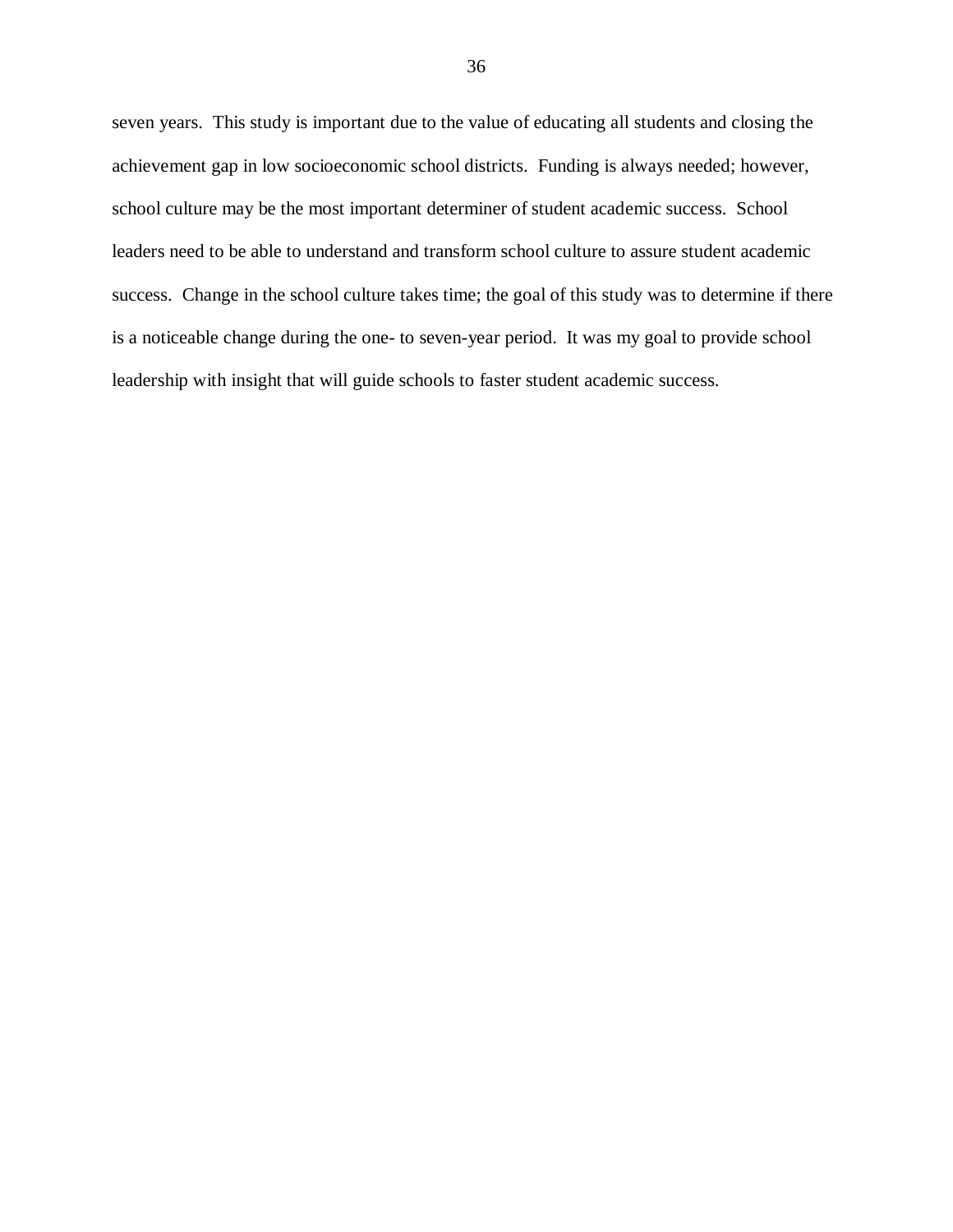seven years. This study is important due to the value of educating all students and closing the achievement gap in low socioeconomic school districts. Funding is always needed; however, school culture may be the most important determiner of student academic success. School leaders need to be able to understand and transform school culture to assure student academic success. Change in the school culture takes time; the goal of this study was to determine if there is a noticeable change during the one- to seven-year period. It was my goal to provide school leadership with insight that will guide schools to faster student academic success.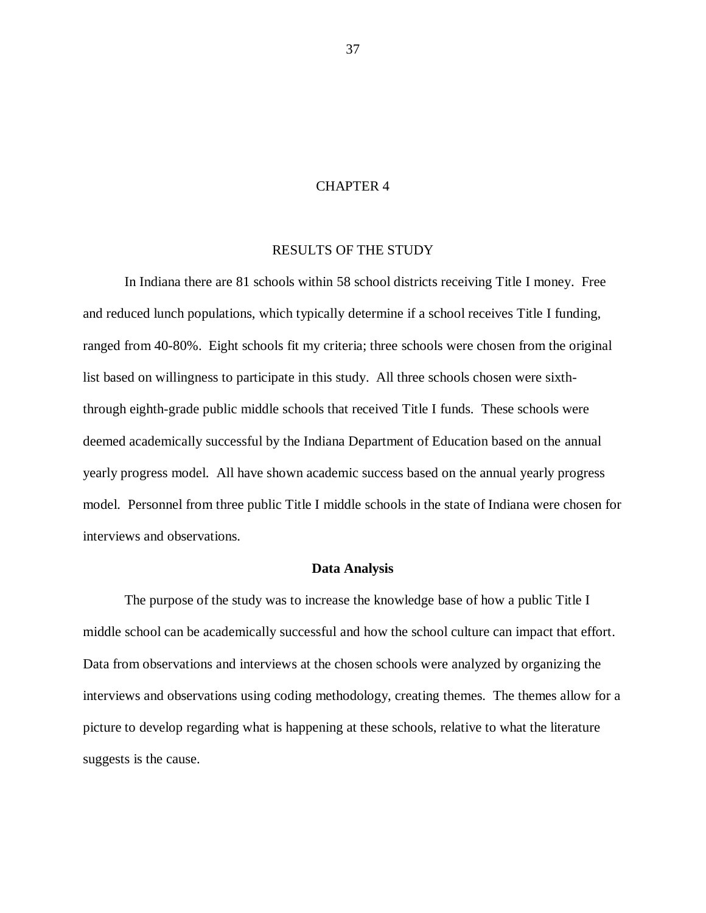# CHAPTER 4

# RESULTS OF THE STUDY

In Indiana there are 81 schools within 58 school districts receiving Title I money. Free and reduced lunch populations, which typically determine if a school receives Title I funding, ranged from 40-80%. Eight schools fit my criteria; three schools were chosen from the original list based on willingness to participate in this study. All three schools chosen were sixth-through eighth-grade public middle schools that received Title I funds. These schools were deemed academically successful by the Indiana Department of Education based on the annual yearly progress model. All have shown academic success based on the annual yearly progress model. Personnel from three public Title I middle schools in the state of Indiana were chosen for interviews and observations.

## Data Analysis

The purpose of the study was to increase the knowledge base of how a public Title I middle school can be academically successful and how the school culture can impact that effort. Data from observations and interviews at the chosen schools were analyzed by organizing the interviews and observations using coding methodology, creating themes. The themes allow for a picture to develop regarding what is happening at these schools, relative to what the literature suggests is the cause.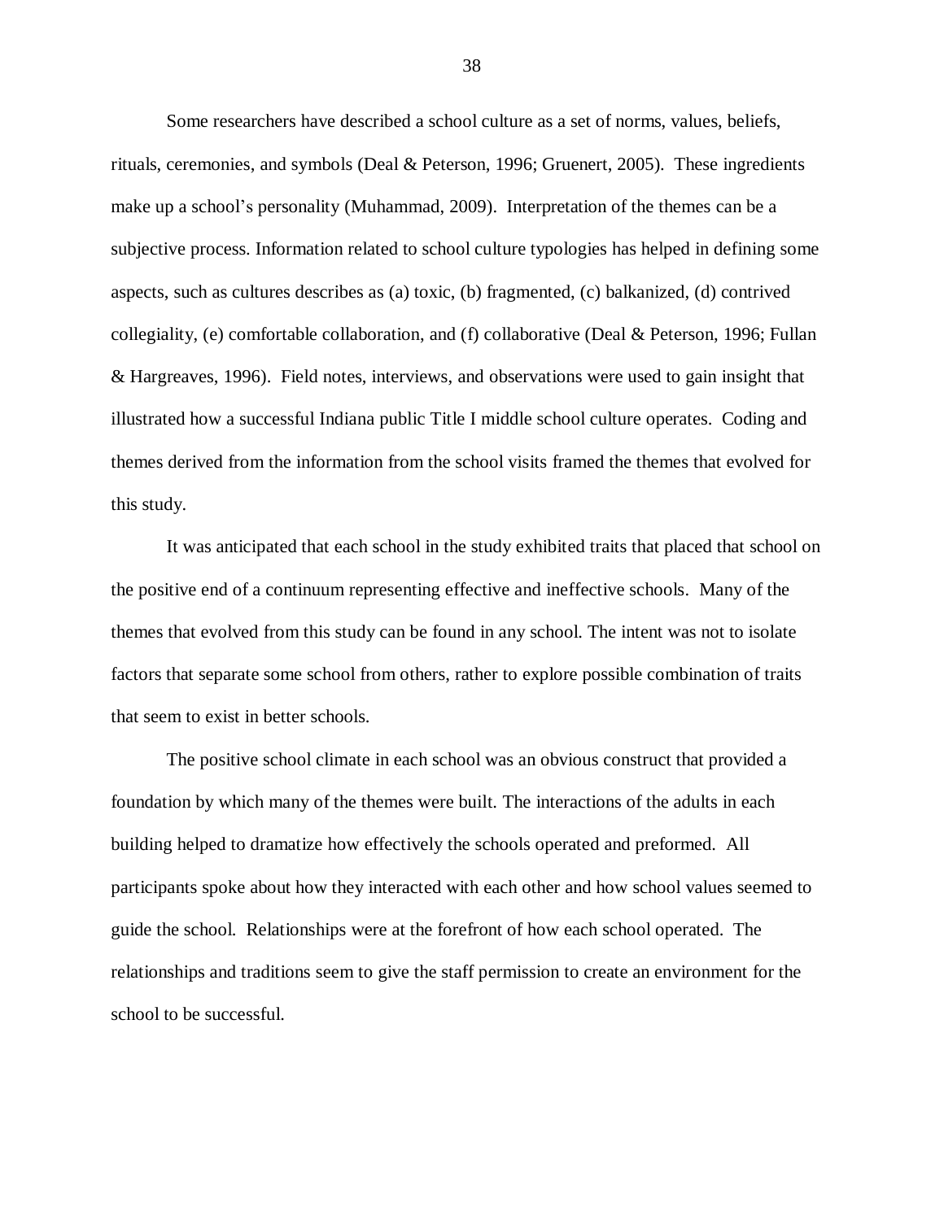Some researchers have described a school culture as a set of norms, values, beliefs, rituals, ceremonies, and symbols (Deal & Peterson, 1996; Gruenert, 2005). These ingredients make up a school's personality (Muhammad, 2009). Interpretation of the themes can be a subjective process. Information related to school culture typologies has helped in defining some aspects, such as cultures describes as (a) toxic, (b) fragmented, (c) balkanized, (d) contrived collegiality, (e) comfortable collaboration, and (f) collaborative (Deal & Peterson, 1996; Fullan & Hargreaves, 1996). Field notes, interviews, and observations were used to gain insight that illustrated how a successful Indiana public Title I middle school culture operates. Coding and themes derived from the information from the school visits framed the themes that evolved for this study.

It was anticipated that each school in the study exhibited traits that placed that school on the positive end of a continuum representing effective and ineffective schools. Many of the themes that evolved from this study can be found in any school. The intent was not to isolate factors that separate some school from others, rather to explore possible combination of traits that seem to exist in better schools.

The positive school climate in each school was an obvious construct that provided a foundation by which many of the themes were built. The interactions of the adults in each building helped to dramatize how effectively the schools operated and preformed. All participants spoke about how they interacted with each other and how school values seemed to guide the school. Relationships were at the forefront of how each school operated. The relationships and traditions seem to give the staff permission to create an environment for the school to be successful.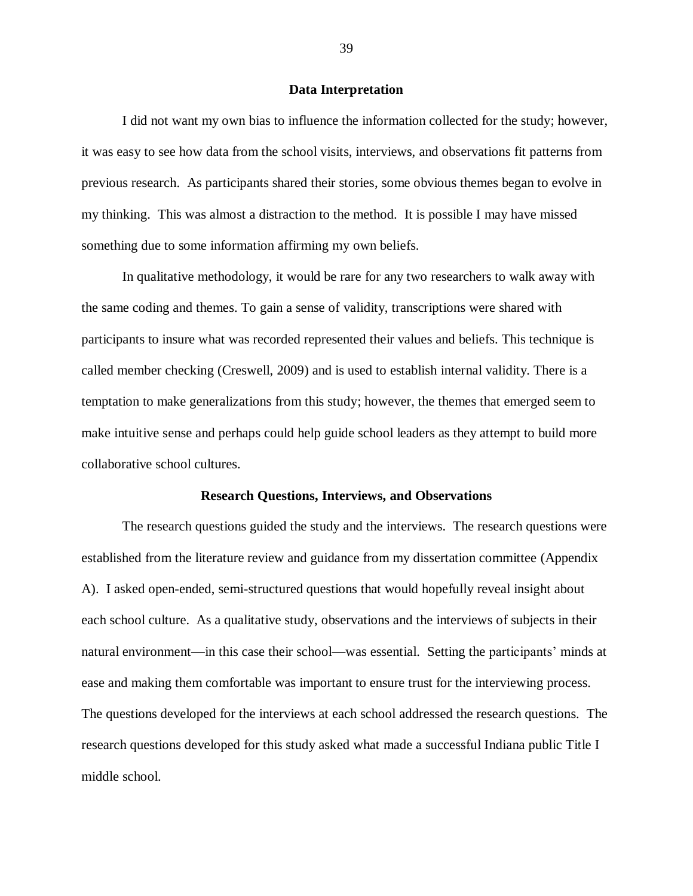## Data Interpretation

I did not want my own bias to influence the information collected for the study; however, it was easy to see how data from the school visits, interviews, and observations fit patterns from previous research. As participants shared their stories, some obvious themes began to evolve in my thinking. This was almost a distraction to the method. It is possible I may have missed something due to some information affirming my own beliefs.

In qualitative methodology, it would be rare for any two researchers to walk away with the same coding and themes. To gain a sense of validity, transcriptions were shared with participants to insure what was recorded represented their values and beliefs. This technique is called member checking (Creswell, 2009) and is used to establish internal validity. There is a temptation to make generalizations from this study; however, the themes that emerged seem to make intuitive sense and perhaps could help guide school leaders as they attempt to build more collaborative school cultures.

## Research Questions, Interviews, and Observations

The research questions guided the study and the interviews. The research questions were established from the literature review and guidance from my dissertation committee (Appendix A). I asked open-ended, semi-structured questions that would hopefully reveal insight about each school culture. As a qualitative study, observations and the interviews of subjects in their natural environment—in this case their school—was essential. Setting the participants' minds at ease and making them comfortable was important to ensure trust for the interviewing process. The questions developed for the interviews at each school addressed the research questions. The research questions developed for this study asked what made a successful Indiana public Title I middle school.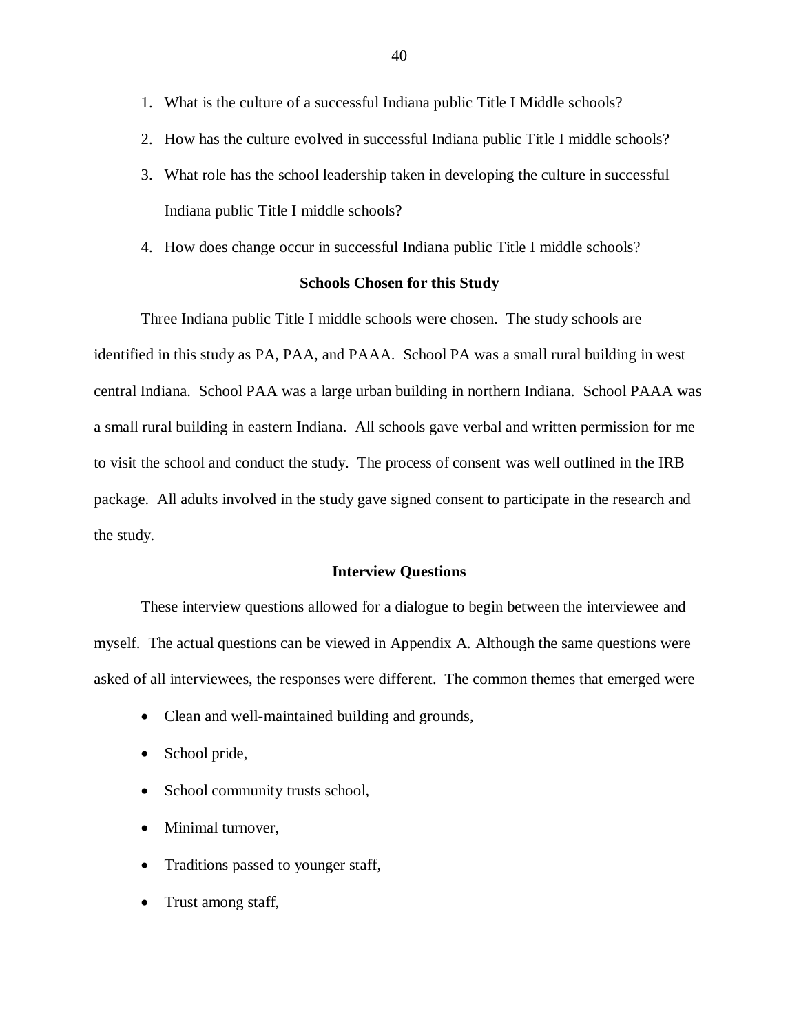1. What is the culture of a successful Indiana public Title I Middle schools?
2. How has the culture evolved in successful Indiana public Title I middle schools?
3. What role has the school leadership taken in developing the culture in successful Indiana public Title I middle schools?
4. How does change occur in successful Indiana public Title I middle schools?

### Schools Chosen for this Study

Three Indiana public Title I middle schools were chosen. The study schools are identified in this study as PA, PAA, and PAAA. School PA was a small rural building in west central Indiana. School PAA was a large urban building in northern Indiana. School PAAA was a small rural building in eastern Indiana. All schools gave verbal and written permission for me to visit the school and conduct the study. The process of consent was well outlined in the IRB package. All adults involved in the study gave signed consent to participate in the research and the study.

### Interview Questions

These interview questions allowed for a dialogue to begin between the interviewee and myself. The actual questions can be viewed in Appendix A. Although the same questions were asked of all interviewees, the responses were different. The common themes that emerged were

- Clean and well-maintained building and grounds,
- School pride,
- School community trusts school,
- Minimal turnover,
- Traditions passed to younger staff,
- Trust among staff,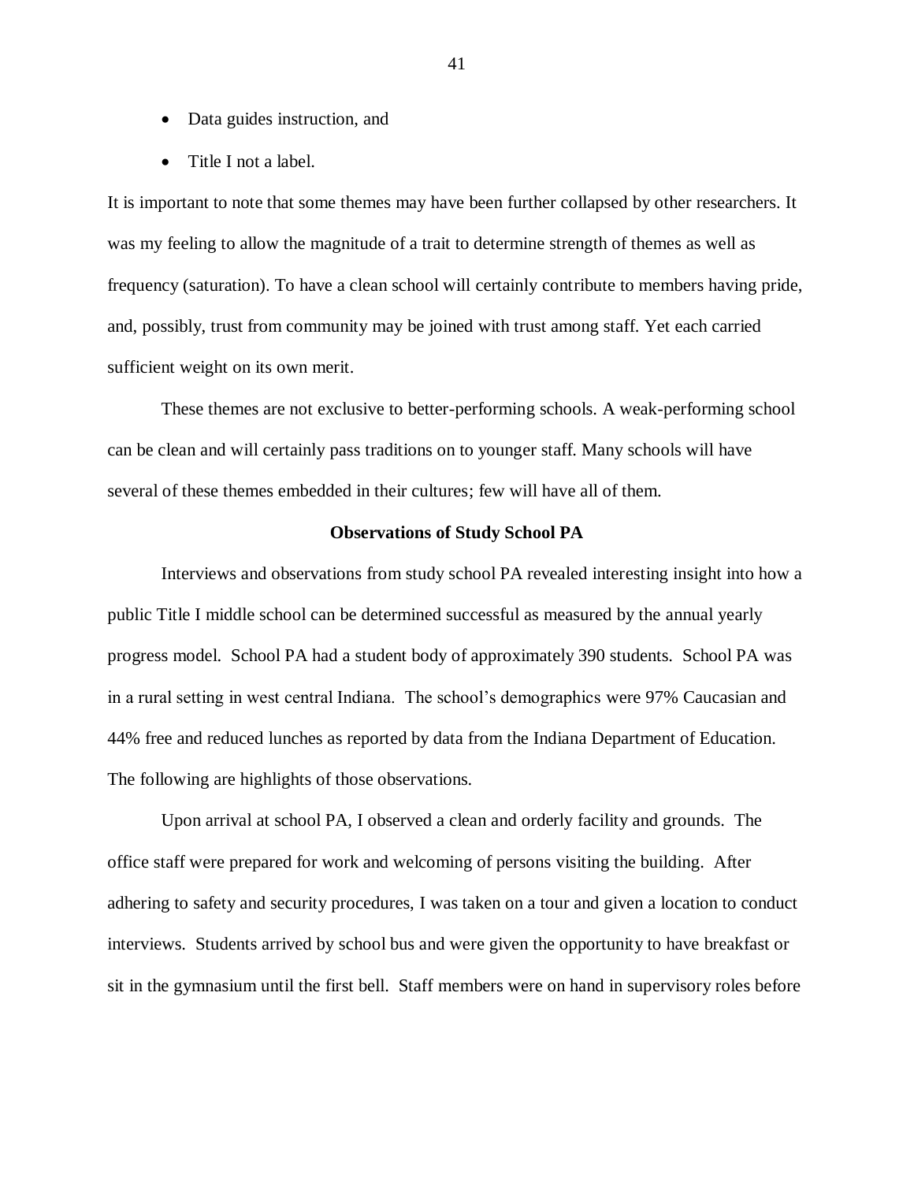- Data guides instruction, and
- Title I not a label.

It is important to note that some themes may have been further collapsed by other researchers. It was my feeling to allow the magnitude of a trait to determine strength of themes as well as frequency (saturation). To have a clean school will certainly contribute to members having pride, and, possibly, trust from community may be joined with trust among staff. Yet each carried sufficient weight on its own merit.

These themes are not exclusive to better-performing schools. A weak-performing school can be clean and will certainly pass traditions on to younger staff. Many schools will have several of these themes embedded in their cultures; few will have all of them.

## Observations of Study School PA

Interviews and observations from study school PA revealed interesting insight into how a public Title I middle school can be determined successful as measured by the annual yearly progress model. School PA had a student body of approximately 390 students. School PA was in a rural setting in west central Indiana. The school's demographics were 97% Caucasian and 44% free and reduced lunches as reported by data from the Indiana Department of Education. The following are highlights of those observations.

Upon arrival at school PA, I observed a clean and orderly facility and grounds. The office staff were prepared for work and welcoming of persons visiting the building. After adhering to safety and security procedures, I was taken on a tour and given a location to conduct interviews. Students arrived by school bus and were given the opportunity to have breakfast or sit in the gymnasium until the first bell. Staff members were on hand in supervisory roles before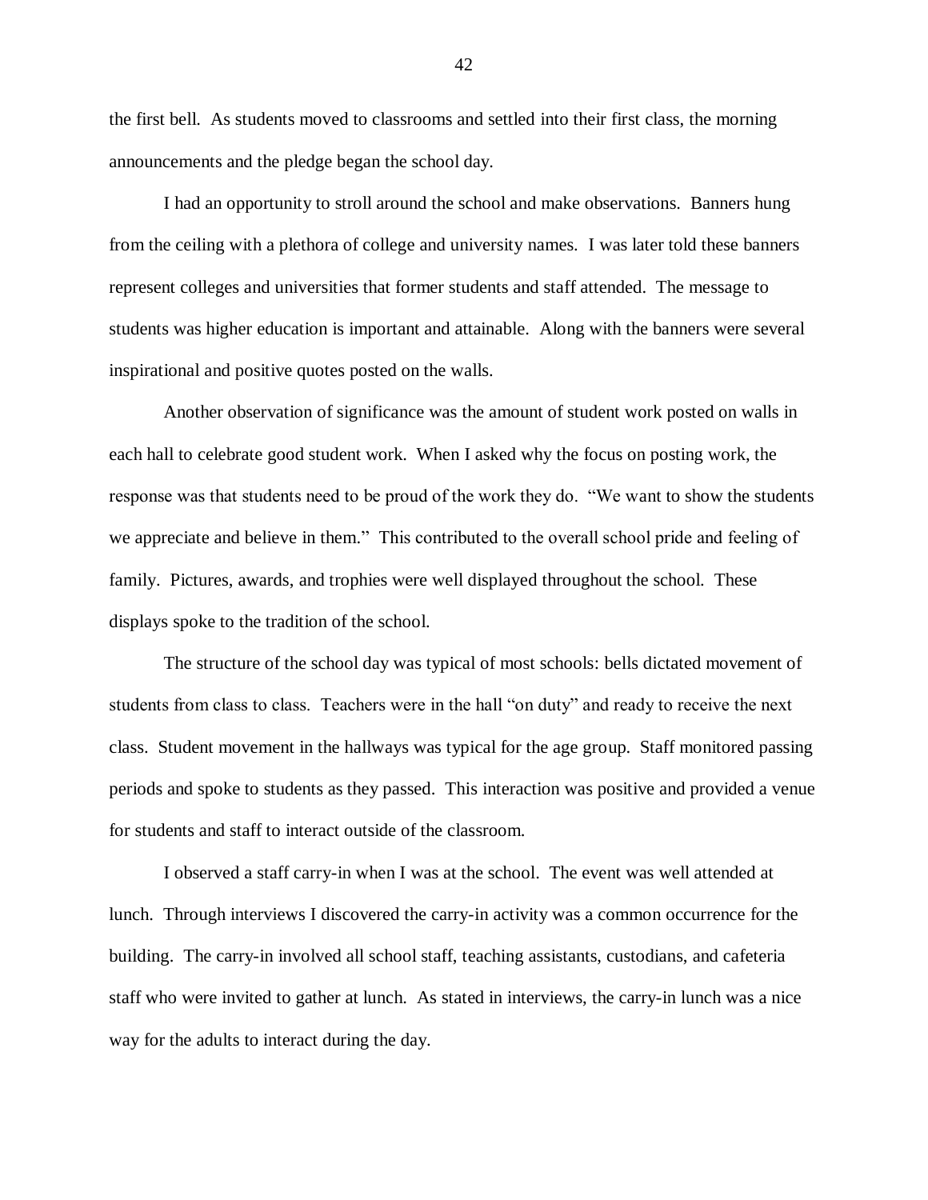the first bell. As students moved to classrooms and settled into their first class, the morning announcements and the pledge began the school day.

I had an opportunity to stroll around the school and make observations. Banners hung from the ceiling with a plethora of college and university names. I was later told these banners represent colleges and universities that former students and staff attended. The message to students was higher education is important and attainable. Along with the banners were several inspirational and positive quotes posted on the walls.

Another observation of significance was the amount of student work posted on walls in each hall to celebrate good student work. When I asked why the focus on posting work, the response was that students need to be proud of the work they do. "We want to show the students we appreciate and believe in them." This contributed to the overall school pride and feeling of family. Pictures, awards, and trophies were well displayed throughout the school. These displays spoke to the tradition of the school.

The structure of the school day was typical of most schools: bells dictated movement of students from class to class. Teachers were in the hall "on duty" and ready to receive the next class. Student movement in the hallways was typical for the age group. Staff monitored passing periods and spoke to students as they passed. This interaction was positive and provided a venue for students and staff to interact outside of the classroom.

I observed a staff carry-in when I was at the school. The event was well attended at lunch. Through interviews I discovered the carry-in activity was a common occurrence for the building. The carry-in involved all school staff, teaching assistants, custodians, and cafeteria staff who were invited to gather at lunch. As stated in interviews, the carry-in lunch was a nice way for the adults to interact during the day.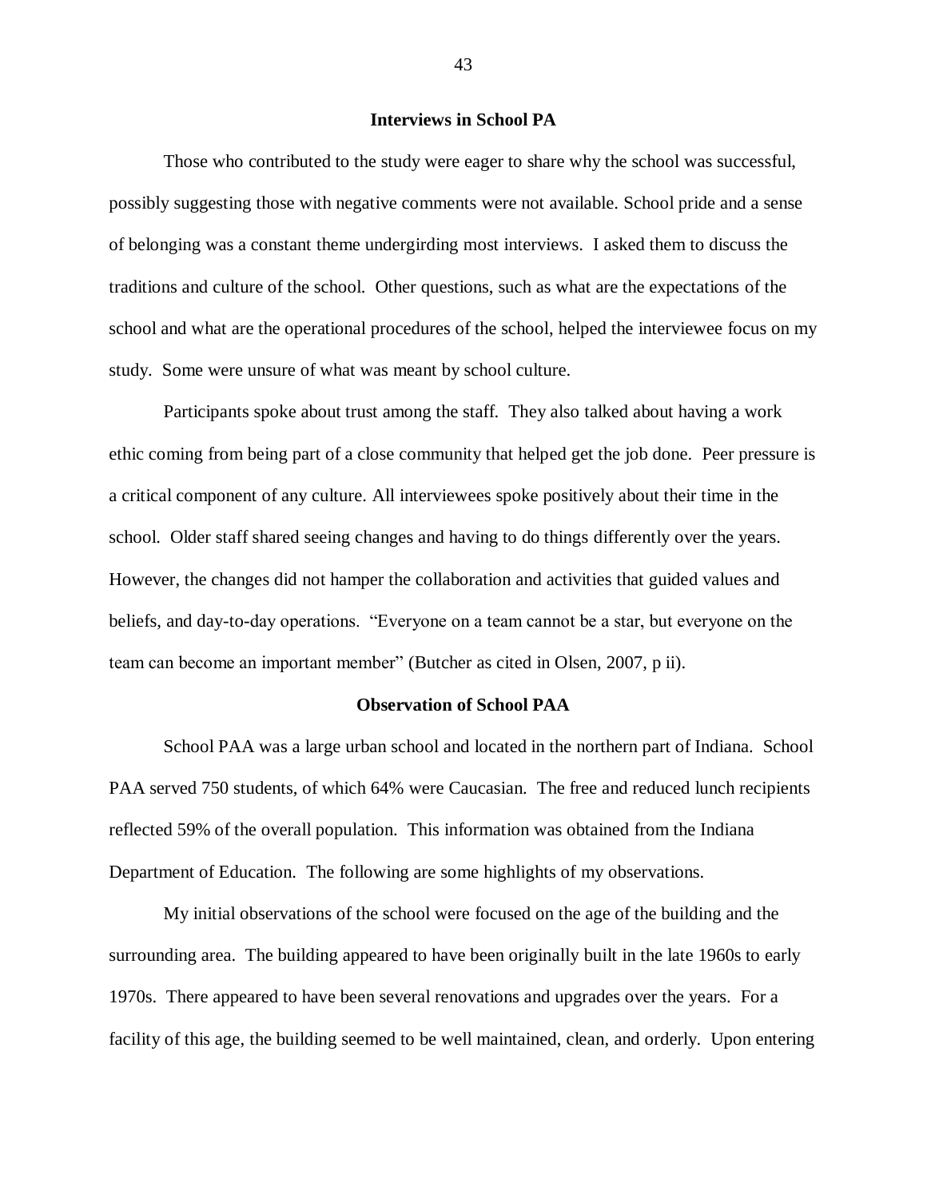### Interviews in School PA

Those who contributed to the study were eager to share why the school was successful, possibly suggesting those with negative comments were not available. School pride and a sense of belonging was a constant theme undergirding most interviews. I asked them to discuss the traditions and culture of the school. Other questions, such as what are the expectations of the school and what are the operational procedures of the school, helped the interviewee focus on my study. Some were unsure of what was meant by school culture.

Participants spoke about trust among the staff. They also talked about having a work ethic coming from being part of a close community that helped get the job done. Peer pressure is a critical component of any culture. All interviewees spoke positively about their time in the school. Older staff shared seeing changes and having to do things differently over the years. However, the changes did not hamper the collaboration and activities that guided values and beliefs, and day-to-day operations. “Everyone on a team cannot be a star, but everyone on the team can become an important member” (Butcher as cited in Olsen, 2007, p ii).

### Observation of School PAA

School PAA was a large urban school and located in the northern part of Indiana. School PAA served 750 students, of which 64% were Caucasian. The free and reduced lunch recipients reflected 59% of the overall population. This information was obtained from the Indiana Department of Education. The following are some highlights of my observations.

My initial observations of the school were focused on the age of the building and the surrounding area. The building appeared to have been originally built in the late 1960s to early 1970s. There appeared to have been several renovations and upgrades over the years. For a facility of this age, the building seemed to be well maintained, clean, and orderly. Upon entering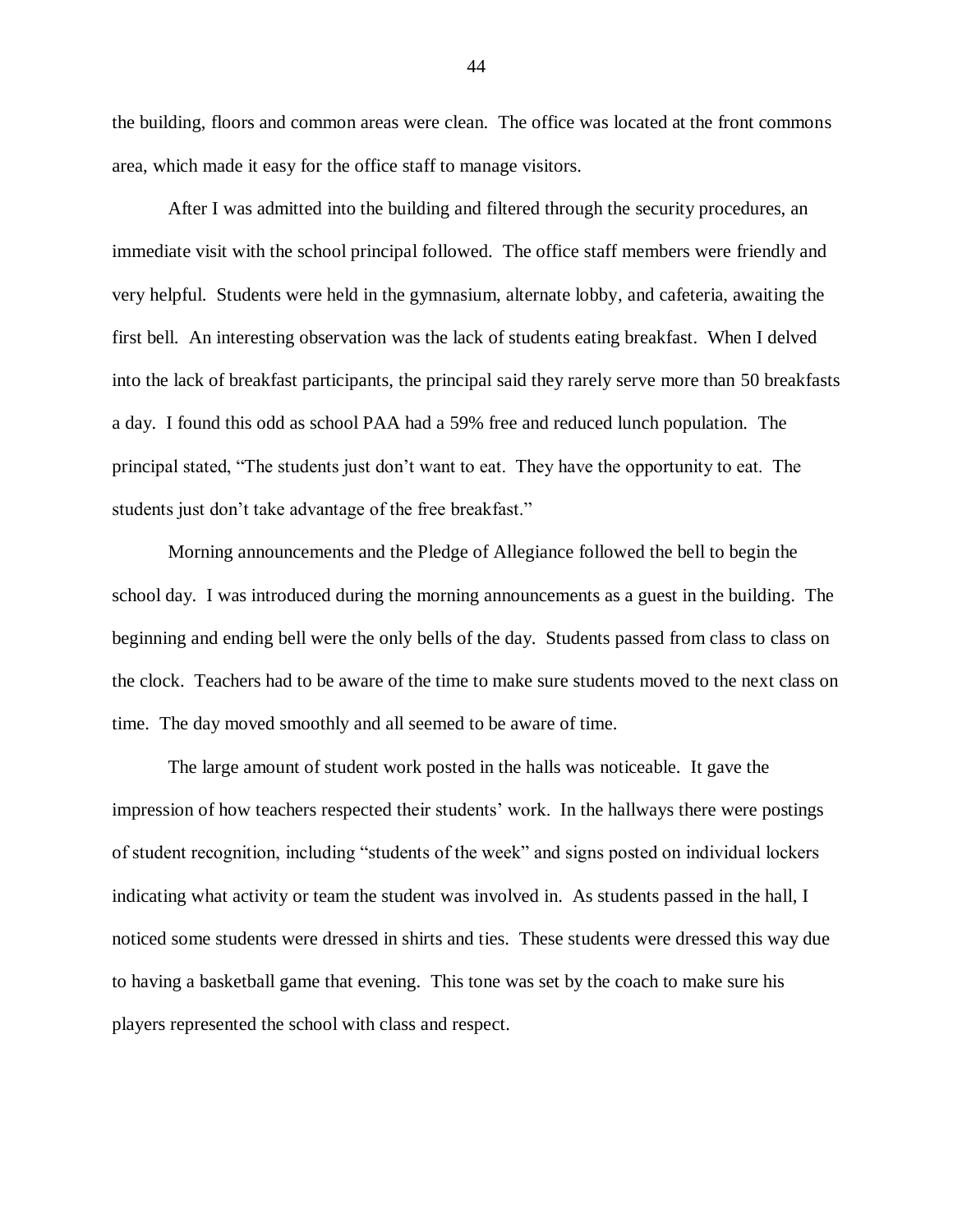the building, floors and common areas were clean. The office was located at the front commons area, which made it easy for the office staff to manage visitors.

After I was admitted into the building and filtered through the security procedures, an immediate visit with the school principal followed. The office staff members were friendly and very helpful. Students were held in the gymnasium, alternate lobby, and cafeteria, awaiting the first bell. An interesting observation was the lack of students eating breakfast. When I delved into the lack of breakfast participants, the principal said they rarely serve more than 50 breakfasts a day. I found this odd as school PAA had a 59% free and reduced lunch population. The principal stated, "The students just don't want to eat. They have the opportunity to eat. The students just don't take advantage of the free breakfast."

Morning announcements and the Pledge of Allegiance followed the bell to begin the school day. I was introduced during the morning announcements as a guest in the building. The beginning and ending bell were the only bells of the day. Students passed from class to class on the clock. Teachers had to be aware of the time to make sure students moved to the next class on time. The day moved smoothly and all seemed to be aware of time.

The large amount of student work posted in the halls was noticeable. It gave the impression of how teachers respected their students' work. In the hallways there were postings of student recognition, including "students of the week" and signs posted on individual lockers indicating what activity or team the student was involved in. As students passed in the hall, I noticed some students were dressed in shirts and ties. These students were dressed this way due to having a basketball game that evening. This tone was set by the coach to make sure his players represented the school with class and respect.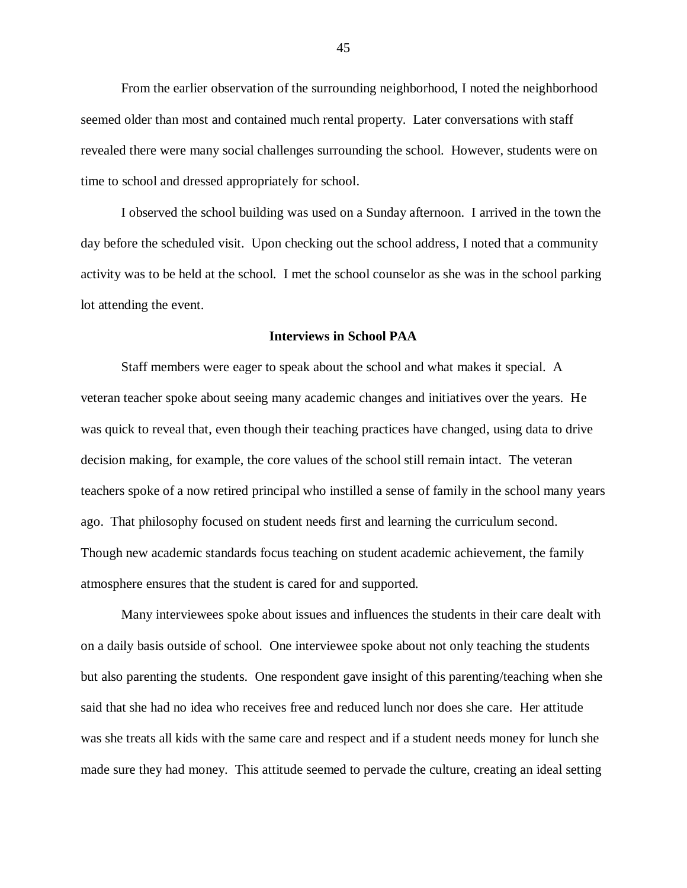From the earlier observation of the surrounding neighborhood, I noted the neighborhood seemed older than most and contained much rental property. Later conversations with staff revealed there were many social challenges surrounding the school. However, students were on time to school and dressed appropriately for school.

I observed the school building was used on a Sunday afternoon. I arrived in the town the day before the scheduled visit. Upon checking out the school address, I noted that a community activity was to be held at the school. I met the school counselor as she was in the school parking lot attending the event.

### Interviews in School PAA

Staff members were eager to speak about the school and what makes it special. A veteran teacher spoke about seeing many academic changes and initiatives over the years. He was quick to reveal that, even though their teaching practices have changed, using data to drive decision making, for example, the core values of the school still remain intact. The veteran teachers spoke of a now retired principal who instilled a sense of family in the school many years ago. That philosophy focused on student needs first and learning the curriculum second. Though new academic standards focus teaching on student academic achievement, the family atmosphere ensures that the student is cared for and supported.

Many interviewees spoke about issues and influences the students in their care dealt with on a daily basis outside of school. One interviewee spoke about not only teaching the students but also parenting the students. One respondent gave insight of this parenting/teaching when she said that she had no idea who receives free and reduced lunch nor does she care. Her attitude was she treats all kids with the same care and respect and if a student needs money for lunch she made sure they had money. This attitude seemed to pervade the culture, creating an ideal setting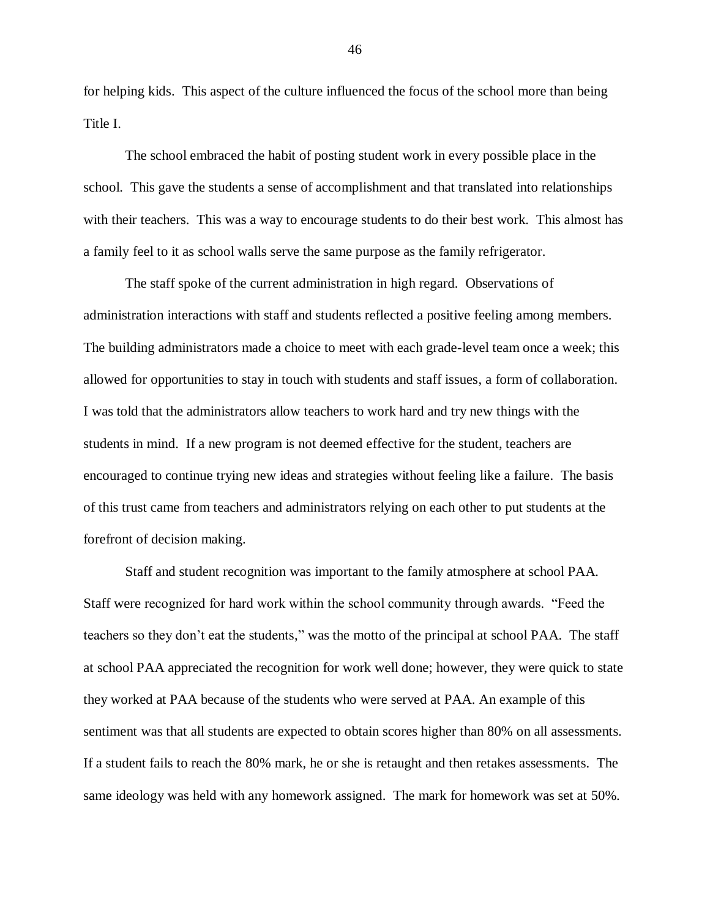for helping kids. This aspect of the culture influenced the focus of the school more than being Title I.

The school embraced the habit of posting student work in every possible place in the school. This gave the students a sense of accomplishment and that translated into relationships with their teachers. This was a way to encourage students to do their best work. This almost has a family feel to it as school walls serve the same purpose as the family refrigerator.

The staff spoke of the current administration in high regard. Observations of administration interactions with staff and students reflected a positive feeling among members. The building administrators made a choice to meet with each grade-level team once a week; this allowed for opportunities to stay in touch with students and staff issues, a form of collaboration. I was told that the administrators allow teachers to work hard and try new things with the students in mind. If a new program is not deemed effective for the student, teachers are encouraged to continue trying new ideas and strategies without feeling like a failure. The basis of this trust came from teachers and administrators relying on each other to put students at the forefront of decision making.

Staff and student recognition was important to the family atmosphere at school PAA. Staff were recognized for hard work within the school community through awards. "Feed the teachers so they don't eat the students," was the motto of the principal at school PAA. The staff at school PAA appreciated the recognition for work well done; however, they were quick to state they worked at PAA because of the students who were served at PAA. An example of this sentiment was that all students are expected to obtain scores higher than 80% on all assessments. If a student fails to reach the 80% mark, he or she is retaught and then retakes assessments. The same ideology was held with any homework assigned. The mark for homework was set at 50%.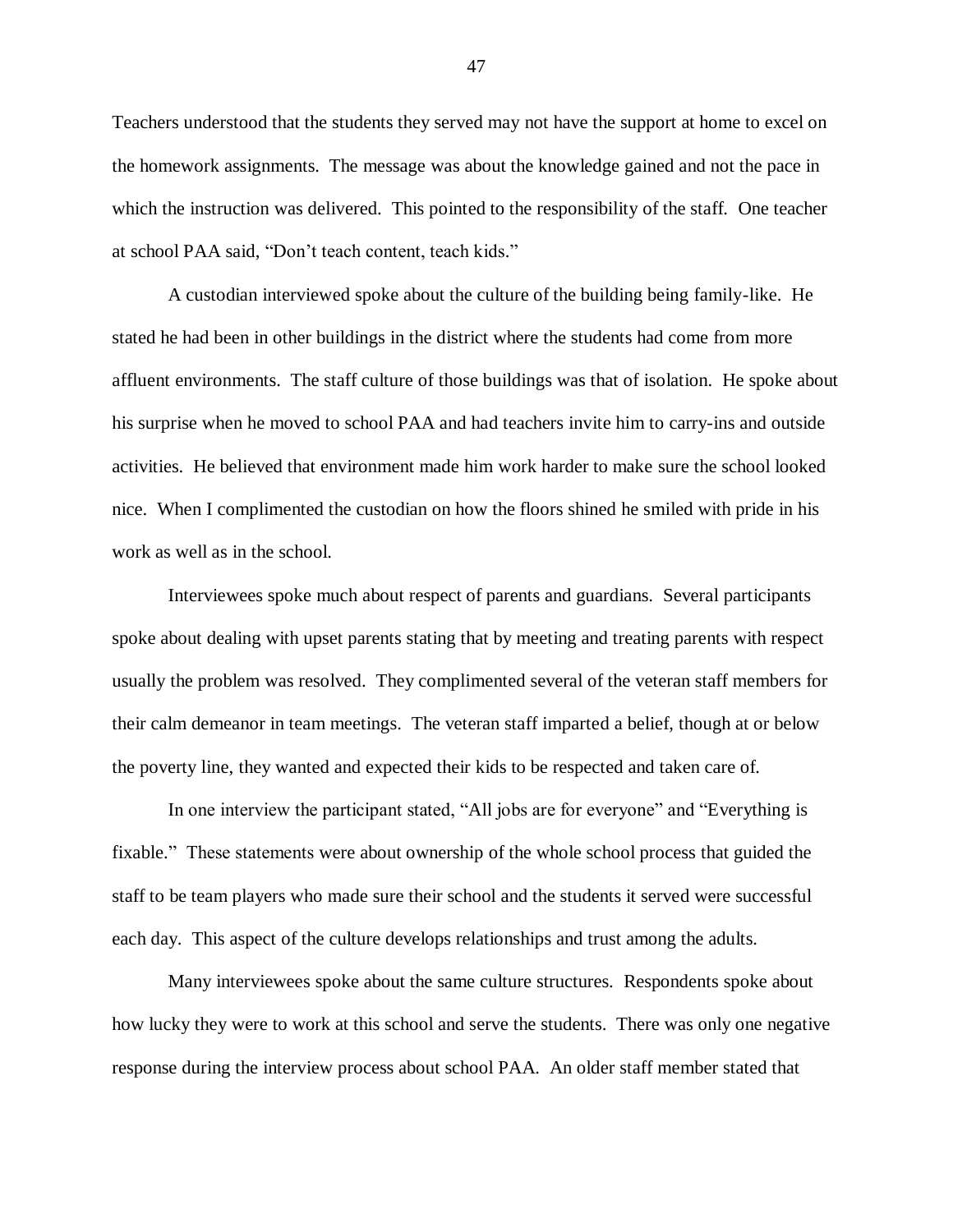Teachers understood that the students they served may not have the support at home to excel on the homework assignments. The message was about the knowledge gained and not the pace in which the instruction was delivered. This pointed to the responsibility of the staff. One teacher at school PAA said, "Don't teach content, teach kids."

A custodian interviewed spoke about the culture of the building being family-like. He stated he had been in other buildings in the district where the students had come from more affluent environments. The staff culture of those buildings was that of isolation. He spoke about his surprise when he moved to school PAA and had teachers invite him to carry-ins and outside activities. He believed that environment made him work harder to make sure the school looked nice. When I complimented the custodian on how the floors shined he smiled with pride in his work as well as in the school.

Interviewees spoke much about respect of parents and guardians. Several participants spoke about dealing with upset parents stating that by meeting and treating parents with respect usually the problem was resolved. They complimented several of the veteran staff members for their calm demeanor in team meetings. The veteran staff imparted a belief, though at or below the poverty line, they wanted and expected their kids to be respected and taken care of.

In one interview the participant stated, "All jobs are for everyone" and "Everything is fixable." These statements were about ownership of the whole school process that guided the staff to be team players who made sure their school and the students it served were successful each day. This aspect of the culture develops relationships and trust among the adults.

Many interviewees spoke about the same culture structures. Respondents spoke about how lucky they were to work at this school and serve the students. There was only one negative response during the interview process about school PAA. An older staff member stated that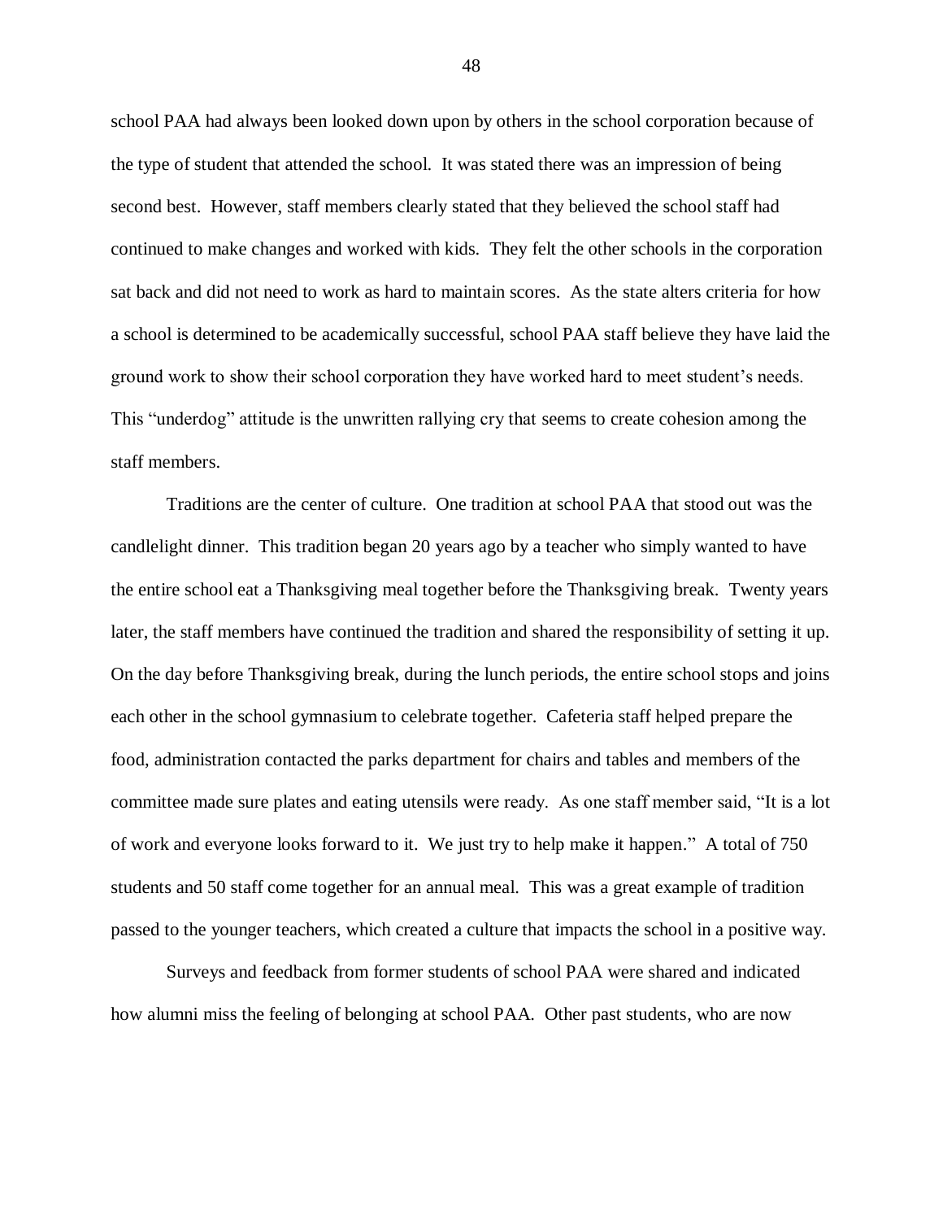school PAA had always been looked down upon by others in the school corporation because of the type of student that attended the school. It was stated there was an impression of being second best. However, staff members clearly stated that they believed the school staff had continued to make changes and worked with kids. They felt the other schools in the corporation sat back and did not need to work as hard to maintain scores. As the state alters criteria for how a school is determined to be academically successful, school PAA staff believe they have laid the ground work to show their school corporation they have worked hard to meet student's needs. This "underdog" attitude is the unwritten rallying cry that seems to create cohesion among the staff members.

Traditions are the center of culture. One tradition at school PAA that stood out was the candlelight dinner. This tradition began 20 years ago by a teacher who simply wanted to have the entire school eat a Thanksgiving meal together before the Thanksgiving break. Twenty years later, the staff members have continued the tradition and shared the responsibility of setting it up. On the day before Thanksgiving break, during the lunch periods, the entire school stops and joins each other in the school gymnasium to celebrate together. Cafeteria staff helped prepare the food, administration contacted the parks department for chairs and tables and members of the committee made sure plates and eating utensils were ready. As one staff member said, "It is a lot of work and everyone looks forward to it. We just try to help make it happen." A total of 750 students and 50 staff come together for an annual meal. This was a great example of tradition passed to the younger teachers, which created a culture that impacts the school in a positive way.

Surveys and feedback from former students of school PAA were shared and indicated how alumni miss the feeling of belonging at school PAA. Other past students, who are now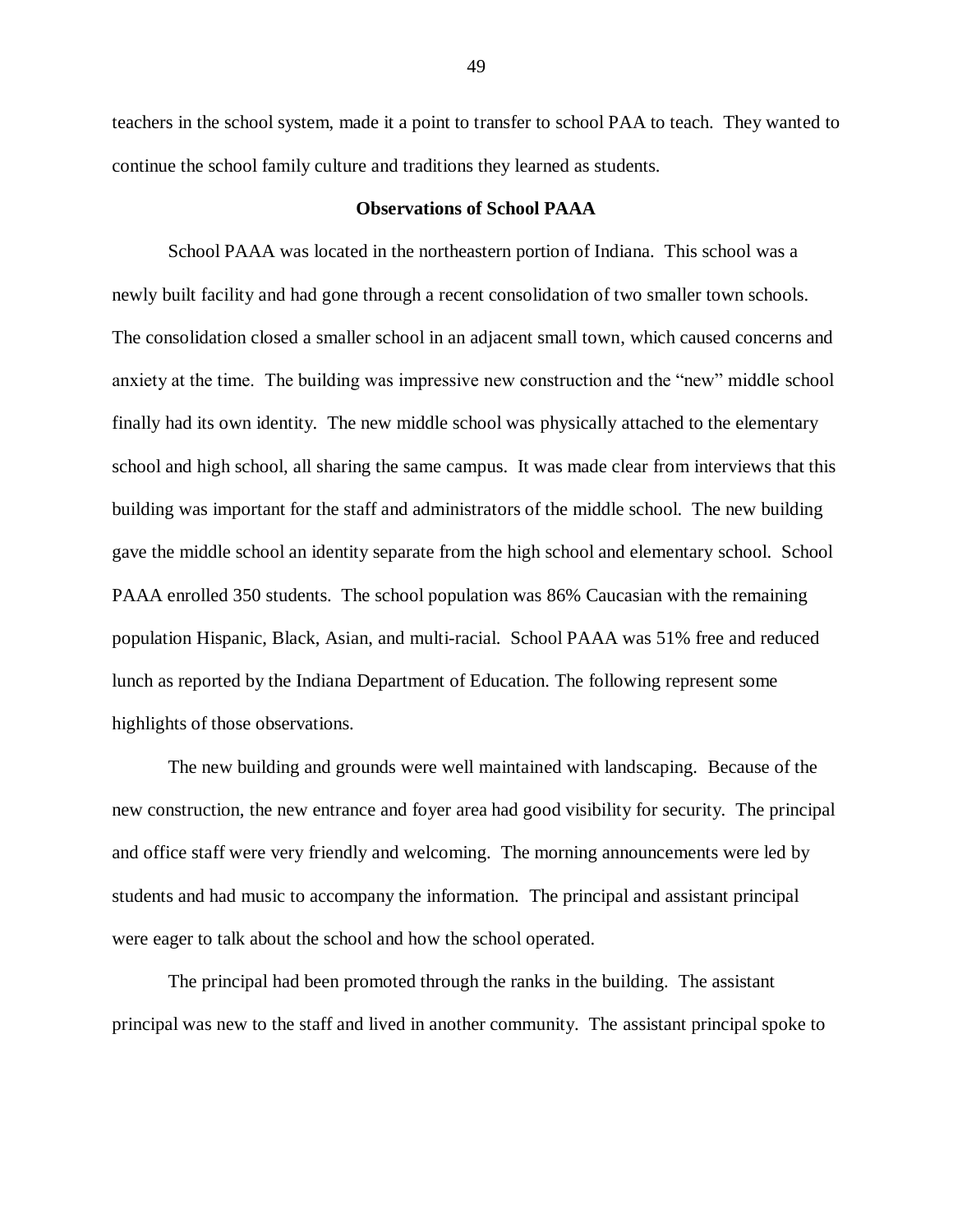teachers in the school system, made it a point to transfer to school PAA to teach. They wanted to continue the school family culture and traditions they learned as students.

### Observations of School PAAA

School PAAA was located in the northeastern portion of Indiana. This school was a newly built facility and had gone through a recent consolidation of two smaller town schools. The consolidation closed a smaller school in an adjacent small town, which caused concerns and anxiety at the time. The building was impressive new construction and the "new" middle school finally had its own identity. The new middle school was physically attached to the elementary school and high school, all sharing the same campus. It was made clear from interviews that this building was important for the staff and administrators of the middle school. The new building gave the middle school an identity separate from the high school and elementary school. School PAAA enrolled 350 students. The school population was 86% Caucasian with the remaining population Hispanic, Black, Asian, and multi-racial. School PAAA was 51% free and reduced lunch as reported by the Indiana Department of Education. The following represent some highlights of those observations.

The new building and grounds were well maintained with landscaping. Because of the new construction, the new entrance and foyer area had good visibility for security. The principal and office staff were very friendly and welcoming. The morning announcements were led by students and had music to accompany the information. The principal and assistant principal were eager to talk about the school and how the school operated.

The principal had been promoted through the ranks in the building. The assistant principal was new to the staff and lived in another community. The assistant principal spoke to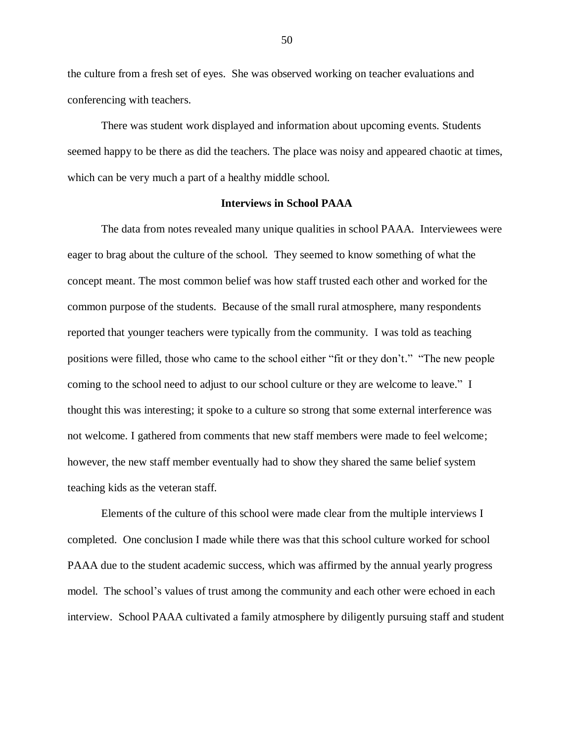the culture from a fresh set of eyes. She was observed working on teacher evaluations and conferencing with teachers.

There was student work displayed and information about upcoming events. Students seemed happy to be there as did the teachers. The place was noisy and appeared chaotic at times, which can be very much a part of a healthy middle school.

## Interviews in School PAAA

The data from notes revealed many unique qualities in school PAAA. Interviewees were eager to brag about the culture of the school. They seemed to know something of what the concept meant. The most common belief was how staff trusted each other and worked for the common purpose of the students. Because of the small rural atmosphere, many respondents reported that younger teachers were typically from the community. I was told as teaching positions were filled, those who came to the school either "fit or they don't." "The new people coming to the school need to adjust to our school culture or they are welcome to leave." I thought this was interesting; it spoke to a culture so strong that some external interference was not welcome. I gathered from comments that new staff members were made to feel welcome; however, the new staff member eventually had to show they shared the same belief system teaching kids as the veteran staff.

Elements of the culture of this school were made clear from the multiple interviews I completed. One conclusion I made while there was that this school culture worked for school PAAA due to the student academic success, which was affirmed by the annual yearly progress model. The school's values of trust among the community and each other were echoed in each interview. School PAAA cultivated a family atmosphere by diligently pursuing staff and student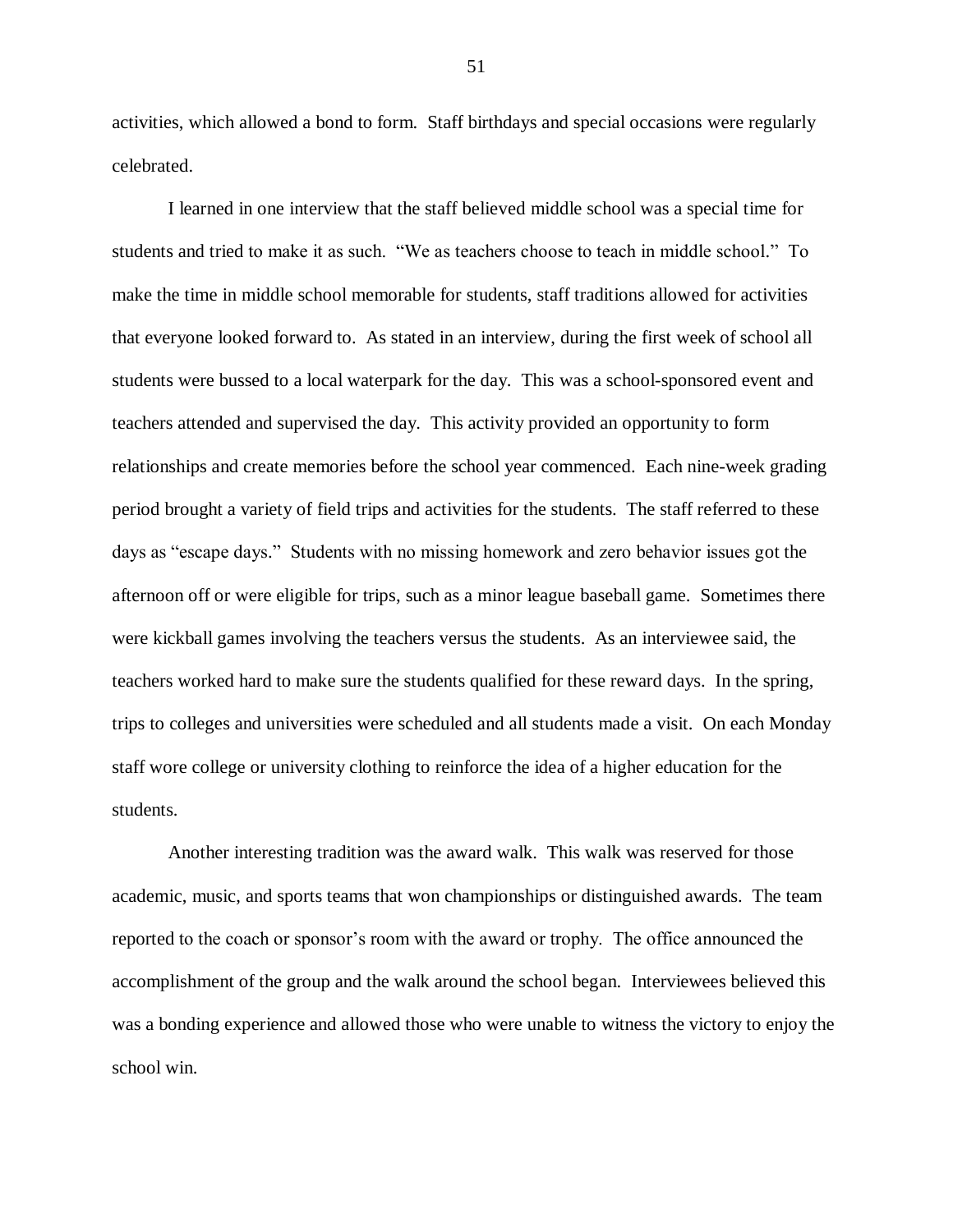activities, which allowed a bond to form. Staff birthdays and special occasions were regularly celebrated.

I learned in one interview that the staff believed middle school was a special time for students and tried to make it as such. "We as teachers choose to teach in middle school." To make the time in middle school memorable for students, staff traditions allowed for activities that everyone looked forward to. As stated in an interview, during the first week of school all students were bussed to a local waterpark for the day. This was a school-sponsored event and teachers attended and supervised the day. This activity provided an opportunity to form relationships and create memories before the school year commenced. Each nine-week grading period brought a variety of field trips and activities for the students. The staff referred to these days as "escape days." Students with no missing homework and zero behavior issues got the afternoon off or were eligible for trips, such as a minor league baseball game. Sometimes there were kickball games involving the teachers versus the students. As an interviewee said, the teachers worked hard to make sure the students qualified for these reward days. In the spring, trips to colleges and universities were scheduled and all students made a visit. On each Monday staff wore college or university clothing to reinforce the idea of a higher education for the students.

Another interesting tradition was the award walk. This walk was reserved for those academic, music, and sports teams that won championships or distinguished awards. The team reported to the coach or sponsor's room with the award or trophy. The office announced the accomplishment of the group and the walk around the school began. Interviewees believed this was a bonding experience and allowed those who were unable to witness the victory to enjoy the school win.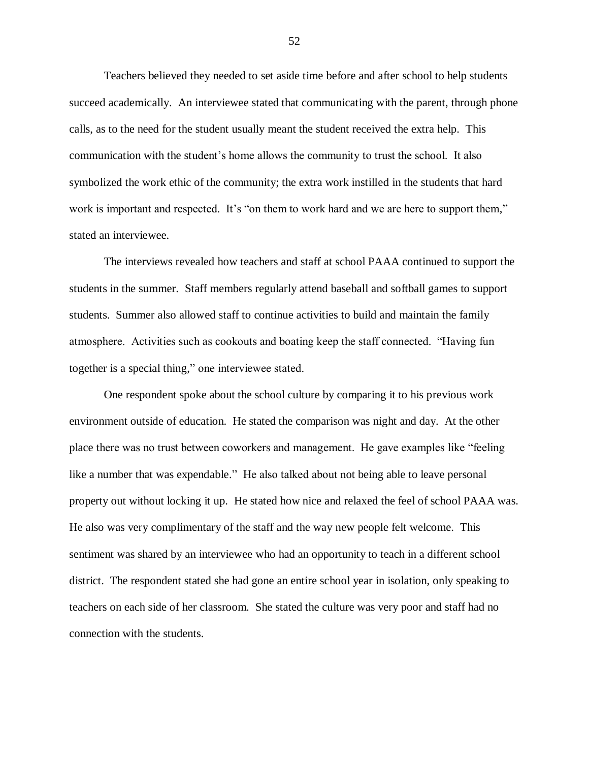Teachers believed they needed to set aside time before and after school to help students succeed academically. An interviewee stated that communicating with the parent, through phone calls, as to the need for the student usually meant the student received the extra help. This communication with the student's home allows the community to trust the school. It also symbolized the work ethic of the community; the extra work instilled in the students that hard work is important and respected. It's "on them to work hard and we are here to support them," stated an interviewee.

The interviews revealed how teachers and staff at school PAAA continued to support the students in the summer. Staff members regularly attend baseball and softball games to support students. Summer also allowed staff to continue activities to build and maintain the family atmosphere. Activities such as cookouts and boating keep the staff connected. "Having fun together is a special thing," one interviewee stated.

One respondent spoke about the school culture by comparing it to his previous work environment outside of education. He stated the comparison was night and day. At the other place there was no trust between coworkers and management. He gave examples like "feeling like a number that was expendable." He also talked about not being able to leave personal property out without locking it up. He stated how nice and relaxed the feel of school PAAA was. He also was very complimentary of the staff and the way new people felt welcome. This sentiment was shared by an interviewee who had an opportunity to teach in a different school district. The respondent stated she had gone an entire school year in isolation, only speaking to teachers on each side of her classroom. She stated the culture was very poor and staff had no connection with the students.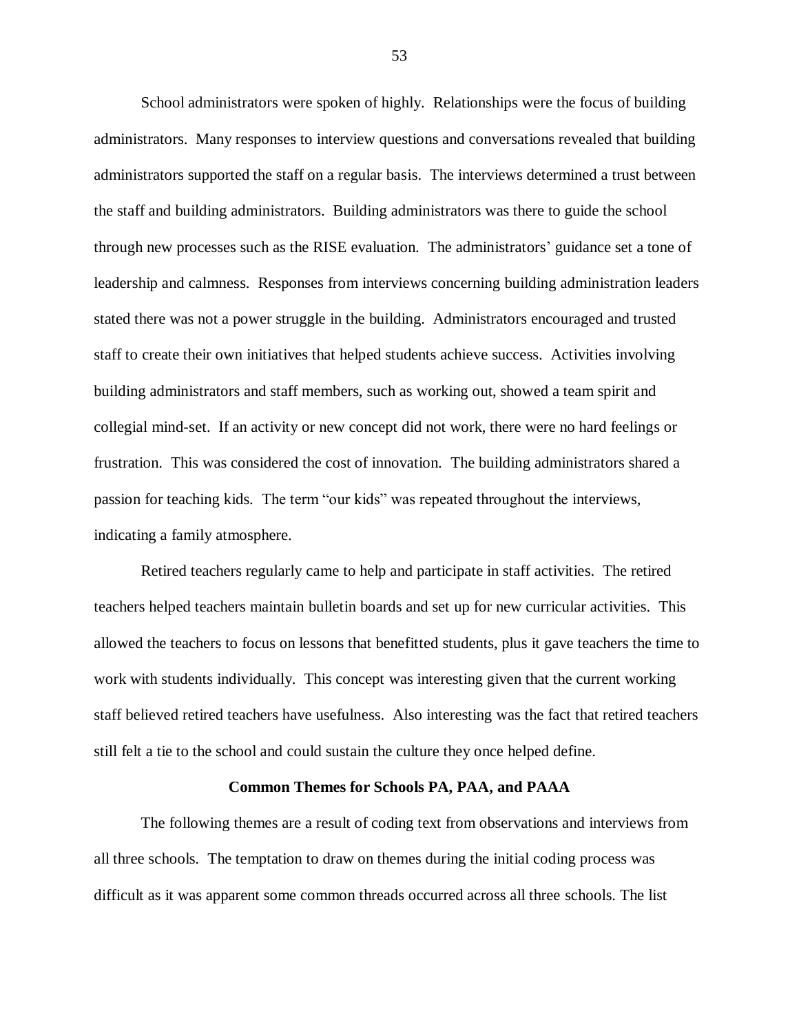School administrators were spoken of highly. Relationships were the focus of building administrators. Many responses to interview questions and conversations revealed that building administrators supported the staff on a regular basis. The interviews determined a trust between the staff and building administrators. Building administrators was there to guide the school through new processes such as the RISE evaluation. The administrators' guidance set a tone of leadership and calmness. Responses from interviews concerning building administration leaders stated there was not a power struggle in the building. Administrators encouraged and trusted staff to create their own initiatives that helped students achieve success. Activities involving building administrators and staff members, such as working out, showed a team spirit and collegial mind-set. If an activity or new concept did not work, there were no hard feelings or frustration. This was considered the cost of innovation. The building administrators shared a passion for teaching kids. The term "our kids" was repeated throughout the interviews, indicating a family atmosphere.

Retired teachers regularly came to help and participate in staff activities. The retired teachers helped teachers maintain bulletin boards and set up for new curricular activities. This allowed the teachers to focus on lessons that benefitted students, plus it gave teachers the time to work with students individually. This concept was interesting given that the current working staff believed retired teachers have usefulness. Also interesting was the fact that retired teachers still felt a tie to the school and could sustain the culture they once helped define.

## Common Themes for Schools PA, PAA, and PAAA

The following themes are a result of coding text from observations and interviews from all three schools. The temptation to draw on themes during the initial coding process was difficult as it was apparent some common threads occurred across all three schools. The list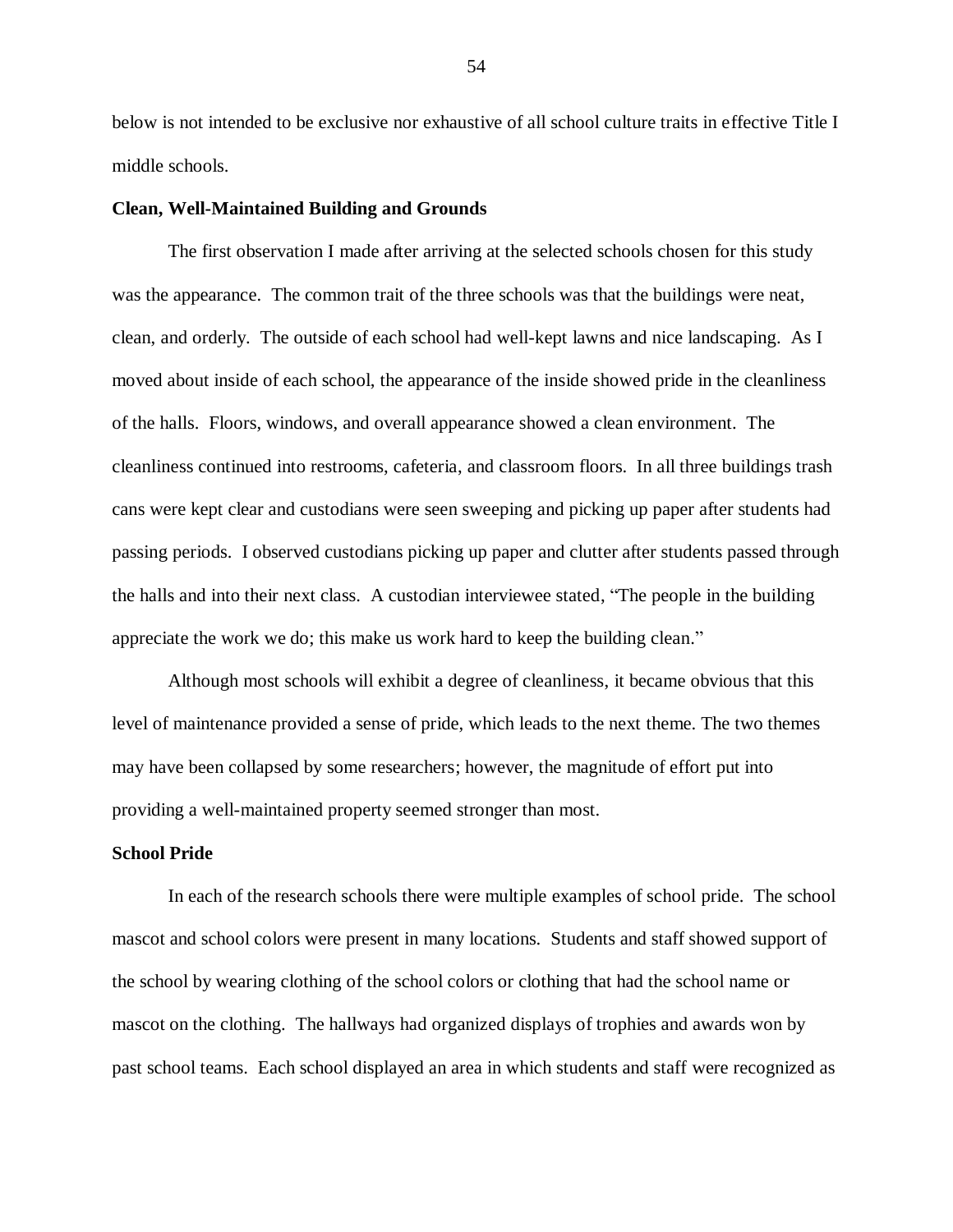below is not intended to be exclusive nor exhaustive of all school culture traits in effective Title I middle schools.

**Clean, Well-Maintained Building and Grounds**

The first observation I made after arriving at the selected schools chosen for this study was the appearance. The common trait of the three schools was that the buildings were neat, clean, and orderly. The outside of each school had well-kept lawns and nice landscaping. As I moved about inside of each school, the appearance of the inside showed pride in the cleanliness of the halls. Floors, windows, and overall appearance showed a clean environment. The cleanliness continued into restrooms, cafeteria, and classroom floors. In all three buildings trash cans were kept clear and custodians were seen sweeping and picking up paper after students had passing periods. I observed custodians picking up paper and clutter after students passed through the halls and into their next class. A custodian interviewee stated, "The people in the building appreciate the work we do; this make us work hard to keep the building clean."

Although most schools will exhibit a degree of cleanliness, it became obvious that this level of maintenance provided a sense of pride, which leads to the next theme. The two themes may have been collapsed by some researchers; however, the magnitude of effort put into providing a well-maintained property seemed stronger than most.

**School Pride**

In each of the research schools there were multiple examples of school pride. The school mascot and school colors were present in many locations. Students and staff showed support of the school by wearing clothing of the school colors or clothing that had the school name or mascot on the clothing. The hallways had organized displays of trophies and awards won by past school teams. Each school displayed an area in which students and staff were recognized as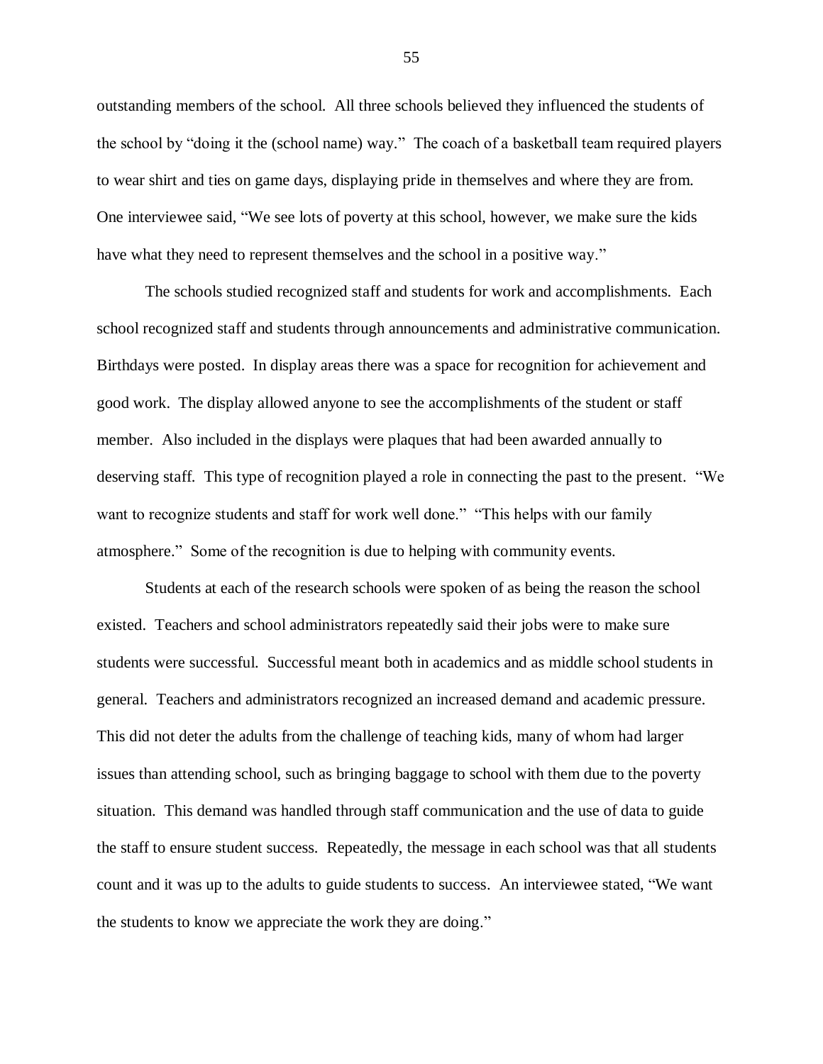outstanding members of the school. All three schools believed they influenced the students of the school by "doing it the (school name) way." The coach of a basketball team required players to wear shirt and ties on game days, displaying pride in themselves and where they are from. One interviewee said, "We see lots of poverty at this school, however, we make sure the kids have what they need to represent themselves and the school in a positive way."

The schools studied recognized staff and students for work and accomplishments. Each school recognized staff and students through announcements and administrative communication. Birthdays were posted. In display areas there was a space for recognition for achievement and good work. The display allowed anyone to see the accomplishments of the student or staff member. Also included in the displays were plaques that had been awarded annually to deserving staff. This type of recognition played a role in connecting the past to the present. "We want to recognize students and staff for work well done." "This helps with our family atmosphere." Some of the recognition is due to helping with community events.

Students at each of the research schools were spoken of as being the reason the school existed. Teachers and school administrators repeatedly said their jobs were to make sure students were successful. Successful meant both in academics and as middle school students in general. Teachers and administrators recognized an increased demand and academic pressure. This did not deter the adults from the challenge of teaching kids, many of whom had larger issues than attending school, such as bringing baggage to school with them due to the poverty situation. This demand was handled through staff communication and the use of data to guide the staff to ensure student success. Repeatedly, the message in each school was that all students count and it was up to the adults to guide students to success. An interviewee stated, "We want the students to know we appreciate the work they are doing."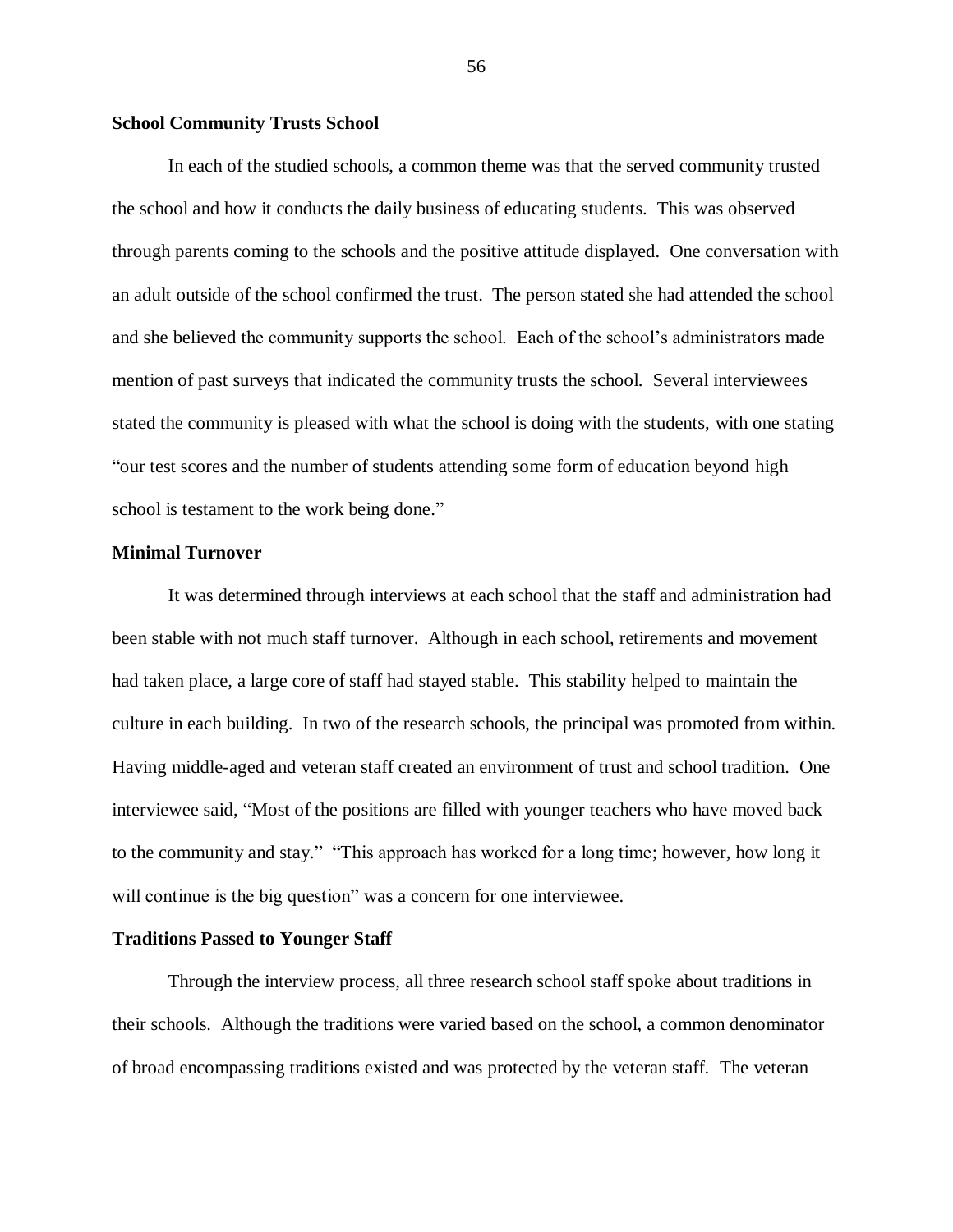**School Community Trusts School**

In each of the studied schools, a common theme was that the served community trusted the school and how it conducts the daily business of educating students. This was observed through parents coming to the schools and the positive attitude displayed. One conversation with an adult outside of the school confirmed the trust. The person stated she had attended the school and she believed the community supports the school. Each of the school's administrators made mention of past surveys that indicated the community trusts the school. Several interviewees stated the community is pleased with what the school is doing with the students, with one stating "our test scores and the number of students attending some form of education beyond high school is testament to the work being done."

**Minimal Turnover**

It was determined through interviews at each school that the staff and administration had been stable with not much staff turnover. Although in each school, retirements and movement had taken place, a large core of staff had stayed stable. This stability helped to maintain the culture in each building. In two of the research schools, the principal was promoted from within. Having middle-aged and veteran staff created an environment of trust and school tradition. One interviewee said, "Most of the positions are filled with younger teachers who have moved back to the community and stay." "This approach has worked for a long time; however, how long it will continue is the big question" was a concern for one interviewee.

**Traditions Passed to Younger Staff**

Through the interview process, all three research school staff spoke about traditions in their schools. Although the traditions were varied based on the school, a common denominator of broad encompassing traditions existed and was protected by the veteran staff. The veteran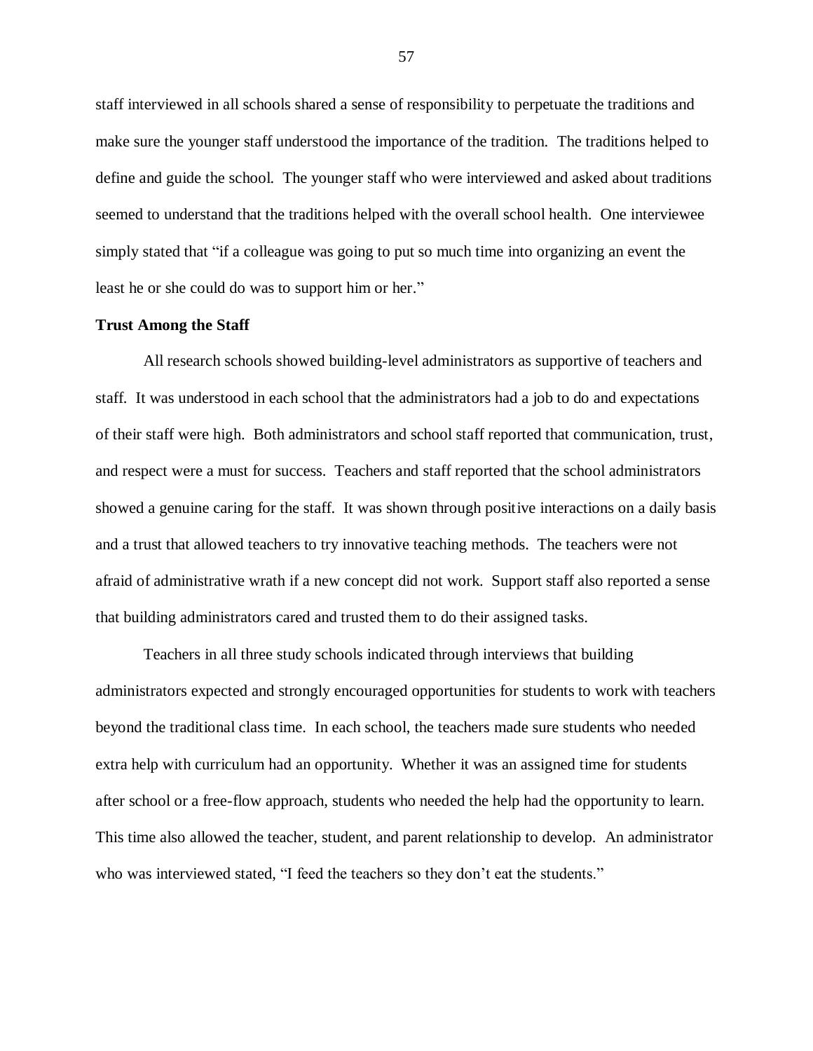staff interviewed in all schools shared a sense of responsibility to perpetuate the traditions and make sure the younger staff understood the importance of the tradition. The traditions helped to define and guide the school. The younger staff who were interviewed and asked about traditions seemed to understand that the traditions helped with the overall school health. One interviewee simply stated that "if a colleague was going to put so much time into organizing an event the least he or she could do was to support him or her."

**Trust Among the Staff**

All research schools showed building-level administrators as supportive of teachers and staff. It was understood in each school that the administrators had a job to do and expectations of their staff were high. Both administrators and school staff reported that communication, trust, and respect were a must for success. Teachers and staff reported that the school administrators showed a genuine caring for the staff. It was shown through positive interactions on a daily basis and a trust that allowed teachers to try innovative teaching methods. The teachers were not afraid of administrative wrath if a new concept did not work. Support staff also reported a sense that building administrators cared and trusted them to do their assigned tasks.

Teachers in all three study schools indicated through interviews that building administrators expected and strongly encouraged opportunities for students to work with teachers beyond the traditional class time. In each school, the teachers made sure students who needed extra help with curriculum had an opportunity. Whether it was an assigned time for students after school or a free-flow approach, students who needed the help had the opportunity to learn. This time also allowed the teacher, student, and parent relationship to develop. An administrator who was interviewed stated, "I feed the teachers so they don't eat the students."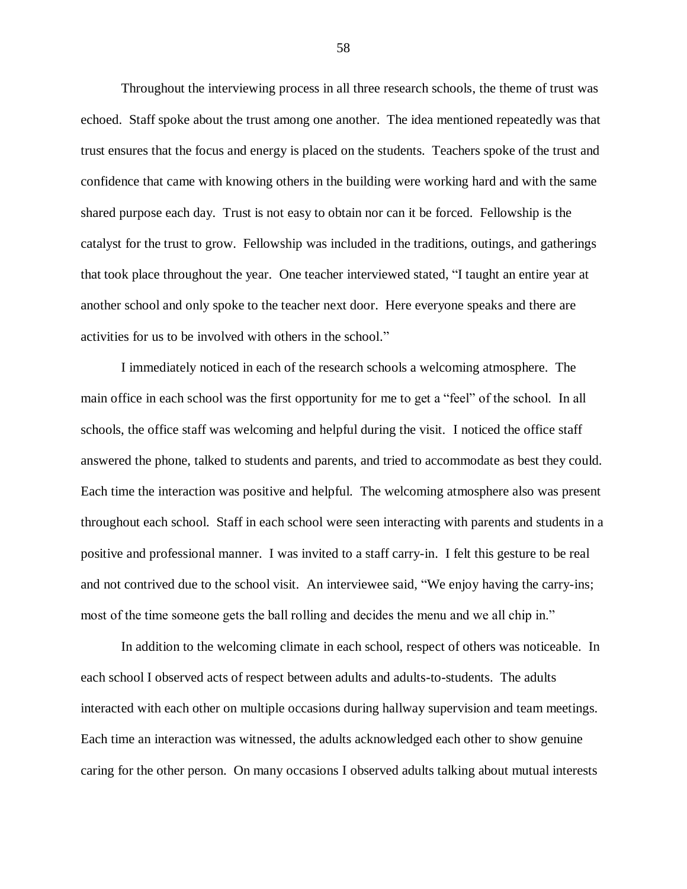Throughout the interviewing process in all three research schools, the theme of trust was echoed. Staff spoke about the trust among one another. The idea mentioned repeatedly was that trust ensures that the focus and energy is placed on the students. Teachers spoke of the trust and confidence that came with knowing others in the building were working hard and with the same shared purpose each day. Trust is not easy to obtain nor can it be forced. Fellowship is the catalyst for the trust to grow. Fellowship was included in the traditions, outings, and gatherings that took place throughout the year. One teacher interviewed stated, "I taught an entire year at another school and only spoke to the teacher next door. Here everyone speaks and there are activities for us to be involved with others in the school."

I immediately noticed in each of the research schools a welcoming atmosphere. The main office in each school was the first opportunity for me to get a "feel" of the school. In all schools, the office staff was welcoming and helpful during the visit. I noticed the office staff answered the phone, talked to students and parents, and tried to accommodate as best they could. Each time the interaction was positive and helpful. The welcoming atmosphere also was present throughout each school. Staff in each school were seen interacting with parents and students in a positive and professional manner. I was invited to a staff carry-in. I felt this gesture to be real and not contrived due to the school visit. An interviewee said, "We enjoy having the carry-ins; most of the time someone gets the ball rolling and decides the menu and we all chip in."

In addition to the welcoming climate in each school, respect of others was noticeable. In each school I observed acts of respect between adults and adults-to-students. The adults interacted with each other on multiple occasions during hallway supervision and team meetings. Each time an interaction was witnessed, the adults acknowledged each other to show genuine caring for the other person. On many occasions I observed adults talking about mutual interests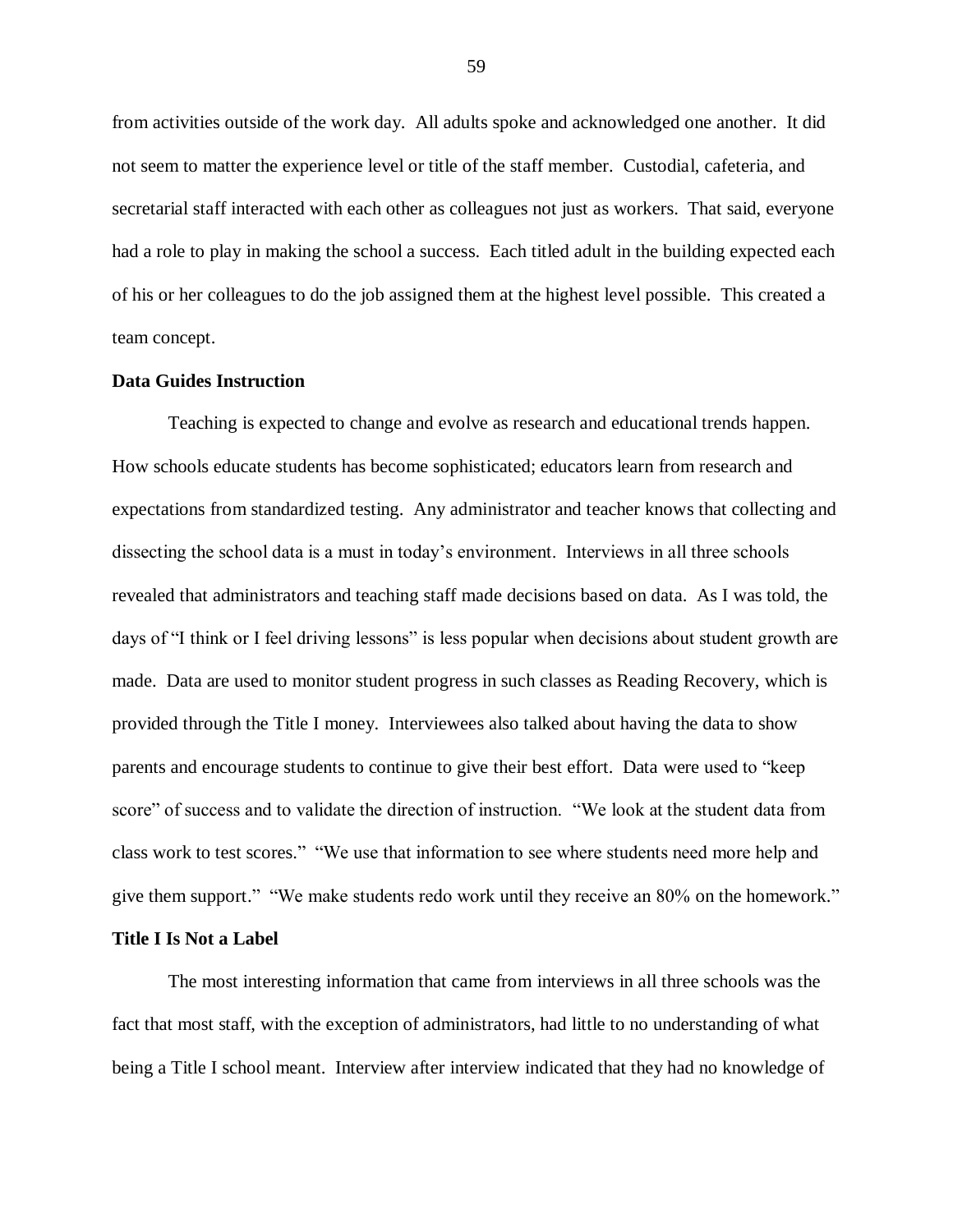from activities outside of the work day. All adults spoke and acknowledged one another. It did not seem to matter the experience level or title of the staff member. Custodial, cafeteria, and secretarial staff interacted with each other as colleagues not just as workers. That said, everyone had a role to play in making the school a success. Each titled adult in the building expected each of his or her colleagues to do the job assigned them at the highest level possible. This created a team concept.

**Data Guides Instruction**

Teaching is expected to change and evolve as research and educational trends happen. How schools educate students has become sophisticated; educators learn from research and expectations from standardized testing. Any administrator and teacher knows that collecting and dissecting the school data is a must in today's environment. Interviews in all three schools revealed that administrators and teaching staff made decisions based on data. As I was told, the days of "I think or I feel driving lessons" is less popular when decisions about student growth are made. Data are used to monitor student progress in such classes as Reading Recovery, which is provided through the Title I money. Interviewees also talked about having the data to show parents and encourage students to continue to give their best effort. Data were used to "keep score" of success and to validate the direction of instruction. "We look at the student data from class work to test scores." "We use that information to see where students need more help and give them support." "We make students redo work until they receive an 80% on the homework."

**Title I Is Not a Label**

The most interesting information that came from interviews in all three schools was the fact that most staff, with the exception of administrators, had little to no understanding of what being a Title I school meant. Interview after interview indicated that they had no knowledge of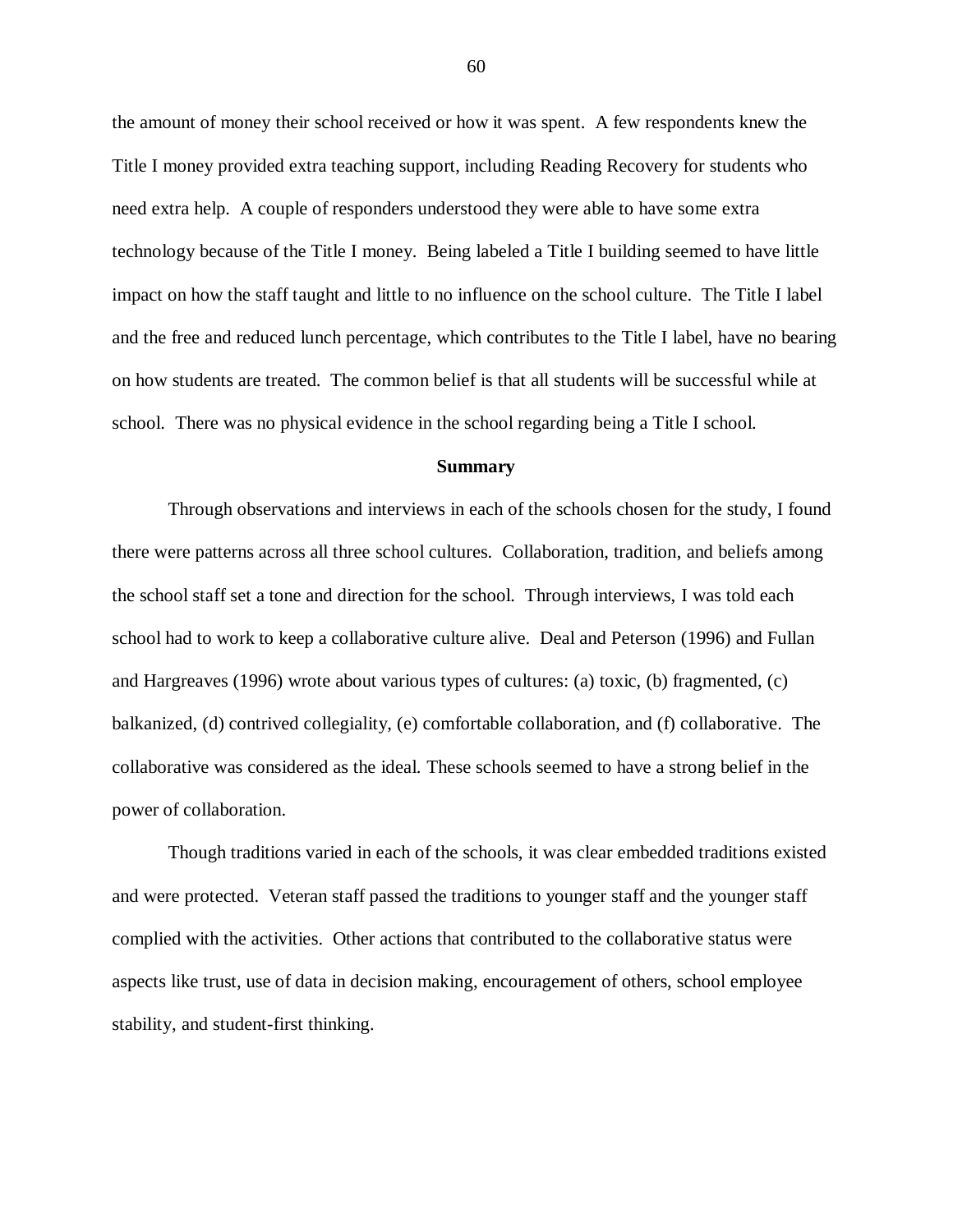the amount of money their school received or how it was spent. A few respondents knew the Title I money provided extra teaching support, including Reading Recovery for students who need extra help. A couple of responders understood they were able to have some extra technology because of the Title I money. Being labeled a Title I building seemed to have little impact on how the staff taught and little to no influence on the school culture. The Title I label and the free and reduced lunch percentage, which contributes to the Title I label, have no bearing on how students are treated. The common belief is that all students will be successful while at school. There was no physical evidence in the school regarding being a Title I school.

## Summary

Through observations and interviews in each of the schools chosen for the study, I found there were patterns across all three school cultures. Collaboration, tradition, and beliefs among the school staff set a tone and direction for the school. Through interviews, I was told each school had to work to keep a collaborative culture alive. Deal and Peterson (1996) and Fullan and Hargreaves (1996) wrote about various types of cultures: (a) toxic, (b) fragmented, (c) balkanized, (d) contrived collegiality, (e) comfortable collaboration, and (f) collaborative. The collaborative was considered as the ideal. These schools seemed to have a strong belief in the power of collaboration.

Though traditions varied in each of the schools, it was clear embedded traditions existed and were protected. Veteran staff passed the traditions to younger staff and the younger staff complied with the activities. Other actions that contributed to the collaborative status were aspects like trust, use of data in decision making, encouragement of others, school employee stability, and student-first thinking.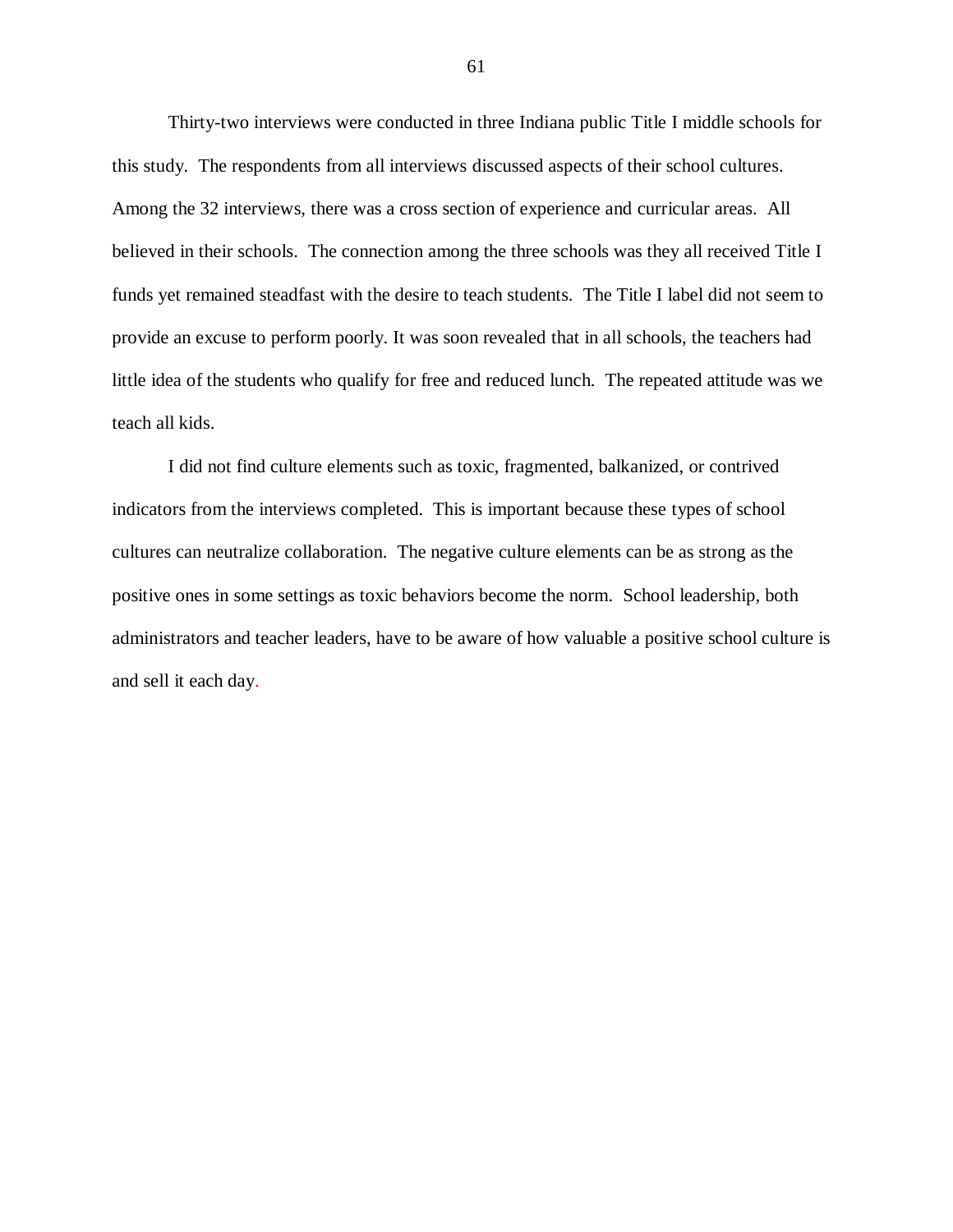Thirty-two interviews were conducted in three Indiana public Title I middle schools for this study. The respondents from all interviews discussed aspects of their school cultures. Among the 32 interviews, there was a cross section of experience and curricular areas. All believed in their schools. The connection among the three schools was they all received Title I funds yet remained steadfast with the desire to teach students. The Title I label did not seem to provide an excuse to perform poorly. It was soon revealed that in all schools, the teachers had little idea of the students who qualify for free and reduced lunch. The repeated attitude was we teach all kids.

I did not find culture elements such as toxic, fragmented, balkanized, or contrived indicators from the interviews completed. This is important because these types of school cultures can neutralize collaboration. The negative culture elements can be as strong as the positive ones in some settings as toxic behaviors become the norm. School leadership, both administrators and teacher leaders, have to be aware of how valuable a positive school culture is and sell it each day.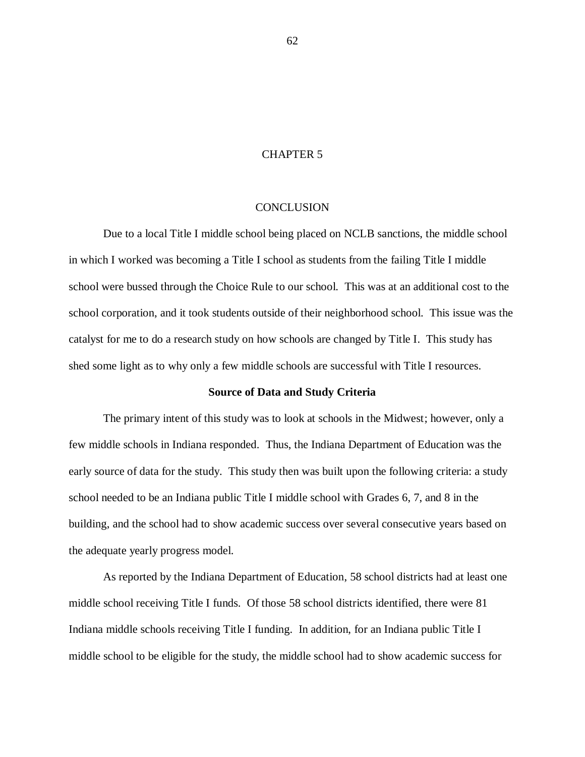# CHAPTER 5

# CONCLUSION

Due to a local Title I middle school being placed on NCLB sanctions, the middle school in which I worked was becoming a Title I school as students from the failing Title I middle school were bussed through the Choice Rule to our school. This was at an additional cost to the school corporation, and it took students outside of their neighborhood school. This issue was the catalyst for me to do a research study on how schools are changed by Title I. This study has shed some light as to why only a few middle schools are successful with Title I resources.

## Source of Data and Study Criteria

The primary intent of this study was to look at schools in the Midwest; however, only a few middle schools in Indiana responded. Thus, the Indiana Department of Education was the early source of data for the study. This study then was built upon the following criteria: a study school needed to be an Indiana public Title I middle school with Grades 6, 7, and 8 in the building, and the school had to show academic success over several consecutive years based on the adequate yearly progress model.

As reported by the Indiana Department of Education, 58 school districts had at least one middle school receiving Title I funds. Of those 58 school districts identified, there were 81 Indiana middle schools receiving Title I funding. In addition, for an Indiana public Title I middle school to be eligible for the study, the middle school had to show academic success for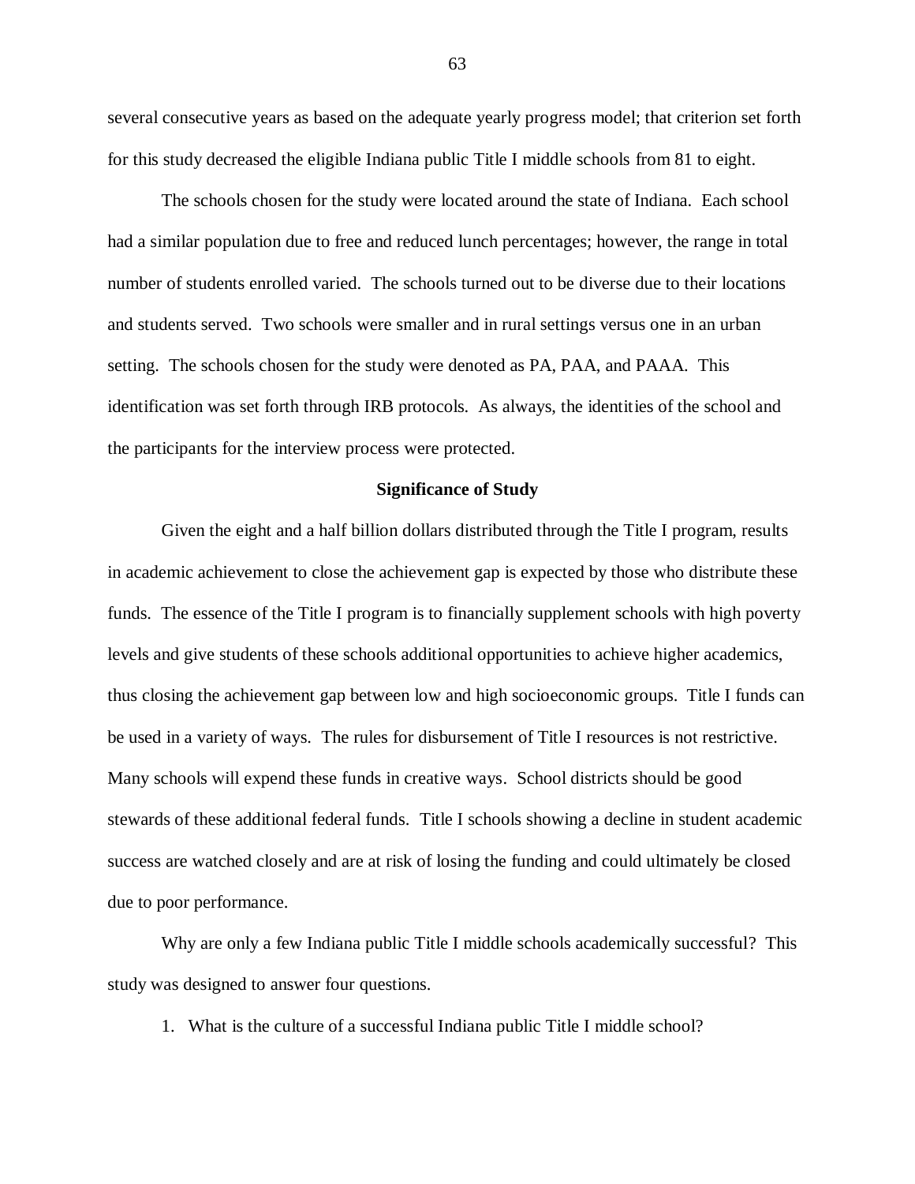several consecutive years as based on the adequate yearly progress model; that criterion set forth for this study decreased the eligible Indiana public Title I middle schools from 81 to eight.

The schools chosen for the study were located around the state of Indiana. Each school had a similar population due to free and reduced lunch percentages; however, the range in total number of students enrolled varied. The schools turned out to be diverse due to their locations and students served. Two schools were smaller and in rural settings versus one in an urban setting. The schools chosen for the study were denoted as PA, PAA, and PAAA. This identification was set forth through IRB protocols. As always, the identities of the school and the participants for the interview process were protected.

**Significance of Study**

Given the eight and a half billion dollars distributed through the Title I program, results in academic achievement to close the achievement gap is expected by those who distribute these funds. The essence of the Title I program is to financially supplement schools with high poverty levels and give students of these schools additional opportunities to achieve higher academics, thus closing the achievement gap between low and high socioeconomic groups. Title I funds can be used in a variety of ways. The rules for disbursement of Title I resources is not restrictive. Many schools will expend these funds in creative ways. School districts should be good stewards of these additional federal funds. Title I schools showing a decline in student academic success are watched closely and are at risk of losing the funding and could ultimately be closed due to poor performance.

Why are only a few Indiana public Title I middle schools academically successful? This study was designed to answer four questions.

1. What is the culture of a successful Indiana public Title I middle school?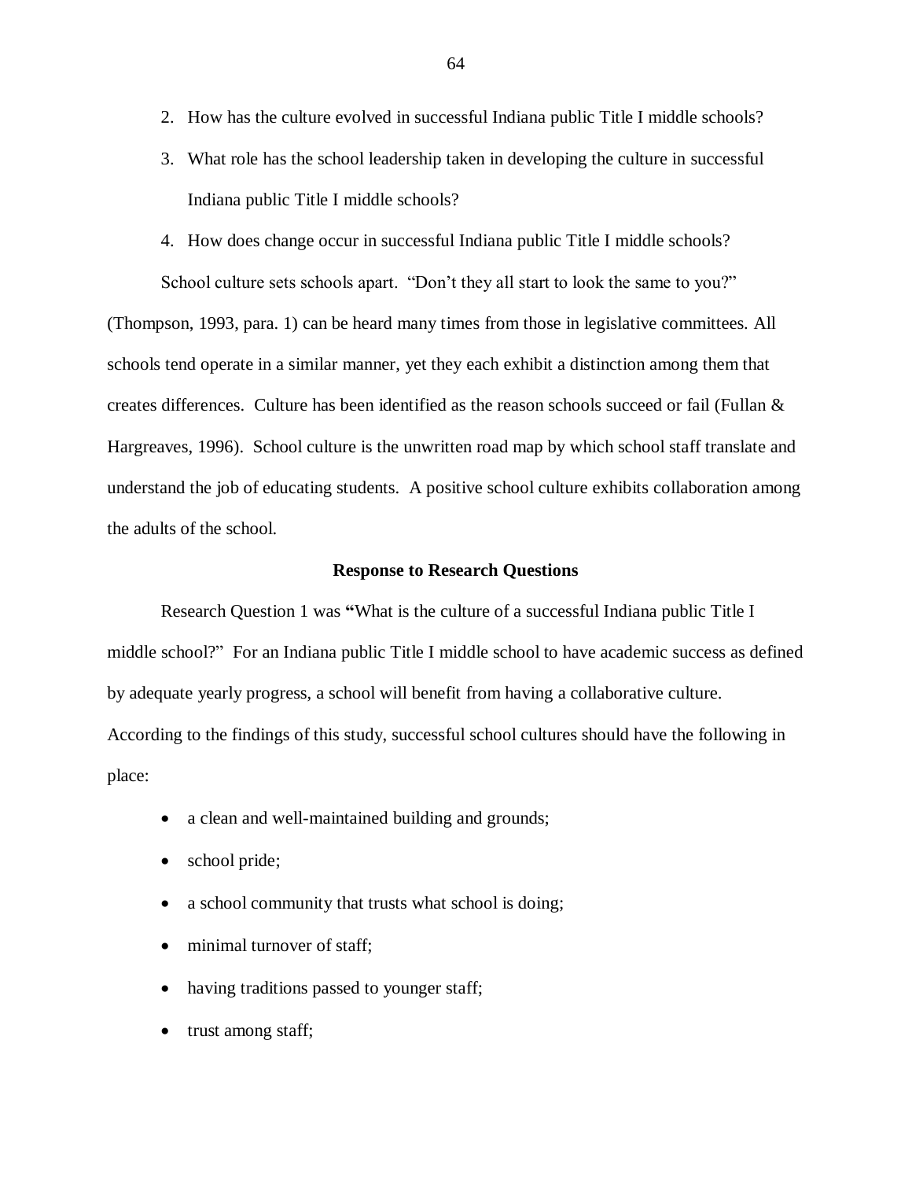2. How has the culture evolved in successful Indiana public Title I middle schools?
3. What role has the school leadership taken in developing the culture in successful Indiana public Title I middle schools?
4. How does change occur in successful Indiana public Title I middle schools?

School culture sets schools apart. "Don't they all start to look the same to you?" (Thompson, 1993, para. 1) can be heard many times from those in legislative committees. All schools tend operate in a similar manner, yet they each exhibit a distinction among them that creates differences. Culture has been identified as the reason schools succeed or fail (Fullan & Hargreaves, 1996). School culture is the unwritten road map by which school staff translate and understand the job of educating students. A positive school culture exhibits collaboration among the adults of the school.

## Response to Research Questions

Research Question 1 was **"**What is the culture of a successful Indiana public Title I middle school?" For an Indiana public Title I middle school to have academic success as defined by adequate yearly progress, a school will benefit from having a collaborative culture. According to the findings of this study, successful school cultures should have the following in place:

- a clean and well-maintained building and grounds;
- school pride;
- a school community that trusts what school is doing;
- minimal turnover of staff;
- having traditions passed to younger staff;
- trust among staff;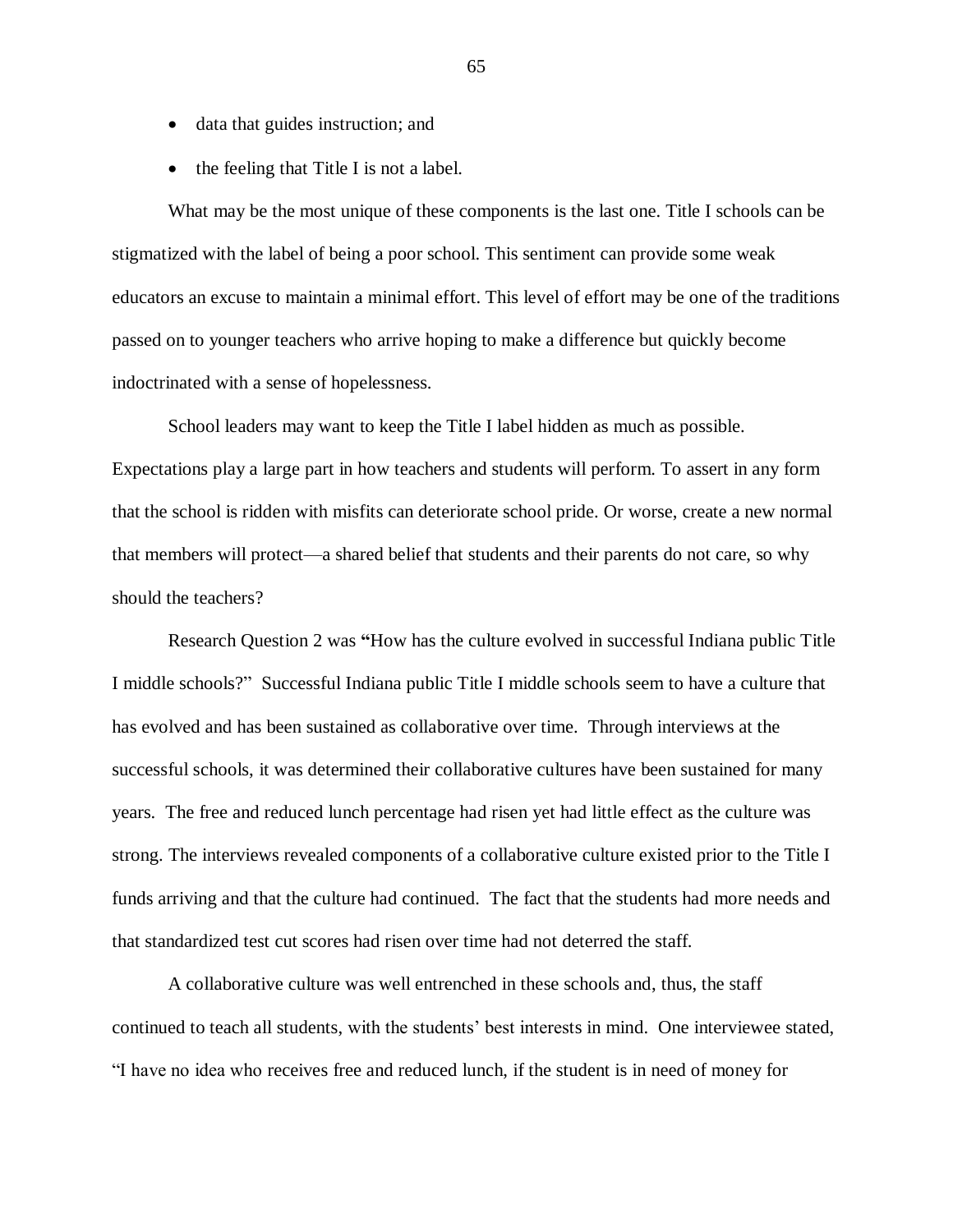- data that guides instruction; and
- the feeling that Title I is not a label.

What may be the most unique of these components is the last one. Title I schools can be stigmatized with the label of being a poor school. This sentiment can provide some weak educators an excuse to maintain a minimal effort. This level of effort may be one of the traditions passed on to younger teachers who arrive hoping to make a difference but quickly become indoctrinated with a sense of hopelessness.

School leaders may want to keep the Title I label hidden as much as possible. Expectations play a large part in how teachers and students will perform. To assert in any form that the school is ridden with misfits can deteriorate school pride. Or worse, create a new normal that members will protect—a shared belief that students and their parents do not care, so why should the teachers?

Research Question 2 was **"**How has the culture evolved in successful Indiana public Title I middle schools?" Successful Indiana public Title I middle schools seem to have a culture that has evolved and has been sustained as collaborative over time. Through interviews at the successful schools, it was determined their collaborative cultures have been sustained for many years. The free and reduced lunch percentage had risen yet had little effect as the culture was strong. The interviews revealed components of a collaborative culture existed prior to the Title I funds arriving and that the culture had continued. The fact that the students had more needs and that standardized test cut scores had risen over time had not deterred the staff.

A collaborative culture was well entrenched in these schools and, thus, the staff continued to teach all students, with the students' best interests in mind. One interviewee stated, "I have no idea who receives free and reduced lunch, if the student is in need of money for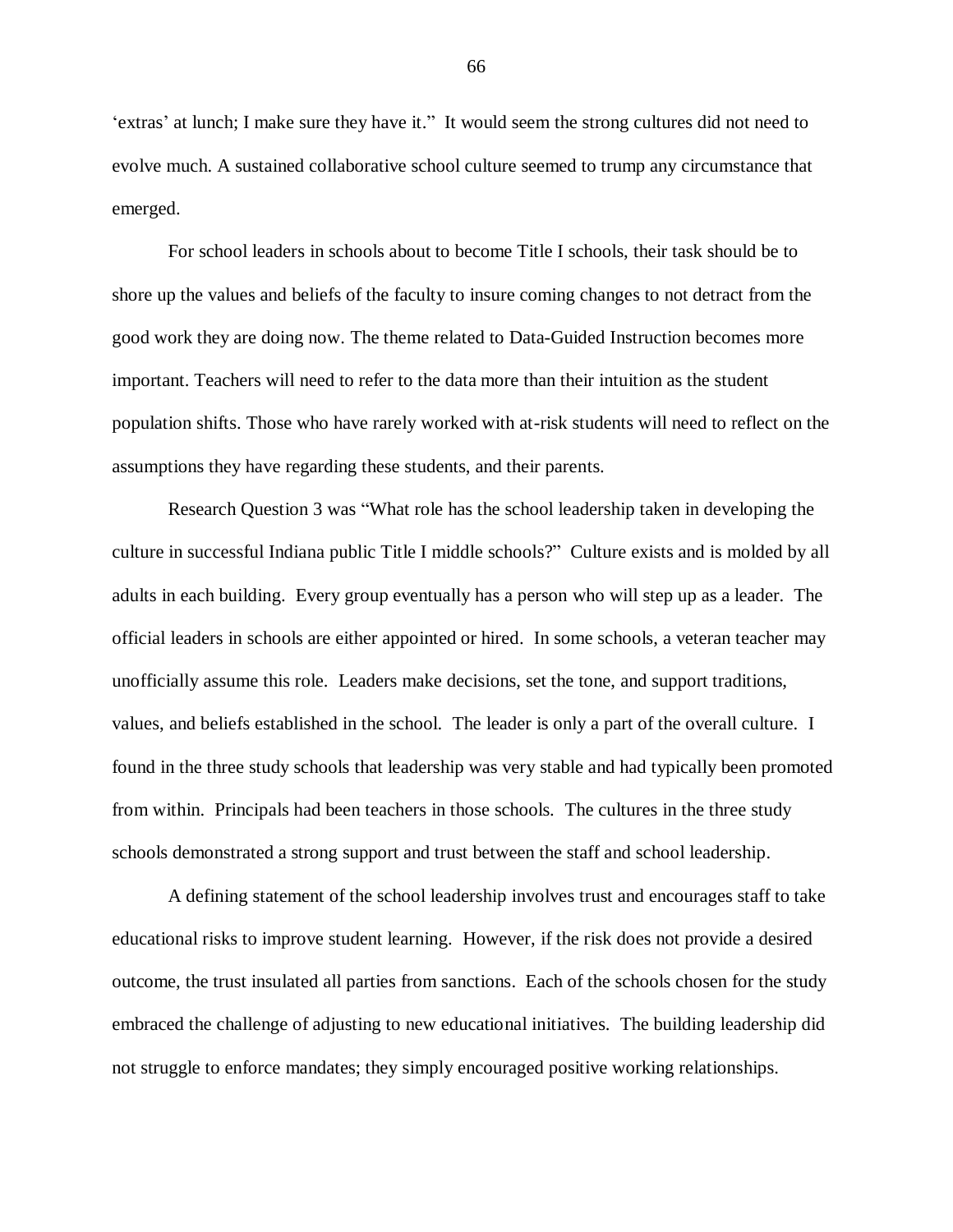'extras' at lunch; I make sure they have it." It would seem the strong cultures did not need to evolve much. A sustained collaborative school culture seemed to trump any circumstance that emerged.

For school leaders in schools about to become Title I schools, their task should be to shore up the values and beliefs of the faculty to insure coming changes to not detract from the good work they are doing now. The theme related to Data-Guided Instruction becomes more important. Teachers will need to refer to the data more than their intuition as the student population shifts. Those who have rarely worked with at-risk students will need to reflect on the assumptions they have regarding these students, and their parents.

Research Question 3 was "What role has the school leadership taken in developing the culture in successful Indiana public Title I middle schools?" Culture exists and is molded by all adults in each building. Every group eventually has a person who will step up as a leader. The official leaders in schools are either appointed or hired. In some schools, a veteran teacher may unofficially assume this role. Leaders make decisions, set the tone, and support traditions, values, and beliefs established in the school. The leader is only a part of the overall culture. I found in the three study schools that leadership was very stable and had typically been promoted from within. Principals had been teachers in those schools. The cultures in the three study schools demonstrated a strong support and trust between the staff and school leadership.

A defining statement of the school leadership involves trust and encourages staff to take educational risks to improve student learning. However, if the risk does not provide a desired outcome, the trust insulated all parties from sanctions. Each of the schools chosen for the study embraced the challenge of adjusting to new educational initiatives. The building leadership did not struggle to enforce mandates; they simply encouraged positive working relationships.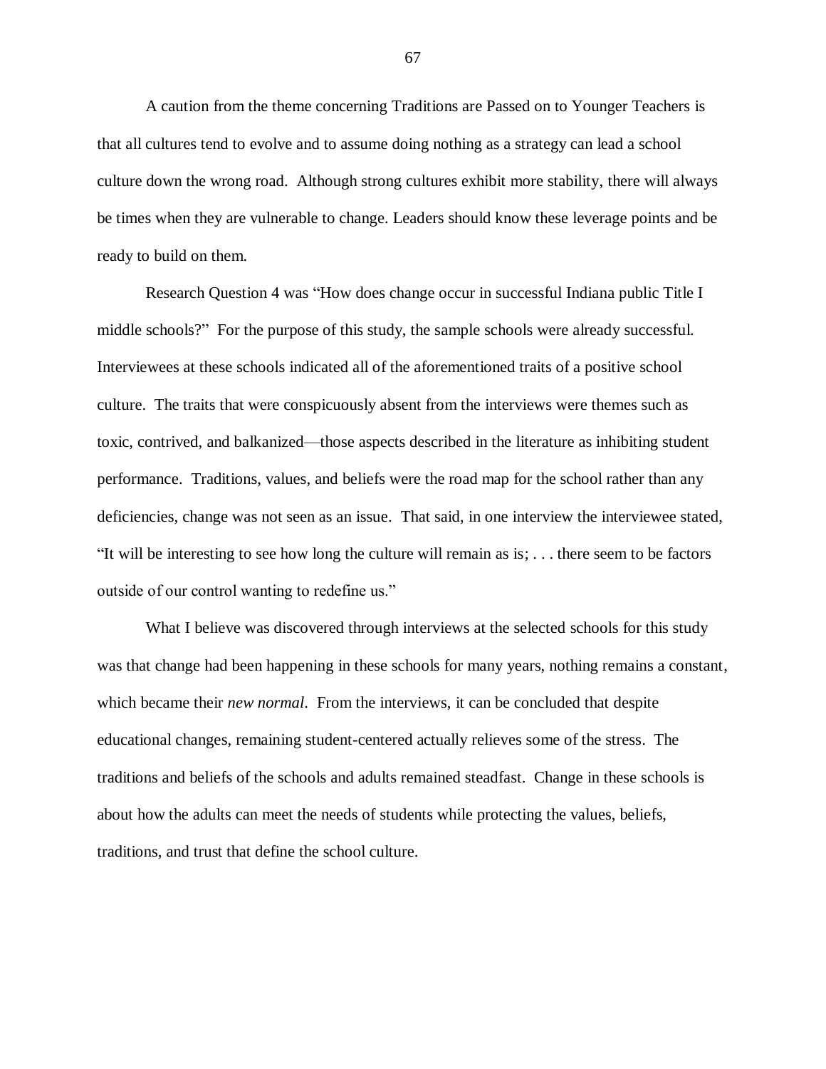A caution from the theme concerning Traditions are Passed on to Younger Teachers is that all cultures tend to evolve and to assume doing nothing as a strategy can lead a school culture down the wrong road. Although strong cultures exhibit more stability, there will always be times when they are vulnerable to change. Leaders should know these leverage points and be ready to build on them.

Research Question 4 was "How does change occur in successful Indiana public Title I middle schools?" For the purpose of this study, the sample schools were already successful. Interviewees at these schools indicated all of the aforementioned traits of a positive school culture. The traits that were conspicuously absent from the interviews were themes such as toxic, contrived, and balkanized—those aspects described in the literature as inhibiting student performance. Traditions, values, and beliefs were the road map for the school rather than any deficiencies, change was not seen as an issue. That said, in one interview the interviewee stated, "It will be interesting to see how long the culture will remain as is; . . . there seem to be factors outside of our control wanting to redefine us."

What I believe was discovered through interviews at the selected schools for this study was that change had been happening in these schools for many years, nothing remains a constant, which became their *new normal*. From the interviews, it can be concluded that despite educational changes, remaining student-centered actually relieves some of the stress. The traditions and beliefs of the schools and adults remained steadfast. Change in these schools is about how the adults can meet the needs of students while protecting the values, beliefs, traditions, and trust that define the school culture.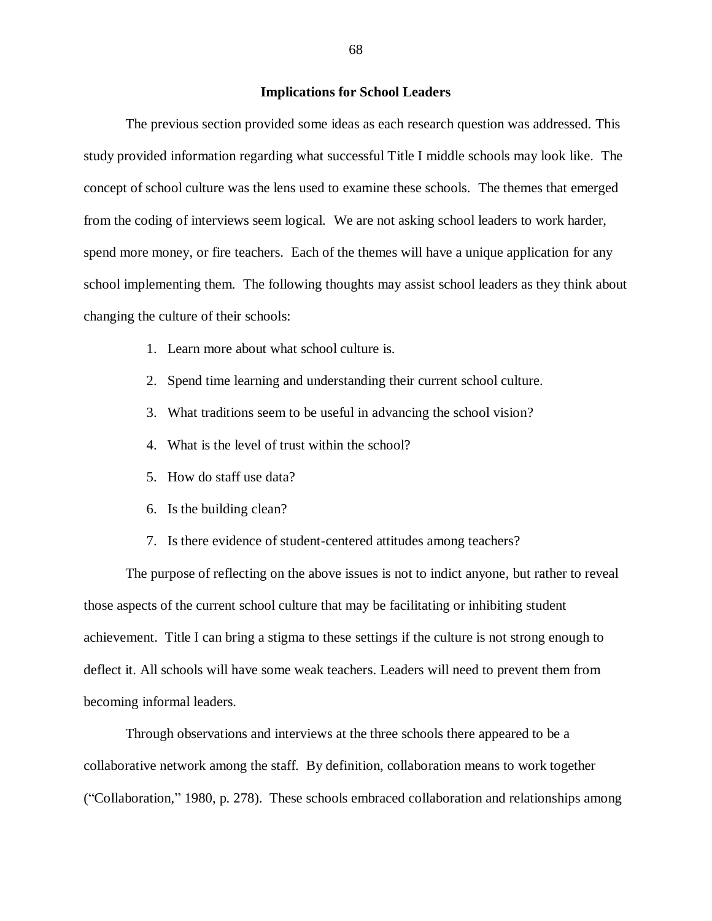## Implications for School Leaders

The previous section provided some ideas as each research question was addressed. This study provided information regarding what successful Title I middle schools may look like. The concept of school culture was the lens used to examine these schools. The themes that emerged from the coding of interviews seem logical. We are not asking school leaders to work harder, spend more money, or fire teachers. Each of the themes will have a unique application for any school implementing them. The following thoughts may assist school leaders as they think about changing the culture of their schools:

1. Learn more about what school culture is.
2. Spend time learning and understanding their current school culture.
3. What traditions seem to be useful in advancing the school vision?
4. What is the level of trust within the school?
5. How do staff use data?
6. Is the building clean?
7. Is there evidence of student-centered attitudes among teachers?

The purpose of reflecting on the above issues is not to indict anyone, but rather to reveal those aspects of the current school culture that may be facilitating or inhibiting student achievement. Title I can bring a stigma to these settings if the culture is not strong enough to deflect it. All schools will have some weak teachers. Leaders will need to prevent them from becoming informal leaders.

Through observations and interviews at the three schools there appeared to be a collaborative network among the staff. By definition, collaboration means to work together ("Collaboration," 1980, p. 278). These schools embraced collaboration and relationships among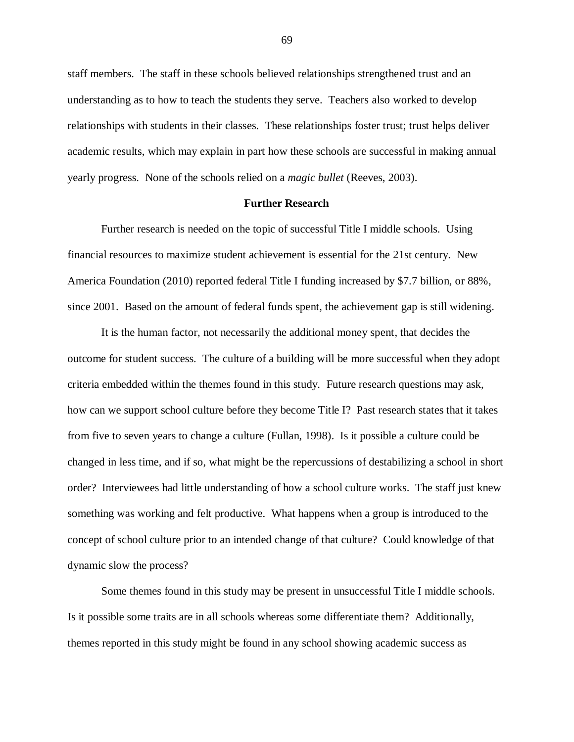staff members. The staff in these schools believed relationships strengthened trust and an understanding as to how to teach the students they serve. Teachers also worked to develop relationships with students in their classes. These relationships foster trust; trust helps deliver academic results, which may explain in part how these schools are successful in making annual yearly progress. None of the schools relied on a *magic bullet* (Reeves, 2003).

## Further Research

Further research is needed on the topic of successful Title I middle schools. Using financial resources to maximize student achievement is essential for the 21st century. New America Foundation (2010) reported federal Title I funding increased by $7.7 billion, or 88%, since 2001. Based on the amount of federal funds spent, the achievement gap is still widening.

It is the human factor, not necessarily the additional money spent, that decides the outcome for student success. The culture of a building will be more successful when they adopt criteria embedded within the themes found in this study. Future research questions may ask, how can we support school culture before they become Title I? Past research states that it takes from five to seven years to change a culture (Fullan, 1998). Is it possible a culture could be changed in less time, and if so, what might be the repercussions of destabilizing a school in short order? Interviewees had little understanding of how a school culture works. The staff just knew something was working and felt productive. What happens when a group is introduced to the concept of school culture prior to an intended change of that culture? Could knowledge of that dynamic slow the process?

Some themes found in this study may be present in unsuccessful Title I middle schools. Is it possible some traits are in all schools whereas some differentiate them? Additionally, themes reported in this study might be found in any school showing academic success as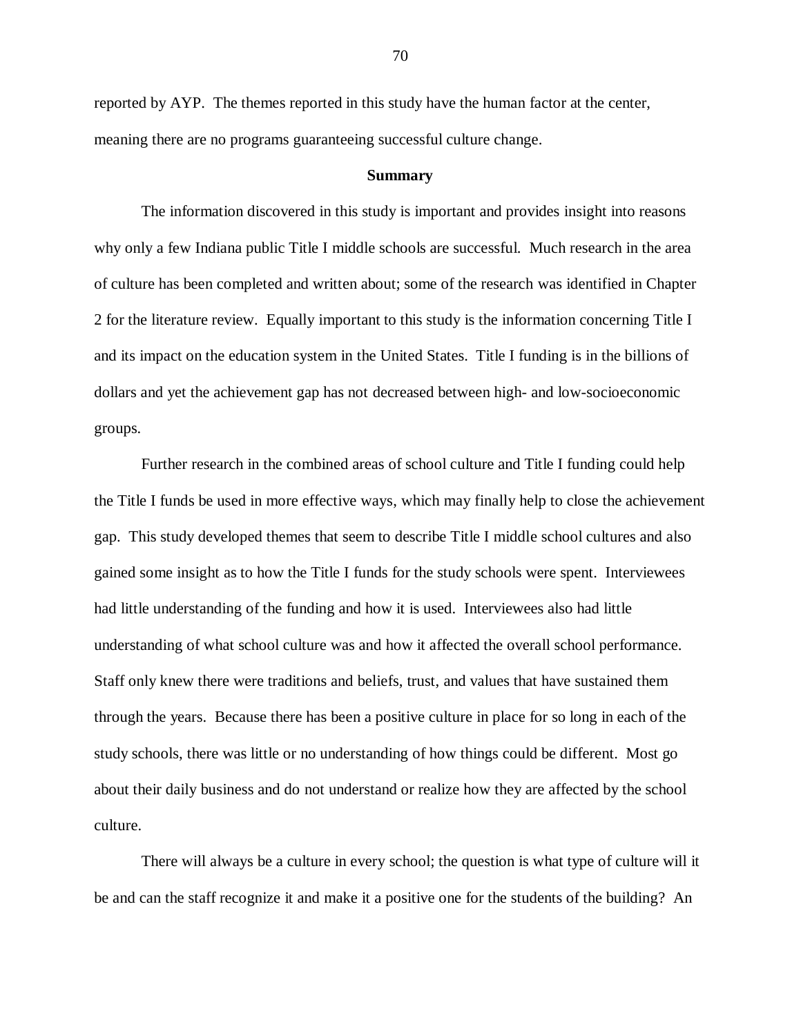reported by AYP. The themes reported in this study have the human factor at the center, meaning there are no programs guaranteeing successful culture change.

## Summary

The information discovered in this study is important and provides insight into reasons why only a few Indiana public Title I middle schools are successful. Much research in the area of culture has been completed and written about; some of the research was identified in Chapter 2 for the literature review. Equally important to this study is the information concerning Title I and its impact on the education system in the United States. Title I funding is in the billions of dollars and yet the achievement gap has not decreased between high- and low-socioeconomic groups.

Further research in the combined areas of school culture and Title I funding could help the Title I funds be used in more effective ways, which may finally help to close the achievement gap. This study developed themes that seem to describe Title I middle school cultures and also gained some insight as to how the Title I funds for the study schools were spent. Interviewees had little understanding of the funding and how it is used. Interviewees also had little understanding of what school culture was and how it affected the overall school performance. Staff only knew there were traditions and beliefs, trust, and values that have sustained them through the years. Because there has been a positive culture in place for so long in each of the study schools, there was little or no understanding of how things could be different. Most go about their daily business and do not understand or realize how they are affected by the school culture.

There will always be a culture in every school; the question is what type of culture will it be and can the staff recognize it and make it a positive one for the students of the building? An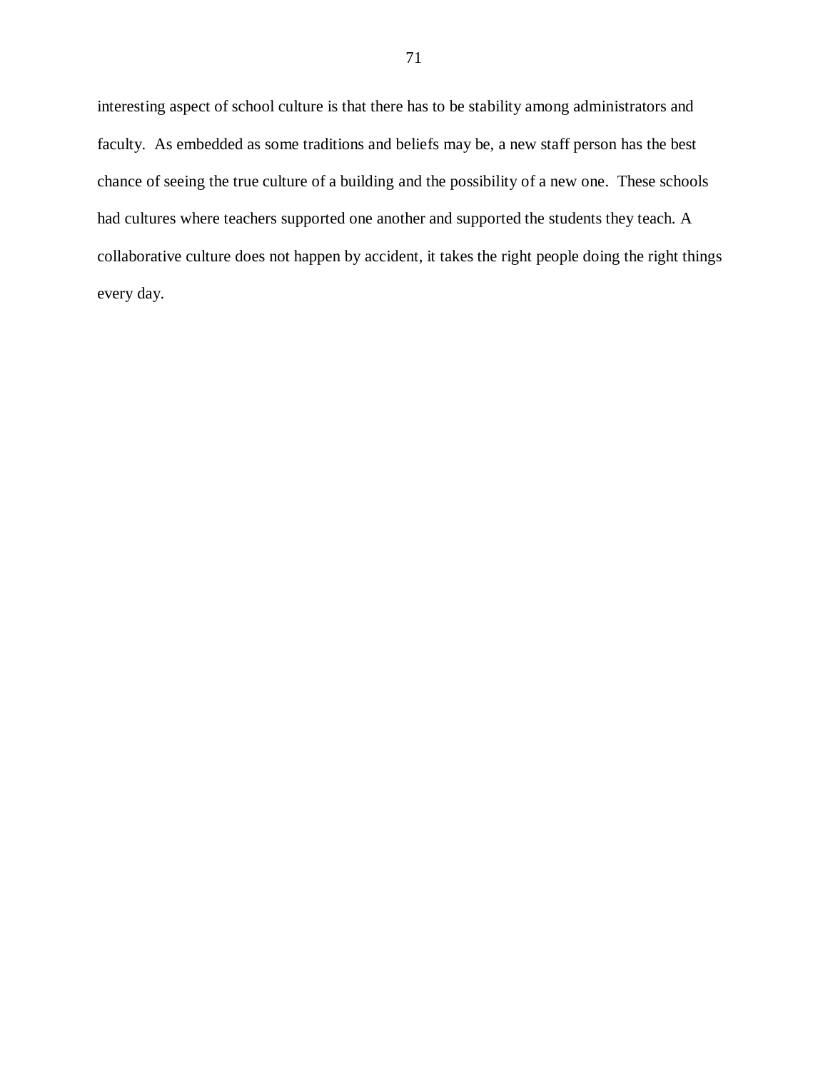interesting aspect of school culture is that there has to be stability among administrators and faculty. As embedded as some traditions and beliefs may be, a new staff person has the best chance of seeing the true culture of a building and the possibility of a new one. These schools had cultures where teachers supported one another and supported the students they teach. A collaborative culture does not happen by accident, it takes the right people doing the right things every day.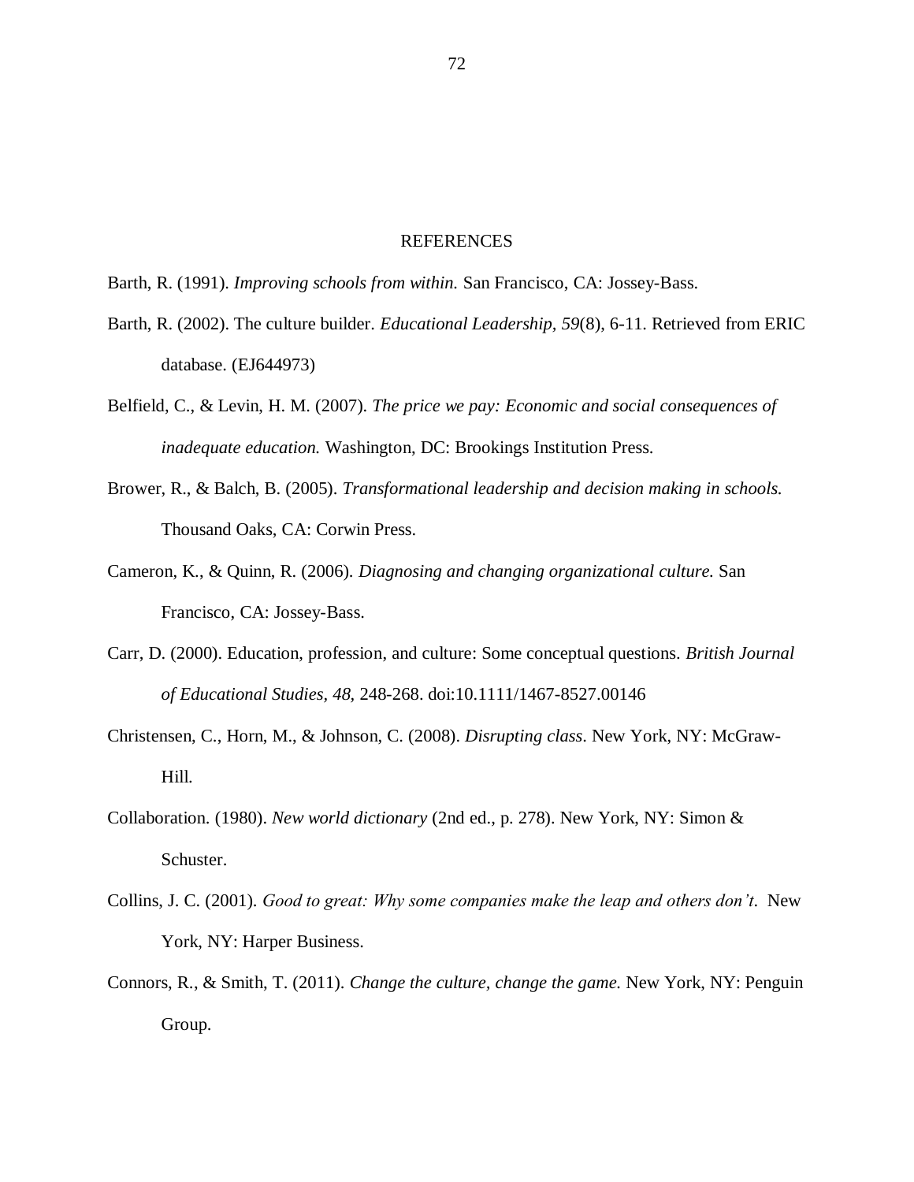# REFERENCES

Barth, R. (1991). *Improving schools from within.* San Francisco, CA: Jossey-Bass.

Barth, R. (2002). The culture builder. *Educational Leadership, 59*(8), 6-11. Retrieved from ERIC database. (EJ644973)

Belfield, C., & Levin, H. M. (2007). *The price we pay: Economic and social consequences of inadequate education.* Washington, DC: Brookings Institution Press.

Brower, R., & Balch, B. (2005). *Transformational leadership and decision making in schools.* Thousand Oaks, CA: Corwin Press.

Cameron, K., & Quinn, R. (2006). *Diagnosing and changing organizational culture.* San Francisco, CA: Jossey-Bass.

Carr, D. (2000). Education, profession, and culture: Some conceptual questions. *British Journal of Educational Studies, 48,* 248-268. doi:10.1111/1467-8527.00146

Christensen, C., Horn, M., & Johnson, C. (2008). *Disrupting class*. New York, NY: McGraw-Hill.

Collaboration. (1980). *New world dictionary* (2nd ed., p. 278). New York, NY: Simon & Schuster.

Collins, J. C. (2001). *Good to great: Why some companies make the leap and others don't*. New York, NY: Harper Business.

Connors, R., & Smith, T. (2011). *Change the culture, change the game.* New York, NY: Penguin Group.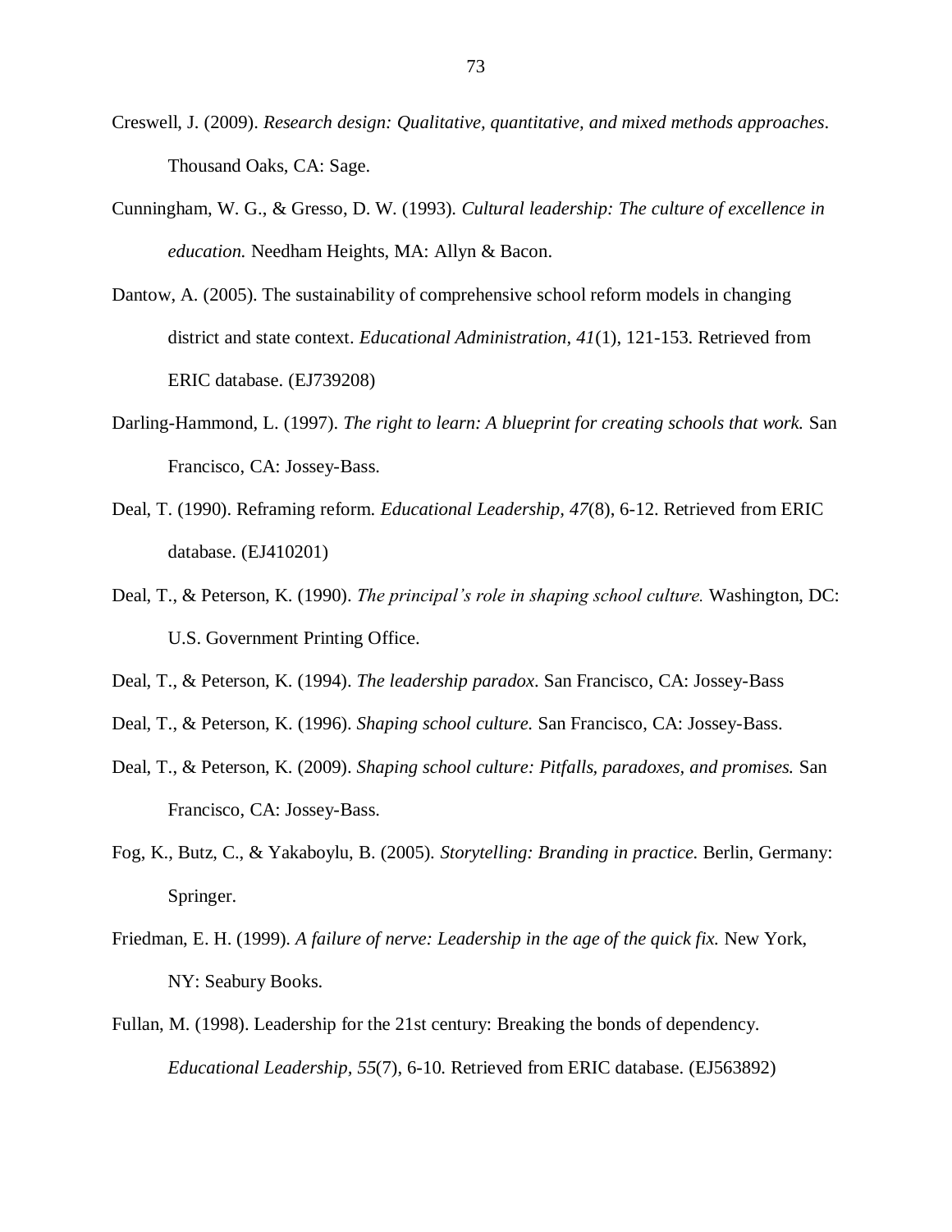Creswell, J. (2009). *Research design: Qualitative, quantitative, and mixed methods approaches*. Thousand Oaks, CA: Sage.

Cunningham, W. G., & Gresso, D. W. (1993). *Cultural leadership: The culture of excellence in education.* Needham Heights, MA: Allyn & Bacon.

Dantow, A. (2005). The sustainability of comprehensive school reform models in changing district and state context. *Educational Administration, 41*(1), 121-153. Retrieved from ERIC database. (EJ739208)

Darling-Hammond, L. (1997). *The right to learn: A blueprint for creating schools that work.* San Francisco, CA: Jossey-Bass.

Deal, T. (1990). Reframing reform. *Educational Leadership, 47*(8), 6-12. Retrieved from ERIC database. (EJ410201)

Deal, T., & Peterson, K. (1990). *The principal's role in shaping school culture.* Washington, DC: U.S. Government Printing Office.

Deal, T., & Peterson, K. (1994). *The leadership paradox*. San Francisco, CA: Jossey-Bass

Deal, T., & Peterson, K. (1996). *Shaping school culture.* San Francisco, CA: Jossey-Bass.

Deal, T., & Peterson, K. (2009). *Shaping school culture: Pitfalls, paradoxes, and promises.* San Francisco, CA: Jossey-Bass.

Fog, K., Butz, C., & Yakaboylu, B. (2005). *Storytelling: Branding in practice.* Berlin, Germany: Springer.

Friedman, E. H. (1999). *A failure of nerve: Leadership in the age of the quick fix.* New York, NY: Seabury Books.

Fullan, M. (1998). Leadership for the 21st century: Breaking the bonds of dependency. *Educational Leadership, 55*(7), 6-10. Retrieved from ERIC database. (EJ563892)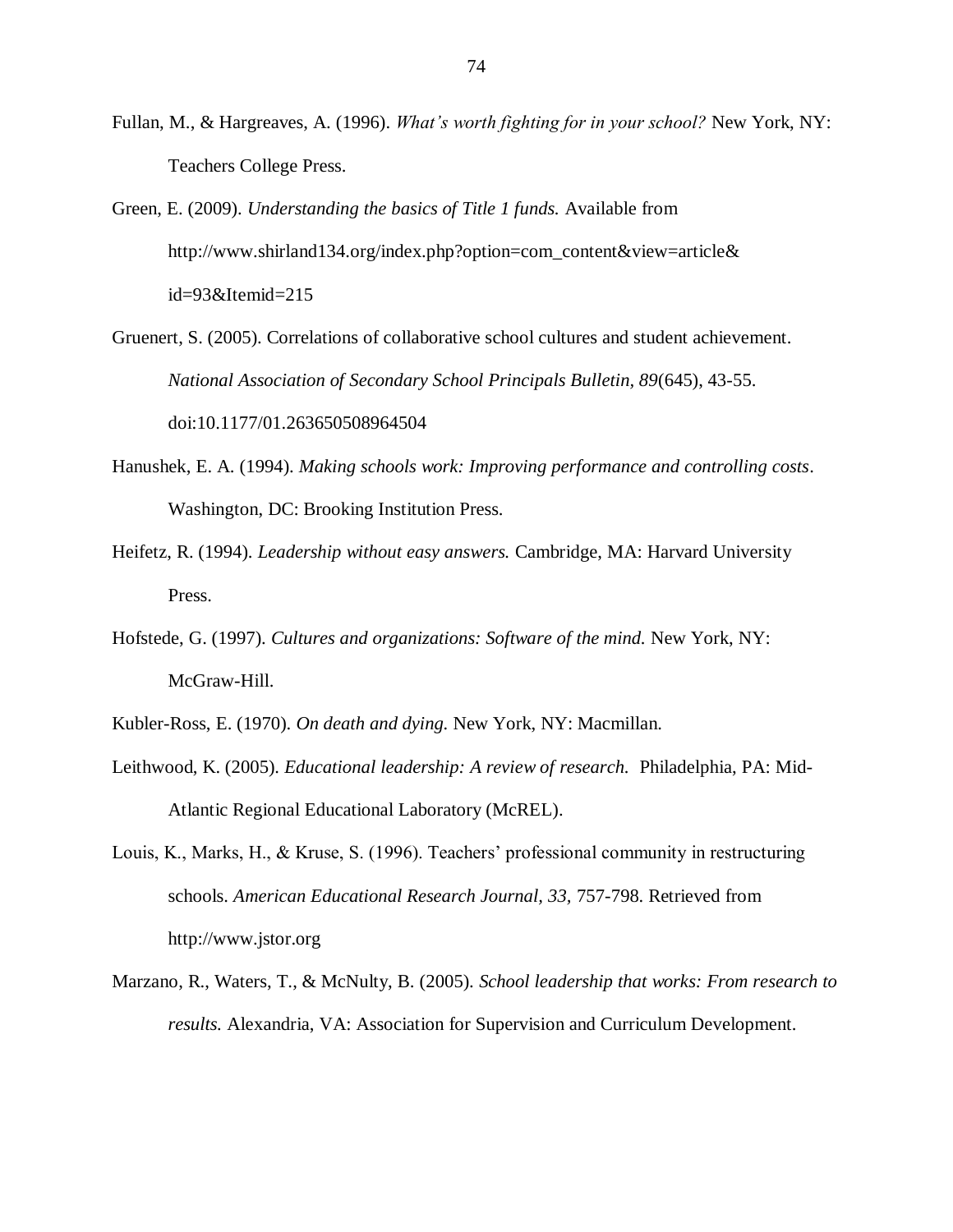Fullan, M., & Hargreaves, A. (1996). *What's worth fighting for in your school?* New York, NY: Teachers College Press.

Green, E. (2009). *Understanding the basics of Title 1 funds.* Available from http://www.shirland134.org/index.php?option=com_content&view=article&id=93&Itemid=215

Gruenert, S. (2005). Correlations of collaborative school cultures and student achievement. *National Association of Secondary School Principals Bulletin, 89*(645), 43-55. doi:10.1177/01.263650508964504

Hanushek, E. A. (1994). *Making schools work: Improving performance and controlling costs*. Washington, DC: Brooking Institution Press.

Heifetz, R. (1994). *Leadership without easy answers.* Cambridge, MA: Harvard University Press.

Hofstede, G. (1997). *Cultures and organizations: Software of the mind.* New York, NY: McGraw-Hill.

Kubler-Ross, E. (1970). *On death and dying.* New York, NY: Macmillan.

Leithwood, K. (2005). *Educational leadership: A review of research.* Philadelphia, PA: Mid-Atlantic Regional Educational Laboratory (McREL).

Louis, K., Marks, H., & Kruse, S. (1996). Teachers' professional community in restructuring schools. *American Educational Research Journal, 33,* 757-798. Retrieved from http://www.jstor.org

Marzano, R., Waters, T., & McNulty, B. (2005). *School leadership that works: From research to results.* Alexandria, VA: Association for Supervision and Curriculum Development.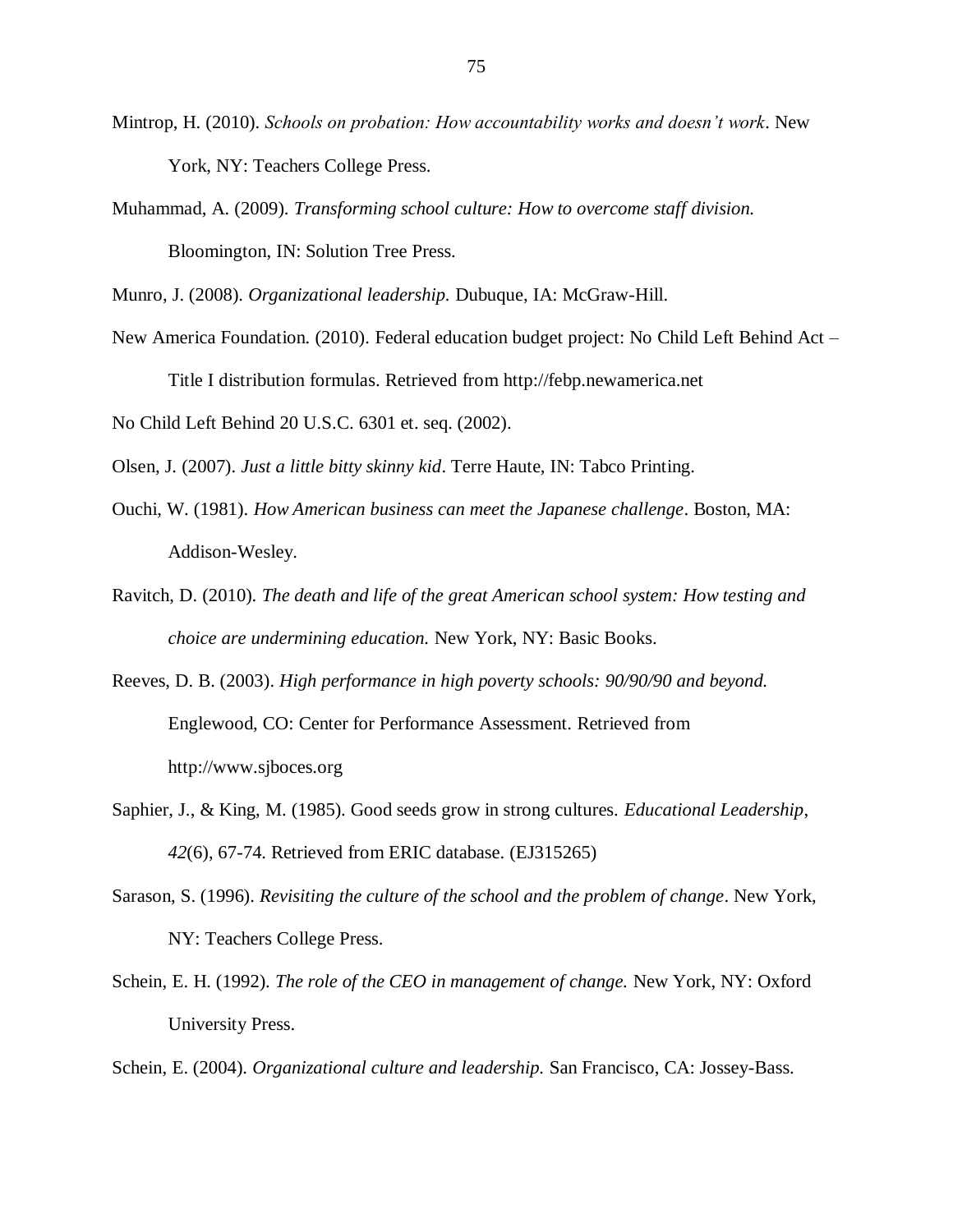Mintrop, H. (2010). *Schools on probation: How accountability works and doesn't work*. New York, NY: Teachers College Press.

Muhammad, A. (2009). *Transforming school culture: How to overcome staff division.* Bloomington, IN: Solution Tree Press.

Munro, J. (2008). *Organizational leadership.* Dubuque, IA: McGraw-Hill.

New America Foundation. (2010). Federal education budget project: No Child Left Behind Act – Title I distribution formulas. Retrieved from http://febp.newamerica.net

No Child Left Behind 20 U.S.C. 6301 et. seq. (2002).

Olsen, J. (2007). *Just a little bitty skinny kid*. Terre Haute, IN: Tabco Printing.

Ouchi, W. (1981). *How American business can meet the Japanese challenge*. Boston, MA: Addison-Wesley.

Ravitch, D. (2010). *The death and life of the great American school system: How testing and choice are undermining education.* New York, NY: Basic Books.

Reeves, D. B. (2003). *High performance in high poverty schools: 90/90/90 and beyond.* Englewood, CO: Center for Performance Assessment. Retrieved from http://www.sjboces.org

Saphier, J., & King, M. (1985). Good seeds grow in strong cultures. *Educational Leadership*, *42*(6), 67-74. Retrieved from ERIC database. (EJ315265)

Sarason, S. (1996). *Revisiting the culture of the school and the problem of change*. New York, NY: Teachers College Press.

Schein, E. H. (1992). *The role of the CEO in management of change.* New York, NY: Oxford University Press.

Schein, E. (2004). *Organizational culture and leadership.* San Francisco, CA: Jossey-Bass.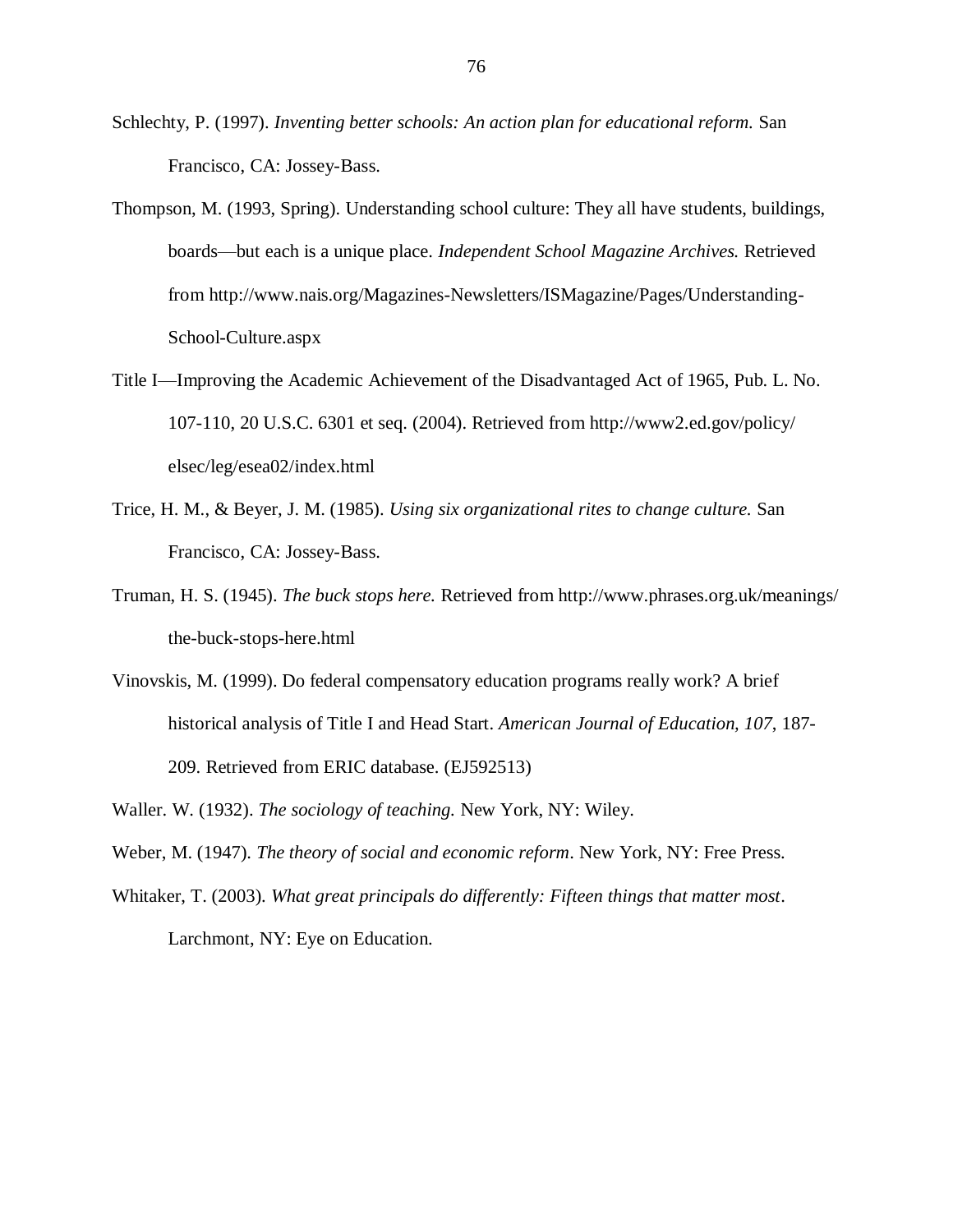Schlechty, P. (1997). *Inventing better schools: An action plan for educational reform.* San Francisco, CA: Jossey-Bass.

Thompson, M. (1993, Spring). Understanding school culture: They all have students, buildings, boards—but each is a unique place. *Independent School Magazine Archives.* Retrieved from http://www.nais.org/Magazines-Newsletters/ISMagazine/Pages/Understanding-School-Culture.aspx

Title I—Improving the Academic Achievement of the Disadvantaged Act of 1965, Pub. L. No. 107-110, 20 U.S.C. 6301 et seq. (2004). Retrieved from http://www2.ed.gov/policy/elsec/leg/esea02/index.html

Trice, H. M., & Beyer, J. M. (1985). *Using six organizational rites to change culture.* San Francisco, CA: Jossey-Bass.

Truman, H. S. (1945). *The buck stops here.* Retrieved from http://www.phrases.org.uk/meanings/the-buck-stops-here.html

Vinovskis, M. (1999). Do federal compensatory education programs really work? A brief historical analysis of Title I and Head Start. *American Journal of Education, 107*, 187-209. Retrieved from ERIC database. (EJ592513)

Waller. W. (1932). *The sociology of teaching.* New York, NY: Wiley.

Weber, M. (1947). *The theory of social and economic reform*. New York, NY: Free Press.

Whitaker, T. (2003). *What great principals do differently: Fifteen things that matter most*. Larchmont, NY: Eye on Education.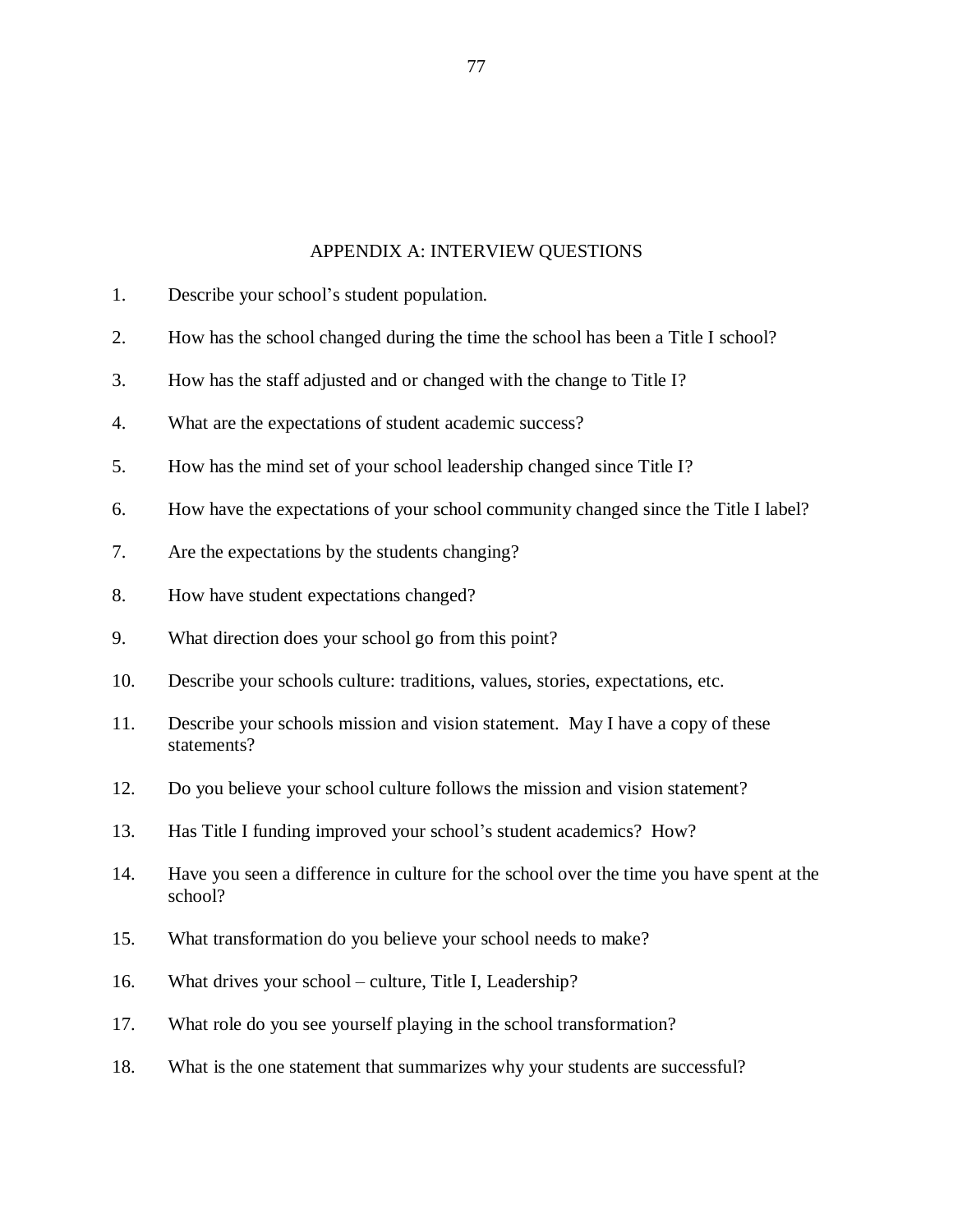## APPENDIX A: INTERVIEW QUESTIONS

1. Describe your school's student population.
2. How has the school changed during the time the school has been a Title I school?
3. How has the staff adjusted and or changed with the change to Title I?
4. What are the expectations of student academic success?
5. How has the mind set of your school leadership changed since Title I?
6. How have the expectations of your school community changed since the Title I label?
7. Are the expectations by the students changing?
8. How have student expectations changed?
9. What direction does your school go from this point?
10. Describe your schools culture: traditions, values, stories, expectations, etc.
11. Describe your schools mission and vision statement. May I have a copy of these statements?
12. Do you believe your school culture follows the mission and vision statement?
13. Has Title I funding improved your school's student academics? How?
14. Have you seen a difference in culture for the school over the time you have spent at the school?
15. What transformation do you believe your school needs to make?
16. What drives your school – culture, Title I, Leadership?
17. What role do you see yourself playing in the school transformation?
18. What is the one statement that summarizes why your students are successful?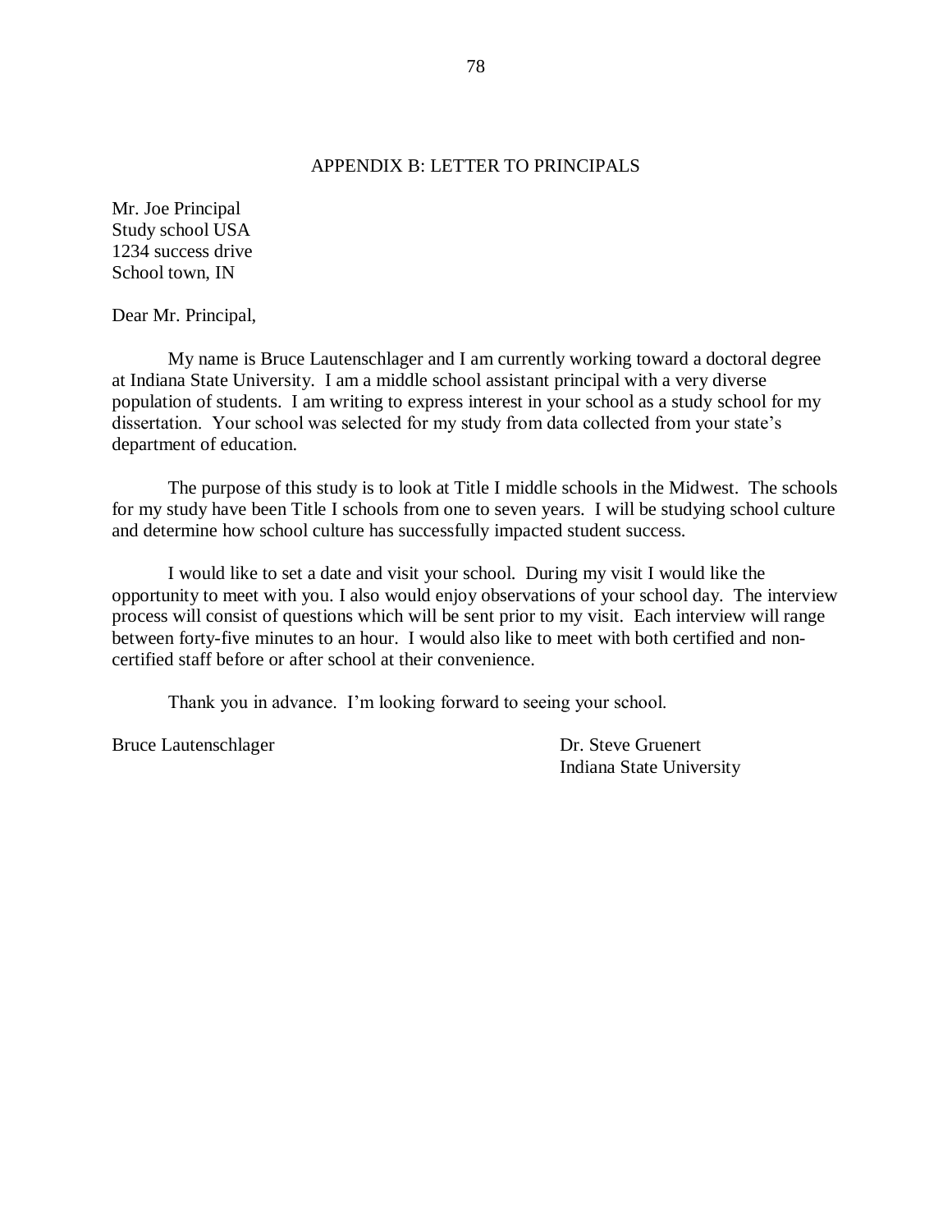## APPENDIX B: LETTER TO PRINCIPALS

Mr. Joe Principal
Study school USA
1234 success drive
School town, IN

Dear Mr. Principal,

My name is Bruce Lautenschlager and I am currently working toward a doctoral degree at Indiana State University. I am a middle school assistant principal with a very diverse population of students. I am writing to express interest in your school as a study school for my dissertation. Your school was selected for my study from data collected from your state's department of education.

The purpose of this study is to look at Title I middle schools in the Midwest. The schools for my study have been Title I schools from one to seven years. I will be studying school culture and determine how school culture has successfully impacted student success.

I would like to set a date and visit your school. During my visit I would like the opportunity to meet with you. I also would enjoy observations of your school day. The interview process will consist of questions which will be sent prior to my visit. Each interview will range between forty-five minutes to an hour. I would also like to meet with both certified and non-certified staff before or after school at their convenience.

Thank you in advance. I'm looking forward to seeing your school.

Bruce Lautenschlager

Dr. Steve Gruenert
Indiana State University